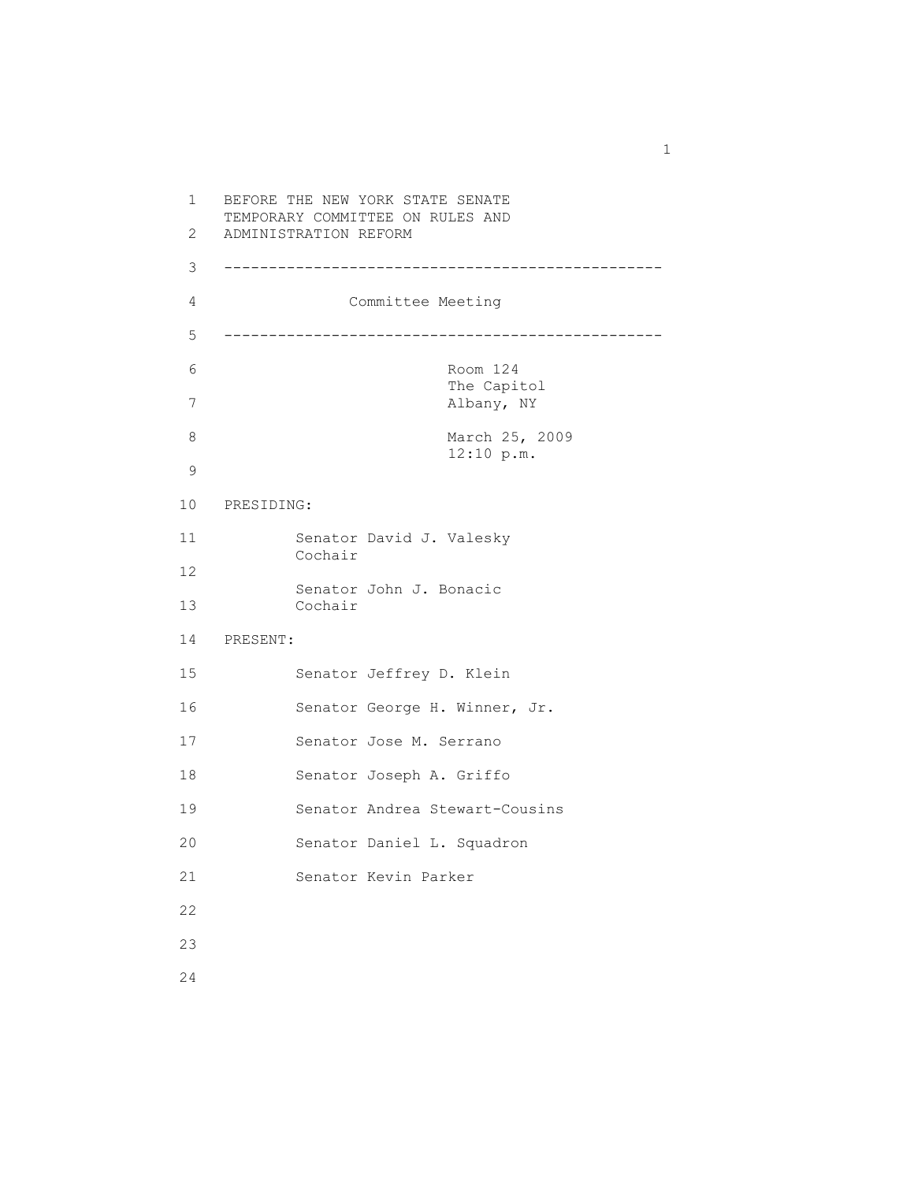BEFORE THE NEW YORK STATE SENATE
TEMPORARY COMMITTEE ON RULES AND
ADMINISTRATION REFORM

---

Committee Meeting

---

Room 124
The Capitol
Albany, NY

March 25, 2009
12:10 p.m.

PRESIDING:

Senator David J. Valesky
Cochair

Senator John J. Bonacic
Cochair

PRESENT:

Senator Jeffrey D. Klein

Senator George H. Winner, Jr.

Senator Jose M. Serrano

Senator Joseph A. Griffo

Senator Andrea Stewart-Cousins

Senator Daniel L. Squadron

Senator Kevin Parker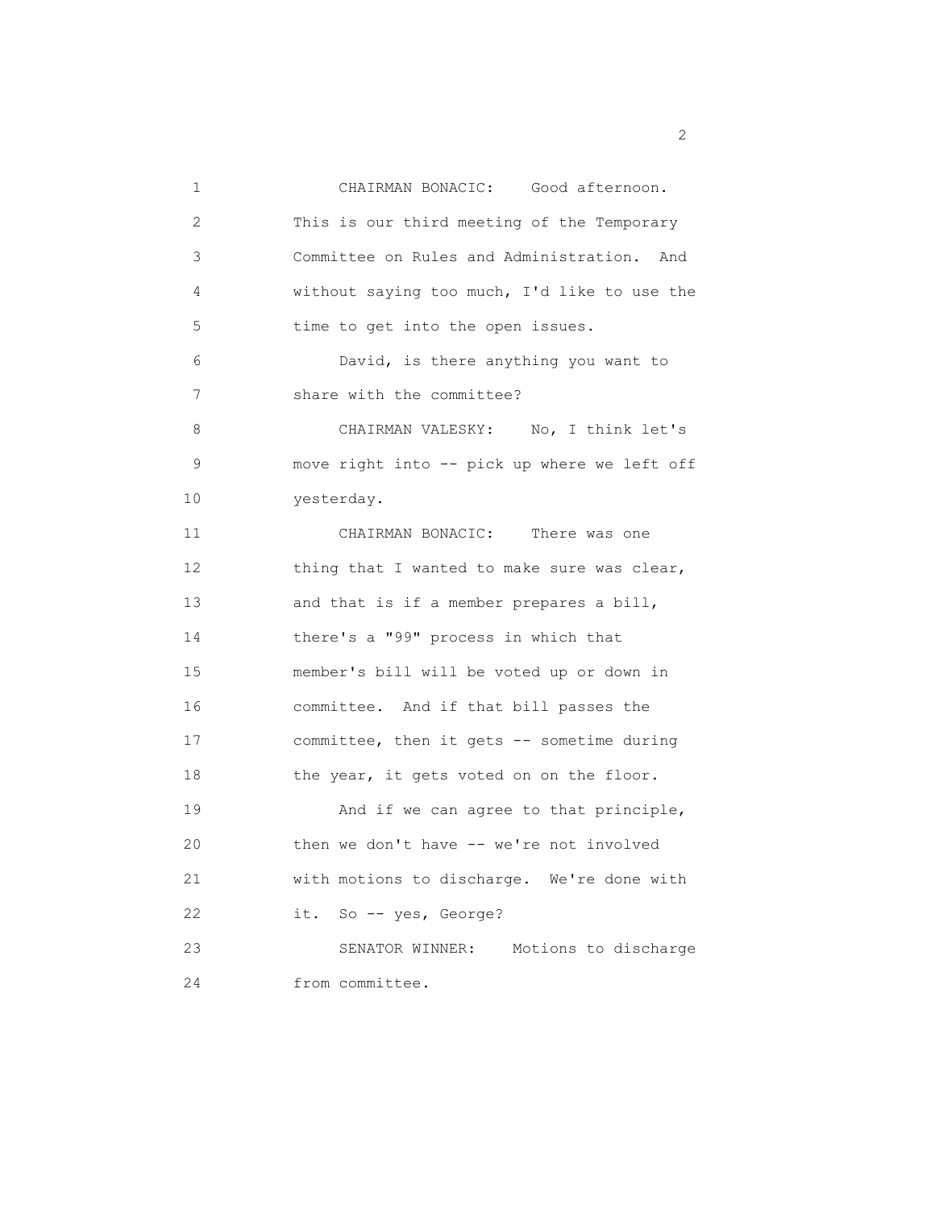CHAIRMAN BONACIC: Good afternoon. This is our third meeting of the Temporary Committee on Rules and Administration. And without saying too much, I'd like to use the time to get into the open issues.

David, is there anything you want to share with the committee?

CHAIRMAN VALESKY: No, I think let's move right into -- pick up where we left off yesterday.

CHAIRMAN BONACIC: There was one thing that I wanted to make sure was clear, and that is if a member prepares a bill, there's a "99" process in which that member's bill will be voted up or down in committee. And if that bill passes the committee, then it gets -- sometime during the year, it gets voted on on the floor.

And if we can agree to that principle, then we don't have -- we're not involved with motions to discharge. We're done with it. So -- yes, George?

SENATOR WINNER: Motions to discharge from committee.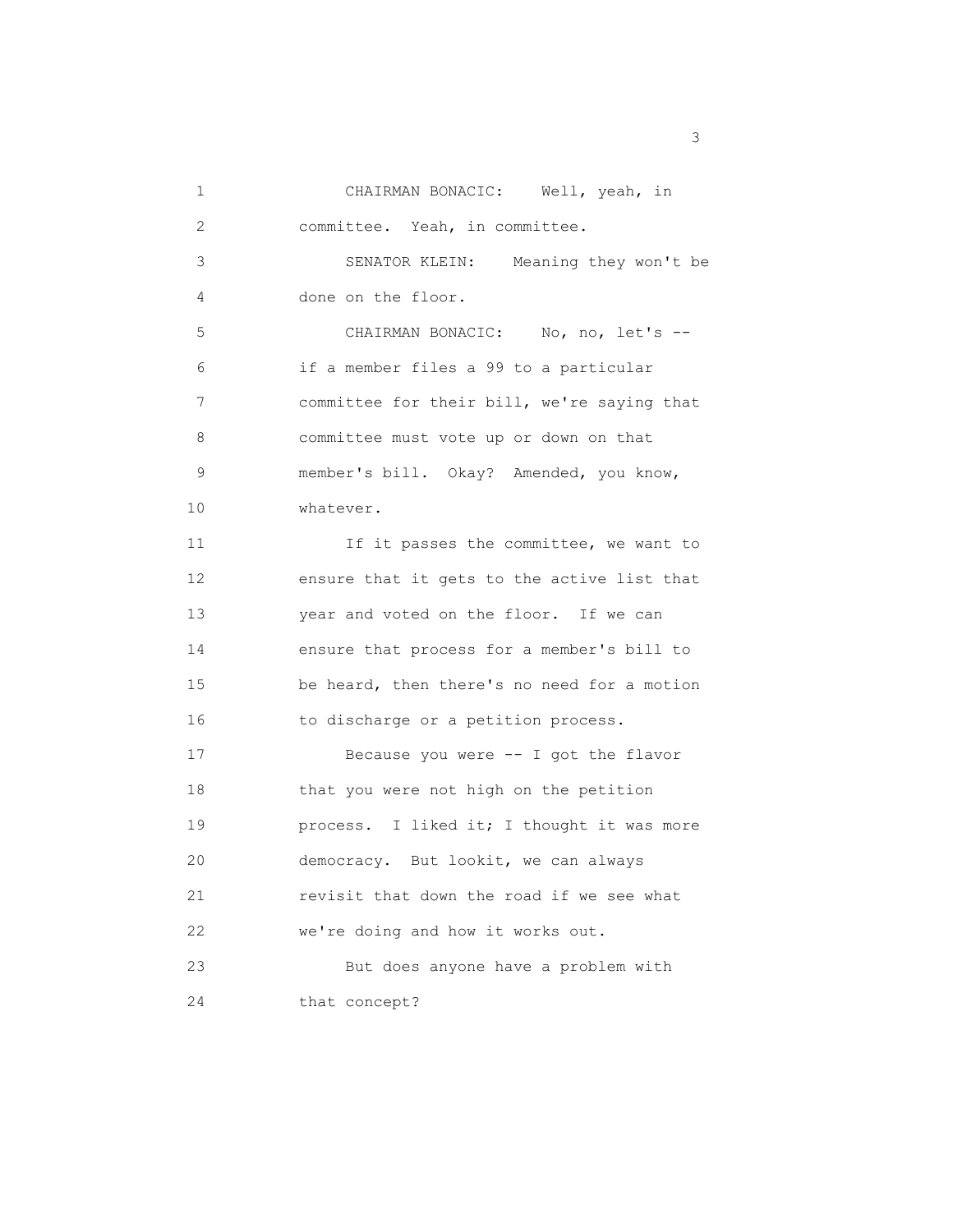CHAIRMAN BONACIC: Well, yeah, in committee. Yeah, in committee.

SENATOR KLEIN: Meaning they won't be done on the floor.

CHAIRMAN BONACIC: No, no, let's -- if a member files a 99 to a particular committee for their bill, we're saying that committee must vote up or down on that member's bill. Okay? Amended, you know, whatever.

If it passes the committee, we want to ensure that it gets to the active list that year and voted on the floor. If we can ensure that process for a member's bill to be heard, then there's no need for a motion to discharge or a petition process.

Because you were -- I got the flavor that you were not high on the petition process. I liked it; I thought it was more democracy. But lookit, we can always revisit that down the road if we see what we're doing and how it works out.

But does anyone have a problem with that concept?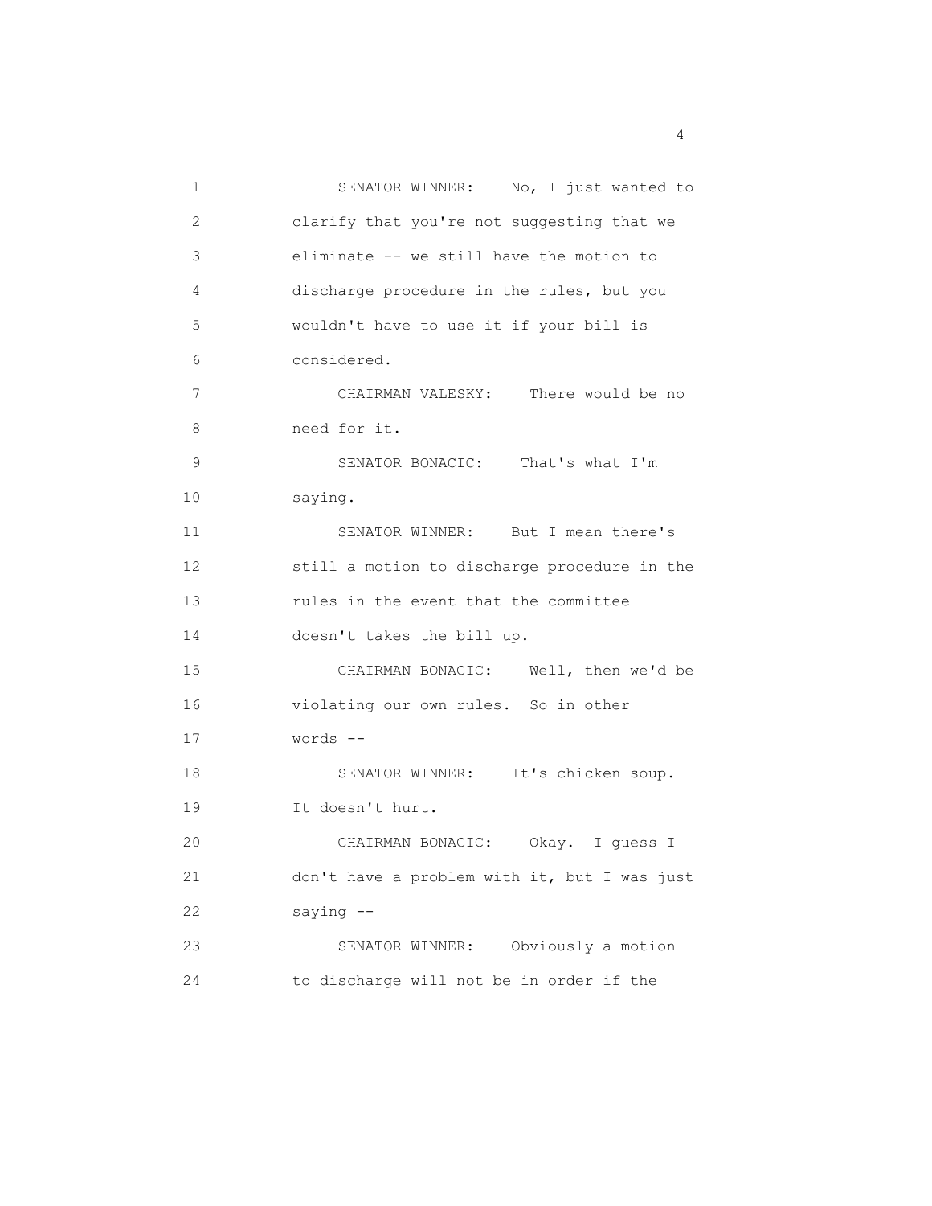SENATOR WINNER: No, I just wanted to clarify that you're not suggesting that we eliminate -- we still have the motion to discharge procedure in the rules, but you wouldn't have to use it if your bill is considered.

CHAIRMAN VALESKY: There would be no need for it.

SENATOR BONACIC: That's what I'm saying.

SENATOR WINNER: But I mean there's still a motion to discharge procedure in the rules in the event that the committee doesn't takes the bill up.

CHAIRMAN BONACIC: Well, then we'd be violating our own rules. So in other words --

SENATOR WINNER: It's chicken soup. It doesn't hurt.

CHAIRMAN BONACIC: Okay. I guess I don't have a problem with it, but I was just saying --

SENATOR WINNER: Obviously a motion to discharge will not be in order if the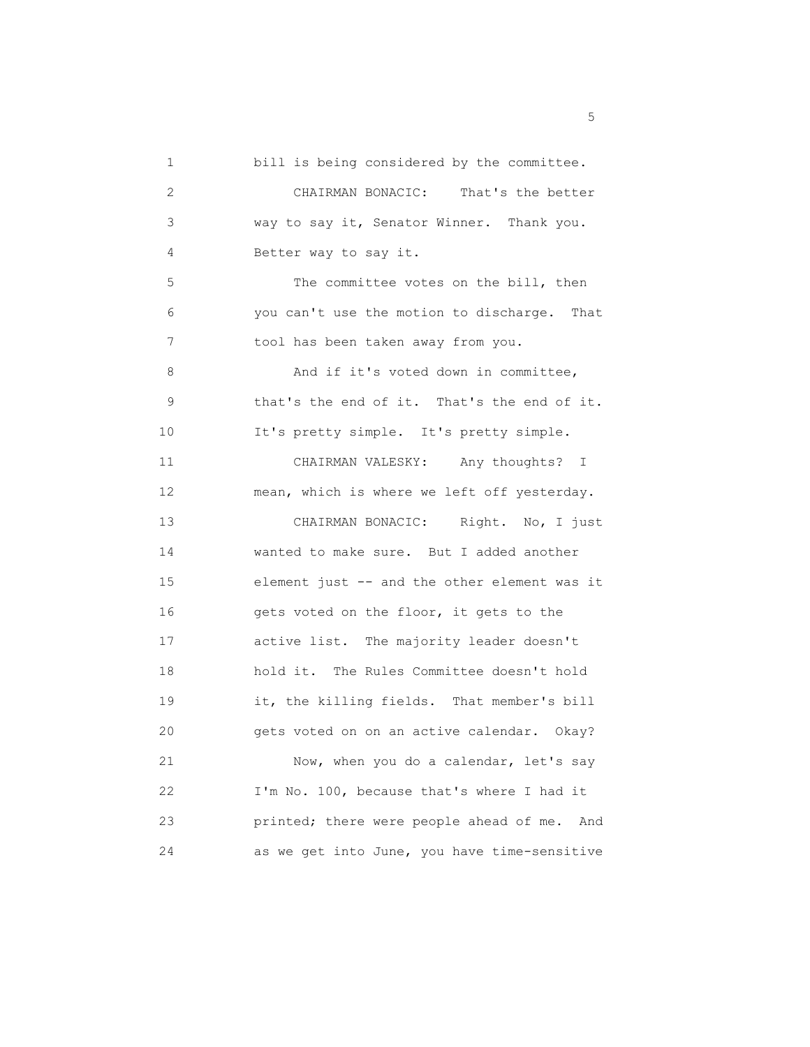bill is being considered by the committee.

CHAIRMAN BONACIC: That's the better way to say it, Senator Winner. Thank you. Better way to say it.

The committee votes on the bill, then you can't use the motion to discharge. That tool has been taken away from you.

And if it's voted down in committee, that's the end of it. That's the end of it. It's pretty simple. It's pretty simple.

CHAIRMAN VALESKY: Any thoughts? I mean, which is where we left off yesterday.

CHAIRMAN BONACIC: Right. No, I just wanted to make sure. But I added another element just -- and the other element was it gets voted on the floor, it gets to the active list. The majority leader doesn't hold it. The Rules Committee doesn't hold it, the killing fields. That member's bill gets voted on on an active calendar. Okay?

Now, when you do a calendar, let's say I'm No. 100, because that's where I had it printed; there were people ahead of me. And as we get into June, you have time-sensitive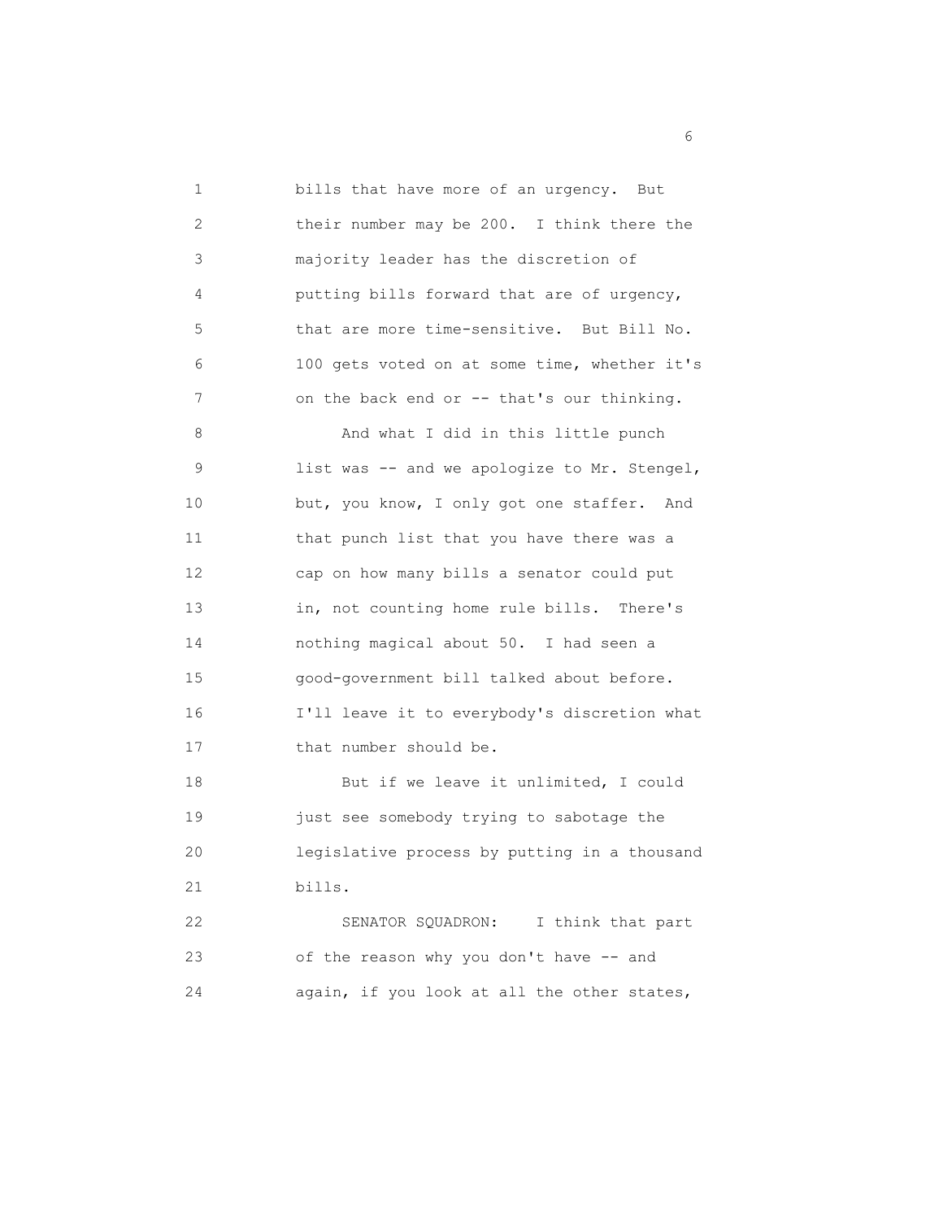bills that have more of an urgency. But their number may be 200. I think there the majority leader has the discretion of putting bills forward that are of urgency, that are more time-sensitive. But Bill No. 100 gets voted on at some time, whether it's on the back end or -- that's our thinking.

And what I did in this little punch list was -- and we apologize to Mr. Stengel, but, you know, I only got one staffer. And that punch list that you have there was a cap on how many bills a senator could put in, not counting home rule bills. There's nothing magical about 50. I had seen a good-government bill talked about before. I'll leave it to everybody's discretion what that number should be.

But if we leave it unlimited, I could just see somebody trying to sabotage the legislative process by putting in a thousand bills.

SENATOR SQUADRON: I think that part of the reason why you don't have -- and again, if you look at all the other states,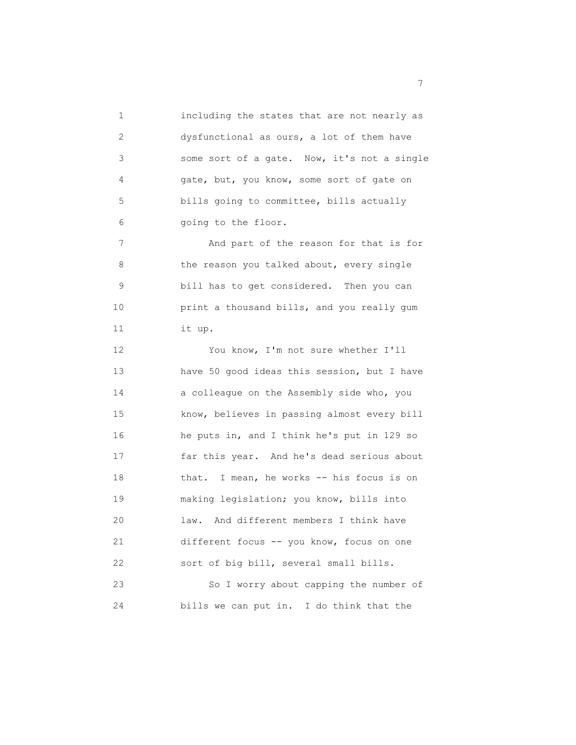including the states that are not nearly as dysfunctional as ours, a lot of them have some sort of a gate. Now, it's not a single gate, but, you know, some sort of gate on bills going to committee, bills actually going to the floor.

And part of the reason for that is for the reason you talked about, every single bill has to get considered. Then you can print a thousand bills, and you really gum it up.

You know, I'm not sure whether I'll have 50 good ideas this session, but I have a colleague on the Assembly side who, you know, believes in passing almost every bill he puts in, and I think he's put in 129 so far this year. And he's dead serious about that. I mean, he works -- his focus is on making legislation; you know, bills into law. And different members I think have different focus -- you know, focus on one sort of big bill, several small bills.

So I worry about capping the number of bills we can put in. I do think that the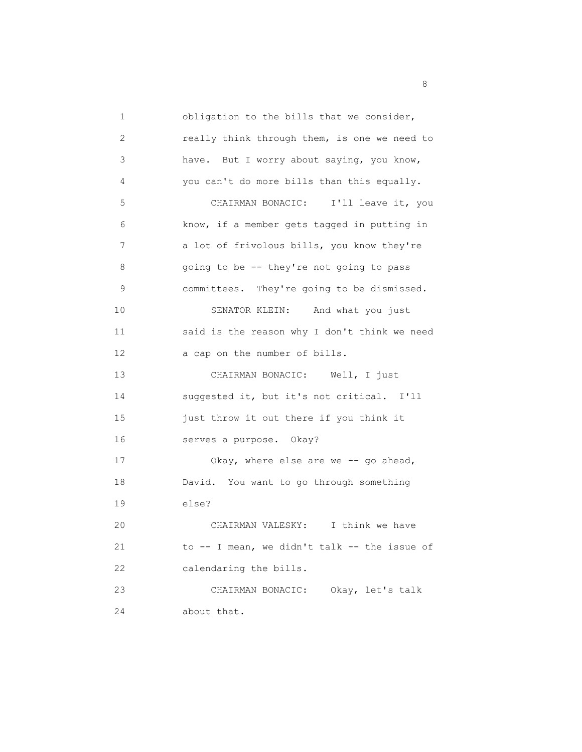obligation to the bills that we consider, really think through them, is one we need to have. But I worry about saying, you know, you can't do more bills than this equally.

CHAIRMAN BONACIC: I'll leave it, you know, if a member gets tagged in putting in a lot of frivolous bills, you know they're going to be -- they're not going to pass committees. They're going to be dismissed.

SENATOR KLEIN: And what you just said is the reason why I don't think we need a cap on the number of bills.

CHAIRMAN BONACIC: Well, I just suggested it, but it's not critical. I'll just throw it out there if you think it serves a purpose. Okay?

Okay, where else are we -- go ahead, David. You want to go through something else?

CHAIRMAN VALESKY: I think we have to -- I mean, we didn't talk -- the issue of calendaring the bills.

CHAIRMAN BONACIC: Okay, let's talk about that.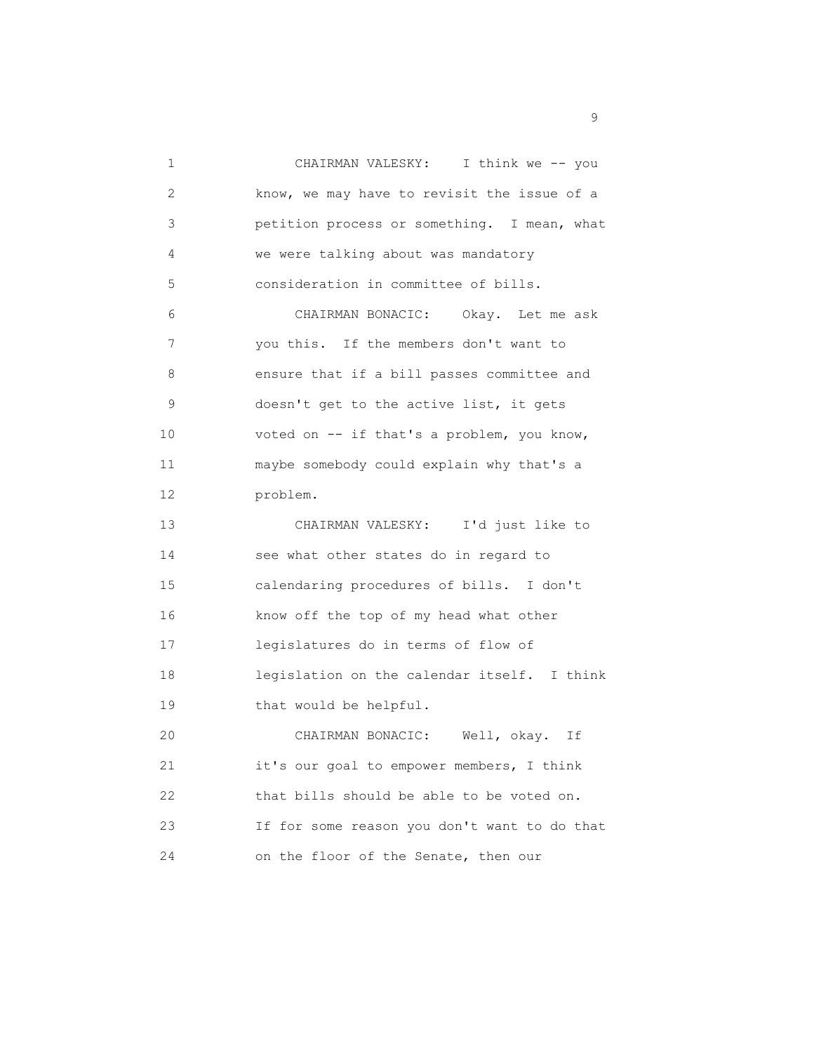CHAIRMAN VALESKY: I think we -- you know, we may have to revisit the issue of a petition process or something. I mean, what we were talking about was mandatory consideration in committee of bills.

CHAIRMAN BONACIC: Okay. Let me ask you this. If the members don't want to ensure that if a bill passes committee and doesn't get to the active list, it gets voted on -- if that's a problem, you know, maybe somebody could explain why that's a problem.

CHAIRMAN VALESKY: I'd just like to see what other states do in regard to calendaring procedures of bills. I don't know off the top of my head what other legislatures do in terms of flow of legislation on the calendar itself. I think that would be helpful.

CHAIRMAN BONACIC: Well, okay. If it's our goal to empower members, I think that bills should be able to be voted on. If for some reason you don't want to do that on the floor of the Senate, then our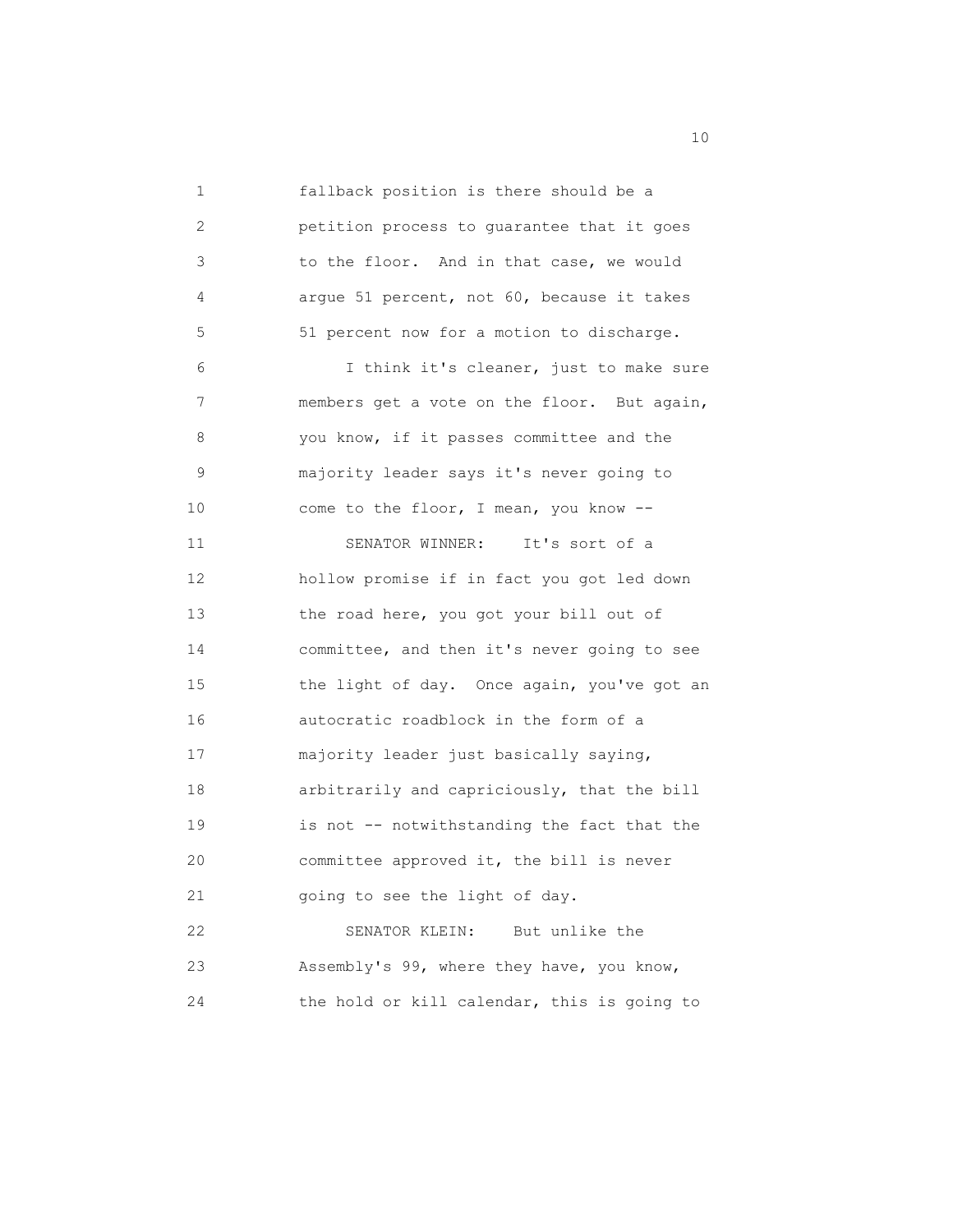fallback position is there should be a petition process to guarantee that it goes to the floor. And in that case, we would argue 51 percent, not 60, because it takes 51 percent now for a motion to discharge.

I think it's cleaner, just to make sure members get a vote on the floor. But again, you know, if it passes committee and the majority leader says it's never going to come to the floor, I mean, you know --

SENATOR WINNER: It's sort of a hollow promise if in fact you got led down the road here, you got your bill out of committee, and then it's never going to see the light of day. Once again, you've got an autocratic roadblock in the form of a majority leader just basically saying, arbitrarily and capriciously, that the bill is not -- notwithstanding the fact that the committee approved it, the bill is never going to see the light of day.

SENATOR KLEIN: But unlike the Assembly's 99, where they have, you know, the hold or kill calendar, this is going to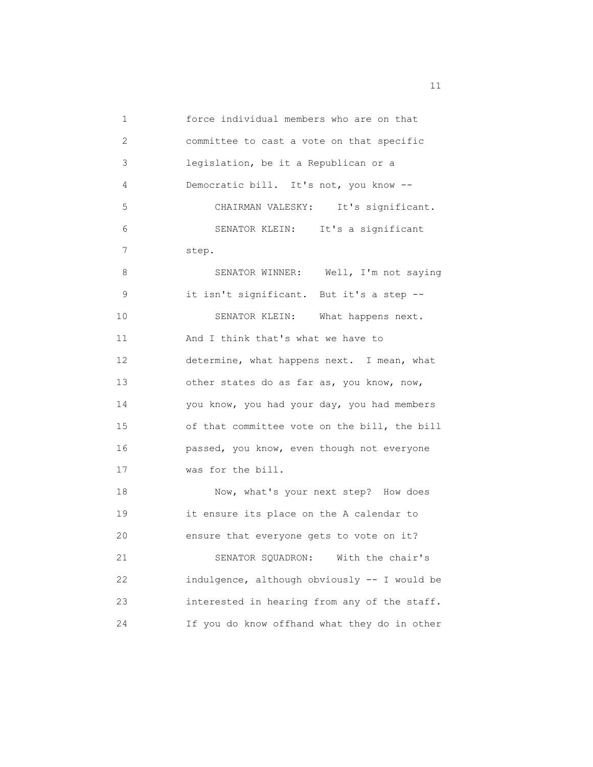force individual members who are on that committee to cast a vote on that specific legislation, be it a Republican or a Democratic bill. It's not, you know --

CHAIRMAN VALESKY: It's significant.

SENATOR KLEIN: It's a significant step.

SENATOR WINNER: Well, I'm not saying it isn't significant. But it's a step --

SENATOR KLEIN: What happens next. And I think that's what we have to determine, what happens next. I mean, what other states do as far as, you know, now, you know, you had your day, you had members of that committee vote on the bill, the bill passed, you know, even though not everyone was for the bill.

Now, what's your next step? How does it ensure its place on the A calendar to ensure that everyone gets to vote on it?

SENATOR SQUADRON: With the chair's indulgence, although obviously -- I would be interested in hearing from any of the staff. If you do know offhand what they do in other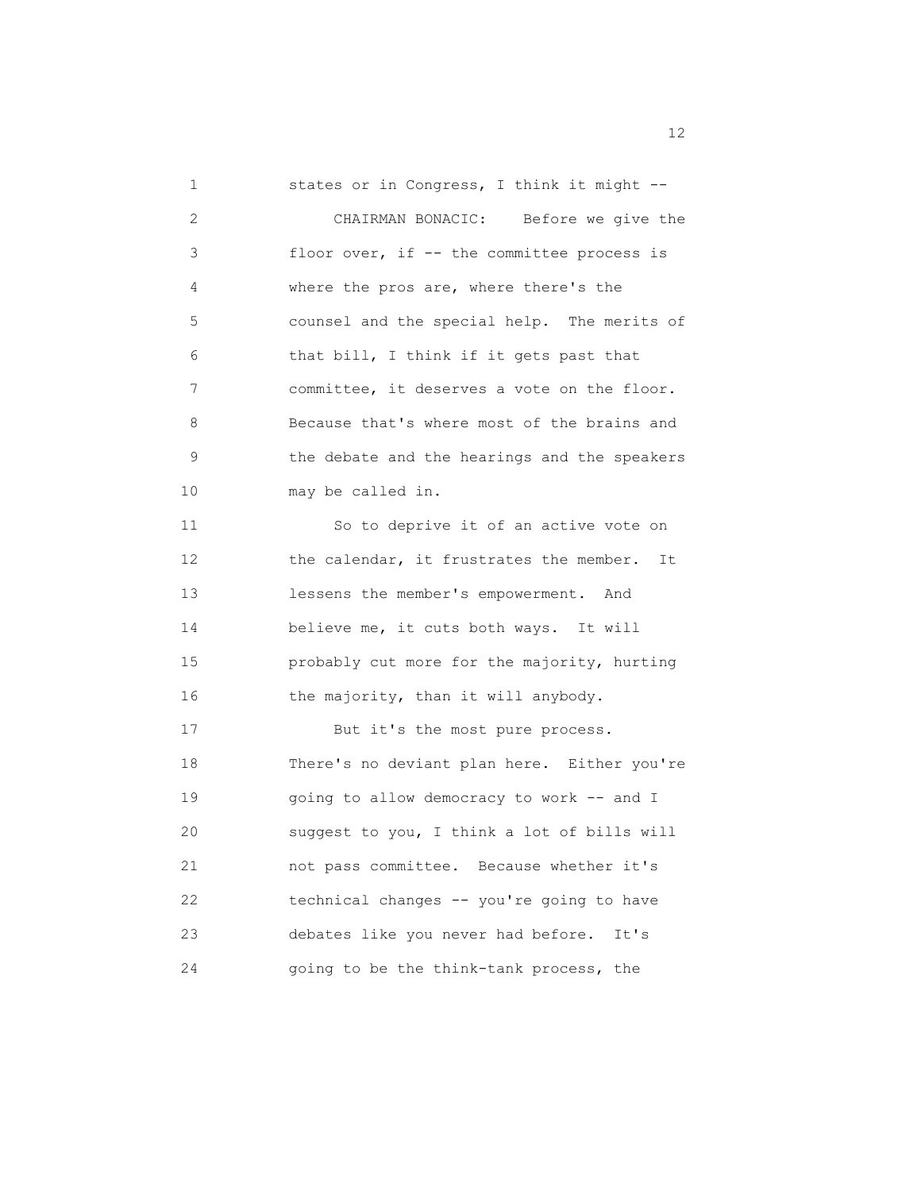states or in Congress, I think it might --

CHAIRMAN BONACIC: Before we give the floor over, if -- the committee process is where the pros are, where there's the counsel and the special help. The merits of that bill, I think if it gets past that committee, it deserves a vote on the floor. Because that's where most of the brains and the debate and the hearings and the speakers may be called in.

So to deprive it of an active vote on the calendar, it frustrates the member. It lessens the member's empowerment. And believe me, it cuts both ways. It will probably cut more for the majority, hurting the majority, than it will anybody.

But it's the most pure process. There's no deviant plan here. Either you're going to allow democracy to work -- and I suggest to you, I think a lot of bills will not pass committee. Because whether it's technical changes -- you're going to have debates like you never had before. It's going to be the think-tank process, the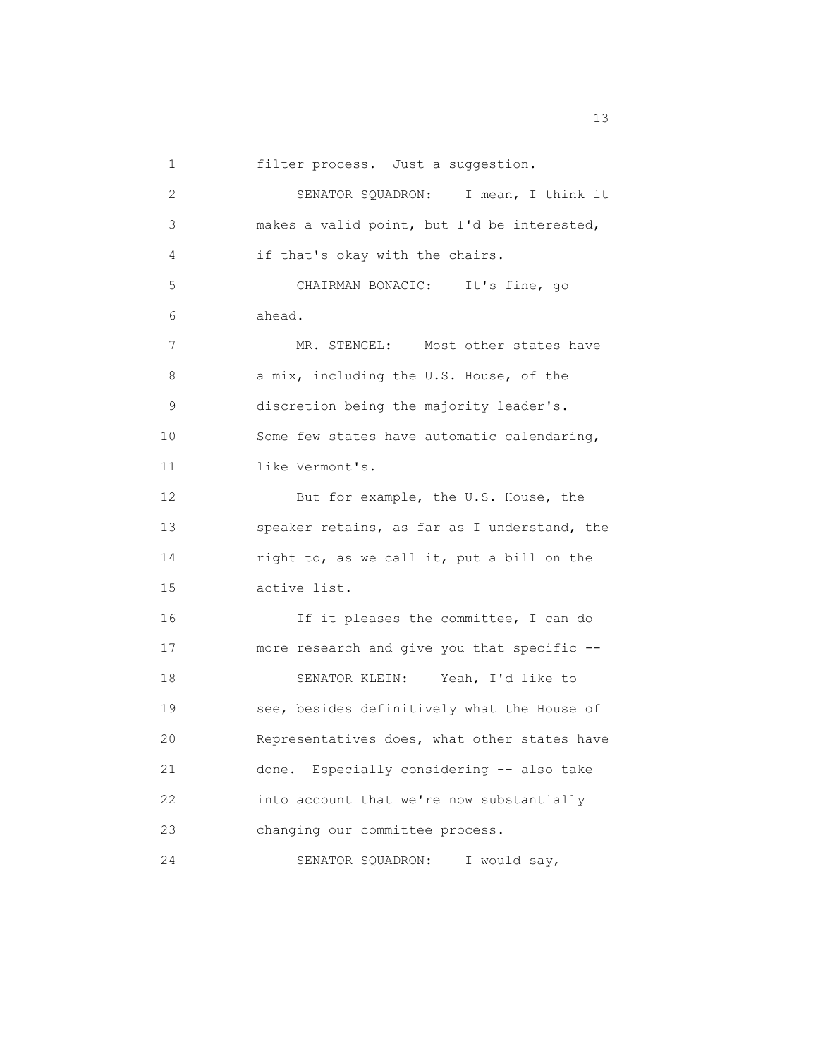filter process. Just a suggestion.

SENATOR SQUADRON: I mean, I think it makes a valid point, but I'd be interested, if that's okay with the chairs.

CHAIRMAN BONACIC: It's fine, go ahead.

MR. STENGEL: Most other states have a mix, including the U.S. House, of the discretion being the majority leader's. Some few states have automatic calendaring, like Vermont's.

But for example, the U.S. House, the speaker retains, as far as I understand, the right to, as we call it, put a bill on the active list.

If it pleases the committee, I can do more research and give you that specific --

SENATOR KLEIN: Yeah, I'd like to see, besides definitively what the House of Representatives does, what other states have done. Especially considering -- also take into account that we're now substantially changing our committee process.

SENATOR SQUADRON: I would say,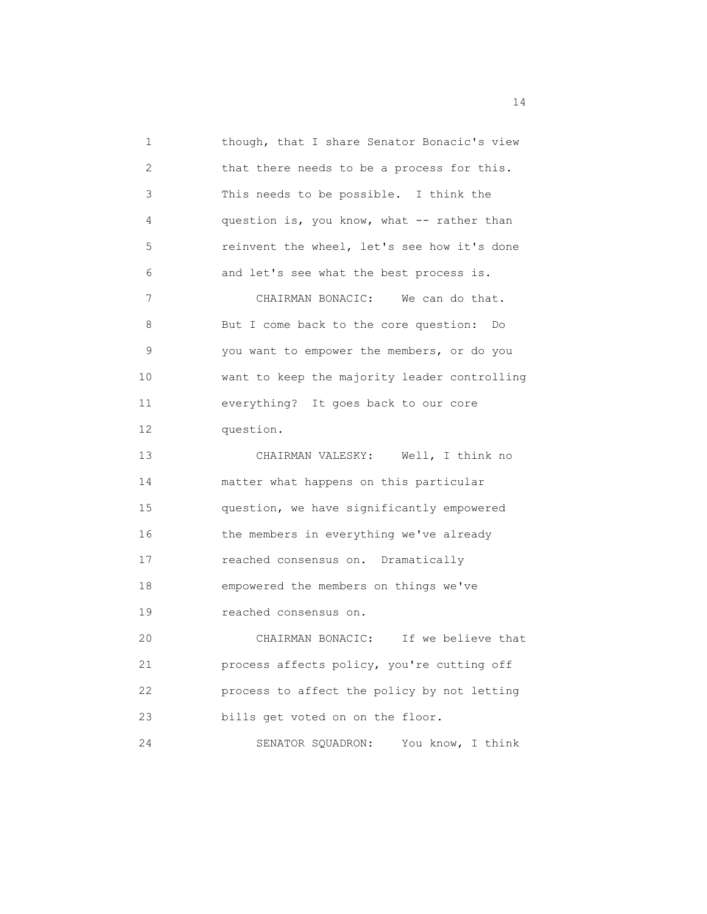though, that I share Senator Bonacic's view that there needs to be a process for this. This needs to be possible. I think the question is, you know, what -- rather than reinvent the wheel, let's see how it's done and let's see what the best process is.

CHAIRMAN BONACIC: We can do that. But I come back to the core question: Do you want to empower the members, or do you want to keep the majority leader controlling everything? It goes back to our core question.

CHAIRMAN VALESKY: Well, I think no matter what happens on this particular question, we have significantly empowered the members in everything we've already reached consensus on. Dramatically empowered the members on things we've reached consensus on.

CHAIRMAN BONACIC: If we believe that process affects policy, you're cutting off process to affect the policy by not letting bills get voted on on the floor.

SENATOR SQUADRON: You know, I think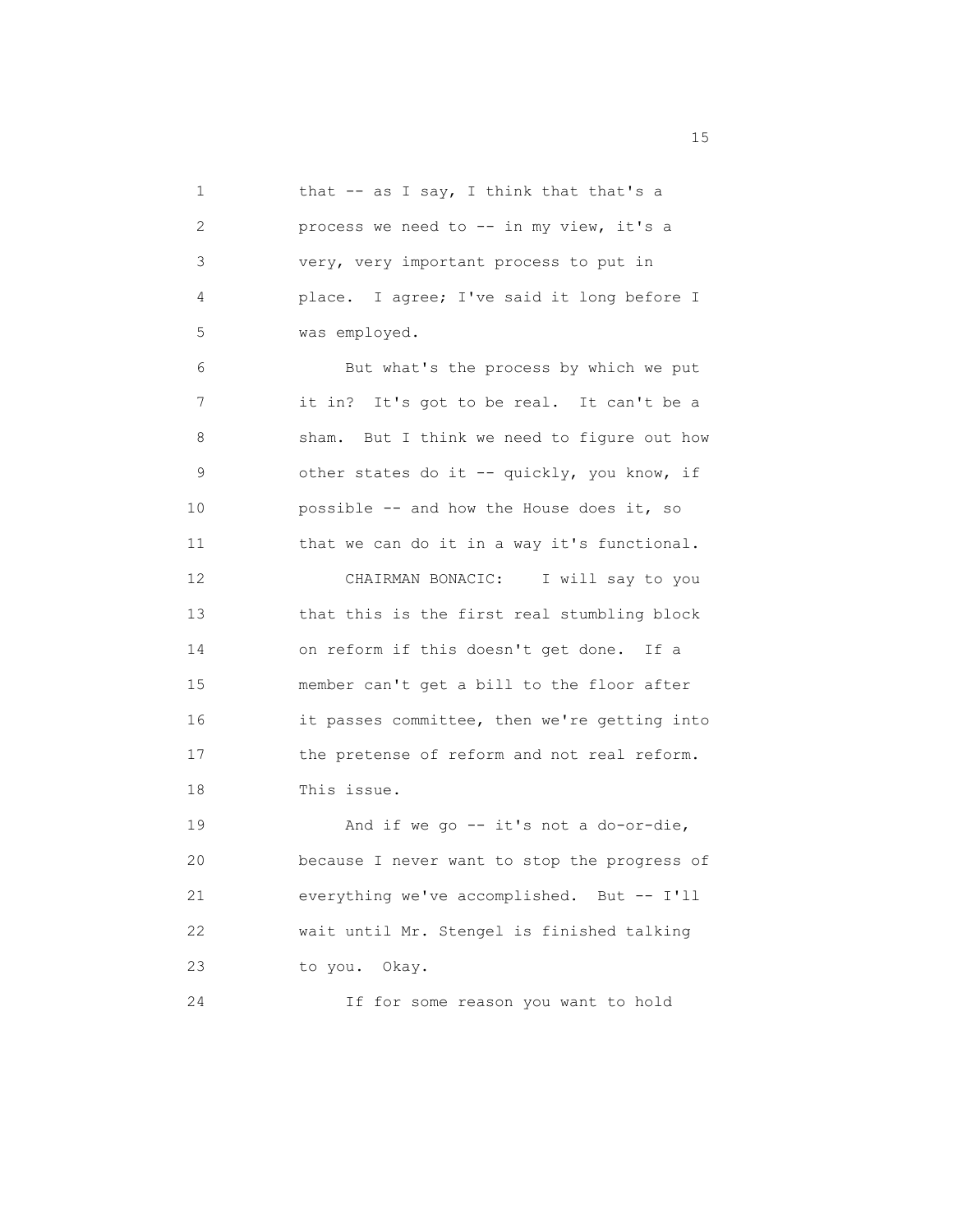that -- as I say, I think that that's a process we need to -- in my view, it's a very, very important process to put in place. I agree; I've said it long before I was employed.

But what's the process by which we put it in? It's got to be real. It can't be a sham. But I think we need to figure out how other states do it -- quickly, you know, if possible -- and how the House does it, so that we can do it in a way it's functional.

CHAIRMAN BONACIC: I will say to you that this is the first real stumbling block on reform if this doesn't get done. If a member can't get a bill to the floor after it passes committee, then we're getting into the pretense of reform and not real reform. This issue.

And if we go -- it's not a do-or-die, because I never want to stop the progress of everything we've accomplished. But -- I'll wait until Mr. Stengel is finished talking to you. Okay.

If for some reason you want to hold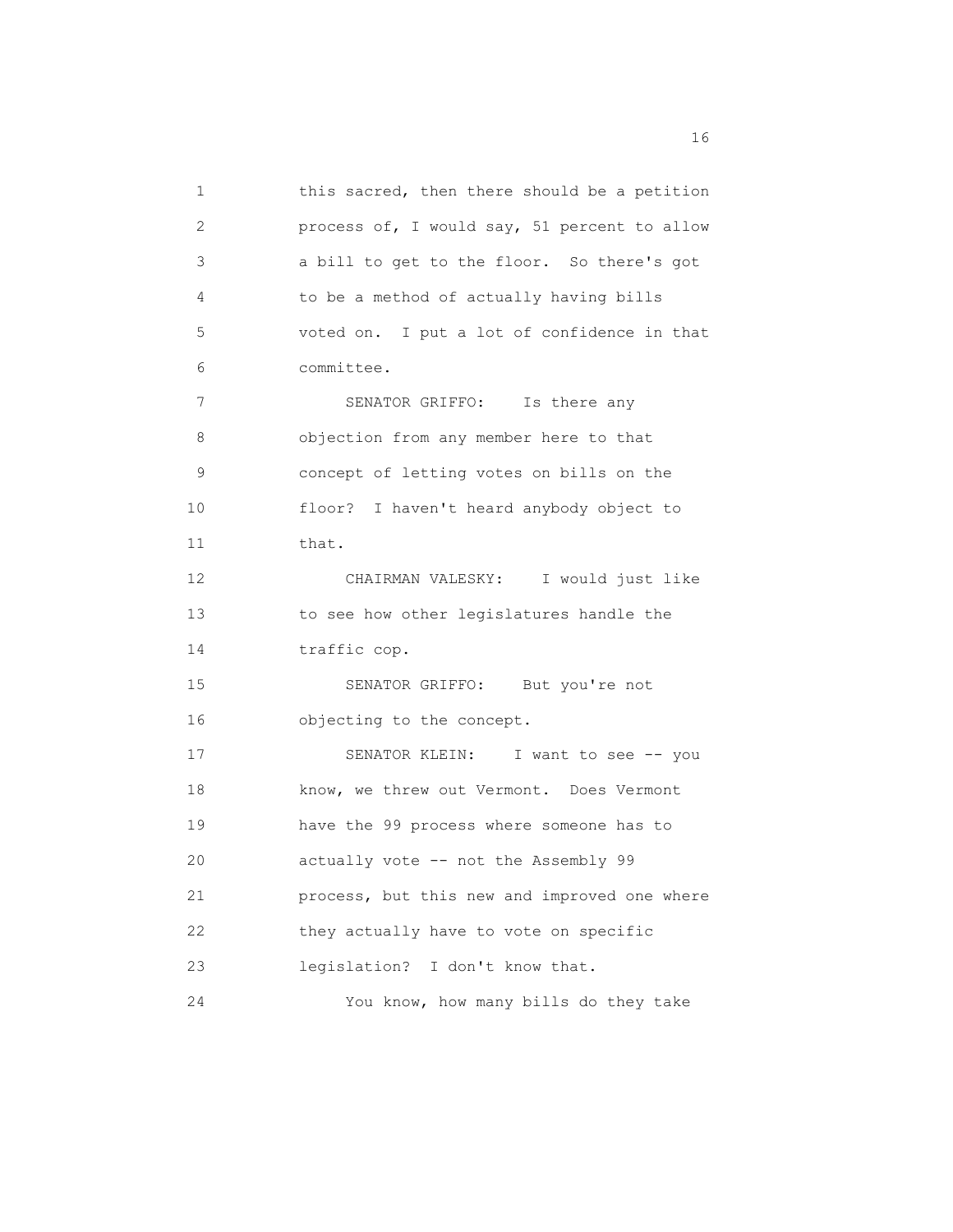this sacred, then there should be a petition process of, I would say, 51 percent to allow a bill to get to the floor. So there's got to be a method of actually having bills voted on. I put a lot of confidence in that committee.

SENATOR GRIFFO: Is there any objection from any member here to that concept of letting votes on bills on the floor? I haven't heard anybody object to that.

CHAIRMAN VALESKY: I would just like to see how other legislatures handle the traffic cop.

SENATOR GRIFFO: But you're not objecting to the concept.

SENATOR KLEIN: I want to see -- you know, we threw out Vermont. Does Vermont have the 99 process where someone has to actually vote -- not the Assembly 99 process, but this new and improved one where they actually have to vote on specific legislation? I don't know that.

You know, how many bills do they take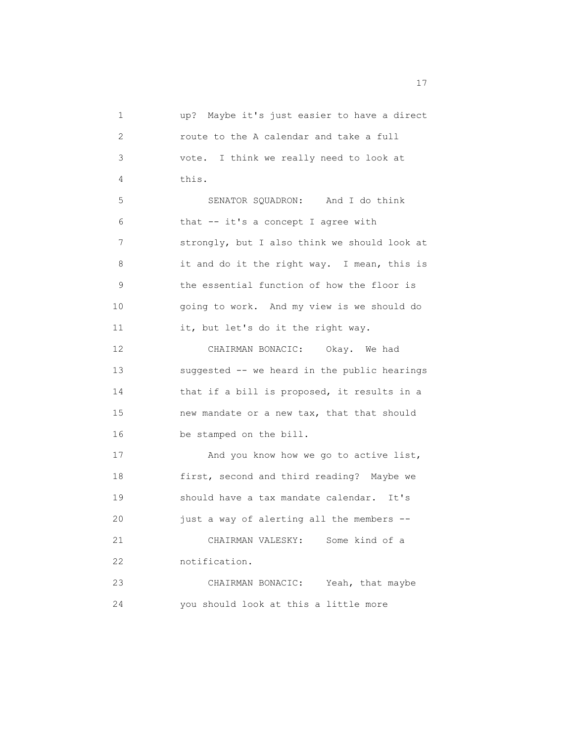up? Maybe it's just easier to have a direct route to the A calendar and take a full vote. I think we really need to look at this.

SENATOR SQUADRON: And I do think that -- it's a concept I agree with strongly, but I also think we should look at it and do it the right way. I mean, this is the essential function of how the floor is going to work. And my view is we should do it, but let's do it the right way.

CHAIRMAN BONACIC: Okay. We had suggested -- we heard in the public hearings that if a bill is proposed, it results in a new mandate or a new tax, that that should be stamped on the bill.

And you know how we go to active list, first, second and third reading? Maybe we should have a tax mandate calendar. It's just a way of alerting all the members --

CHAIRMAN VALESKY: Some kind of a notification.

CHAIRMAN BONACIC: Yeah, that maybe you should look at this a little more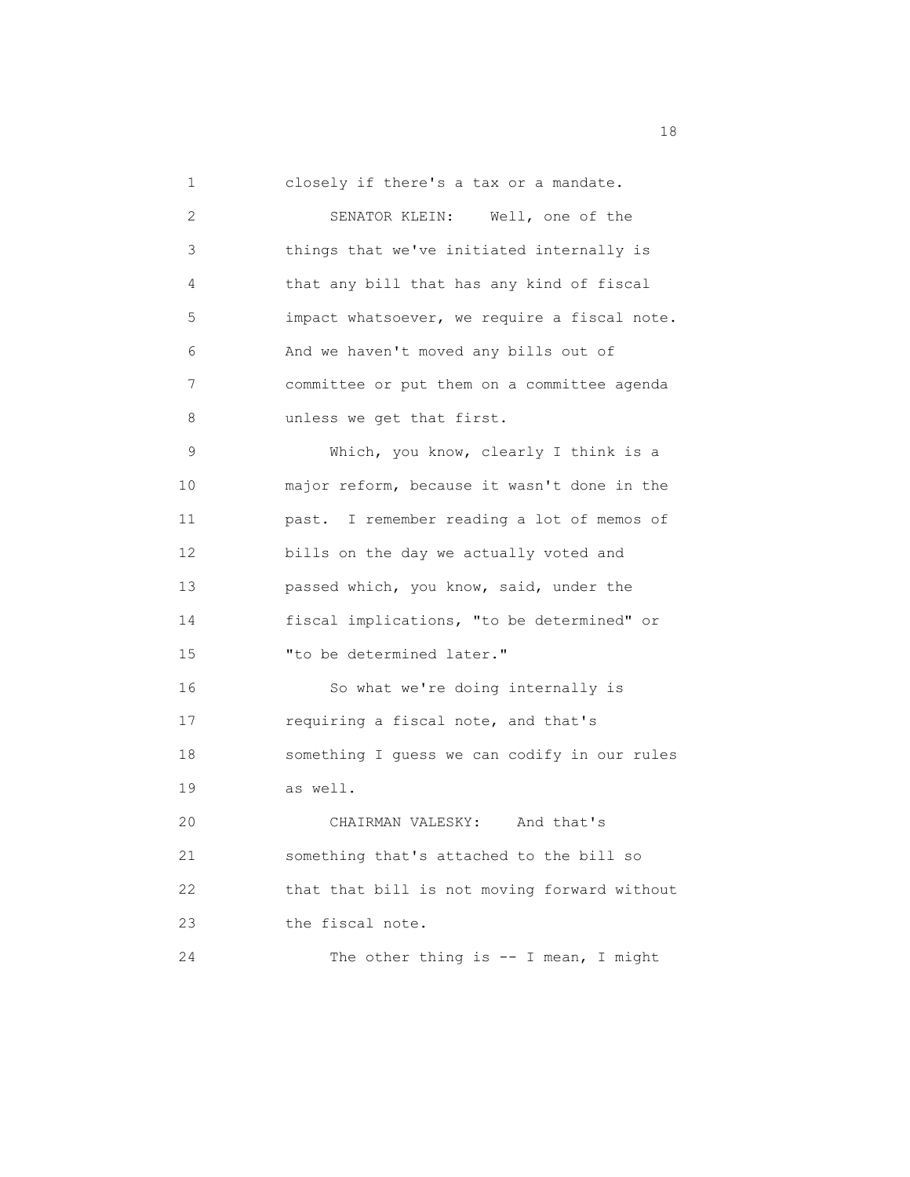closely if there's a tax or a mandate.

SENATOR KLEIN: Well, one of the things that we've initiated internally is that any bill that has any kind of fiscal impact whatsoever, we require a fiscal note. And we haven't moved any bills out of committee or put them on a committee agenda unless we get that first.

Which, you know, clearly I think is a major reform, because it wasn't done in the past. I remember reading a lot of memos of bills on the day we actually voted and passed which, you know, said, under the fiscal implications, "to be determined" or "to be determined later."

So what we're doing internally is requiring a fiscal note, and that's something I guess we can codify in our rules as well.

CHAIRMAN VALESKY: And that's something that's attached to the bill so that that bill is not moving forward without the fiscal note.

The other thing is -- I mean, I might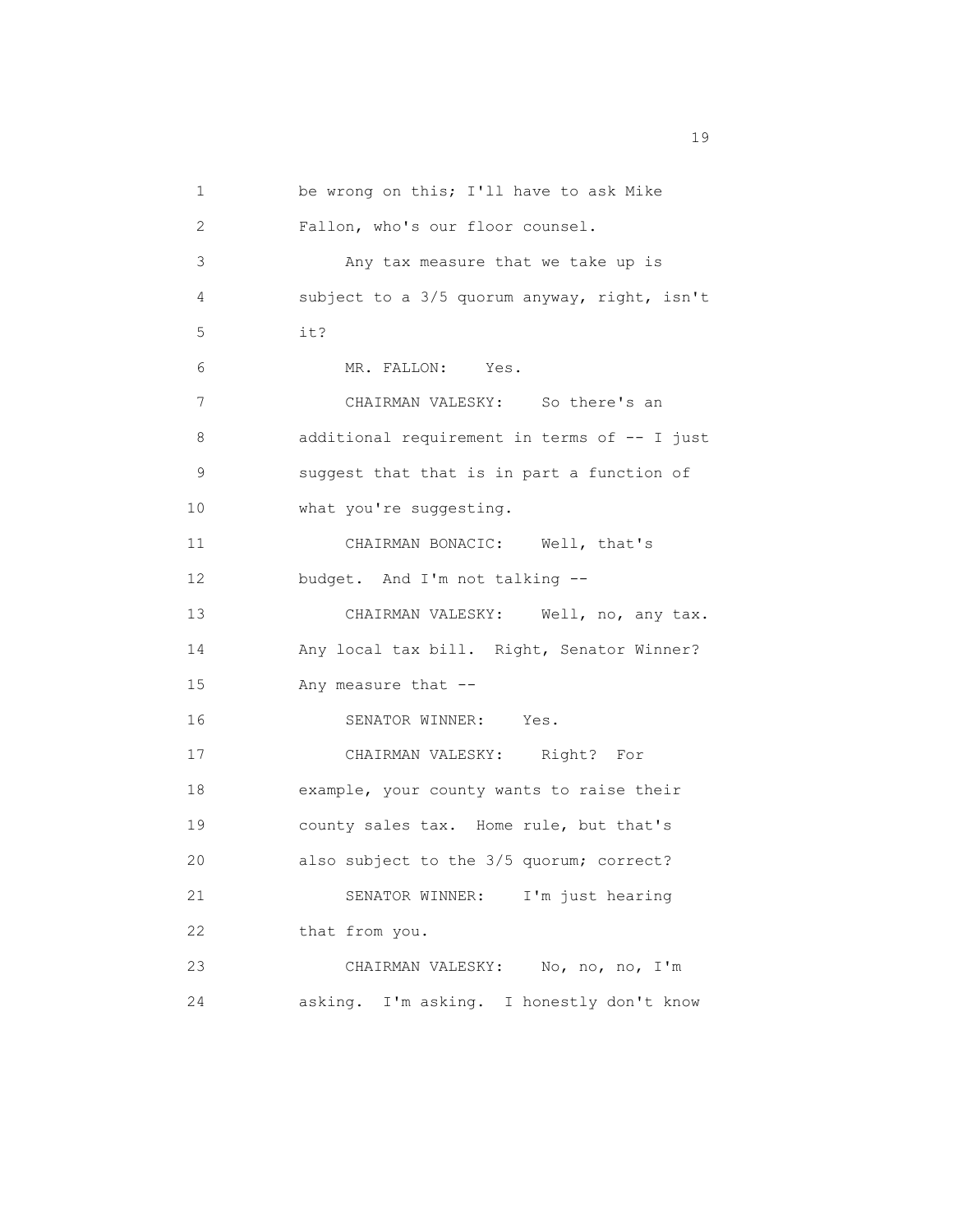be wrong on this; I'll have to ask Mike Fallon, who's our floor counsel.

Any tax measure that we take up is subject to a 3/5 quorum anyway, right, isn't it?

MR. FALLON: Yes.

CHAIRMAN VALESKY: So there's an additional requirement in terms of -- I just suggest that that is in part a function of what you're suggesting.

CHAIRMAN BONACIC: Well, that's budget. And I'm not talking --

CHAIRMAN VALESKY: Well, no, any tax. Any local tax bill. Right, Senator Winner? Any measure that --

SENATOR WINNER: Yes.

CHAIRMAN VALESKY: Right? For example, your county wants to raise their county sales tax. Home rule, but that's also subject to the 3/5 quorum; correct?

SENATOR WINNER: I'm just hearing that from you.

CHAIRMAN VALESKY: No, no, no, I'm asking. I'm asking. I honestly don't know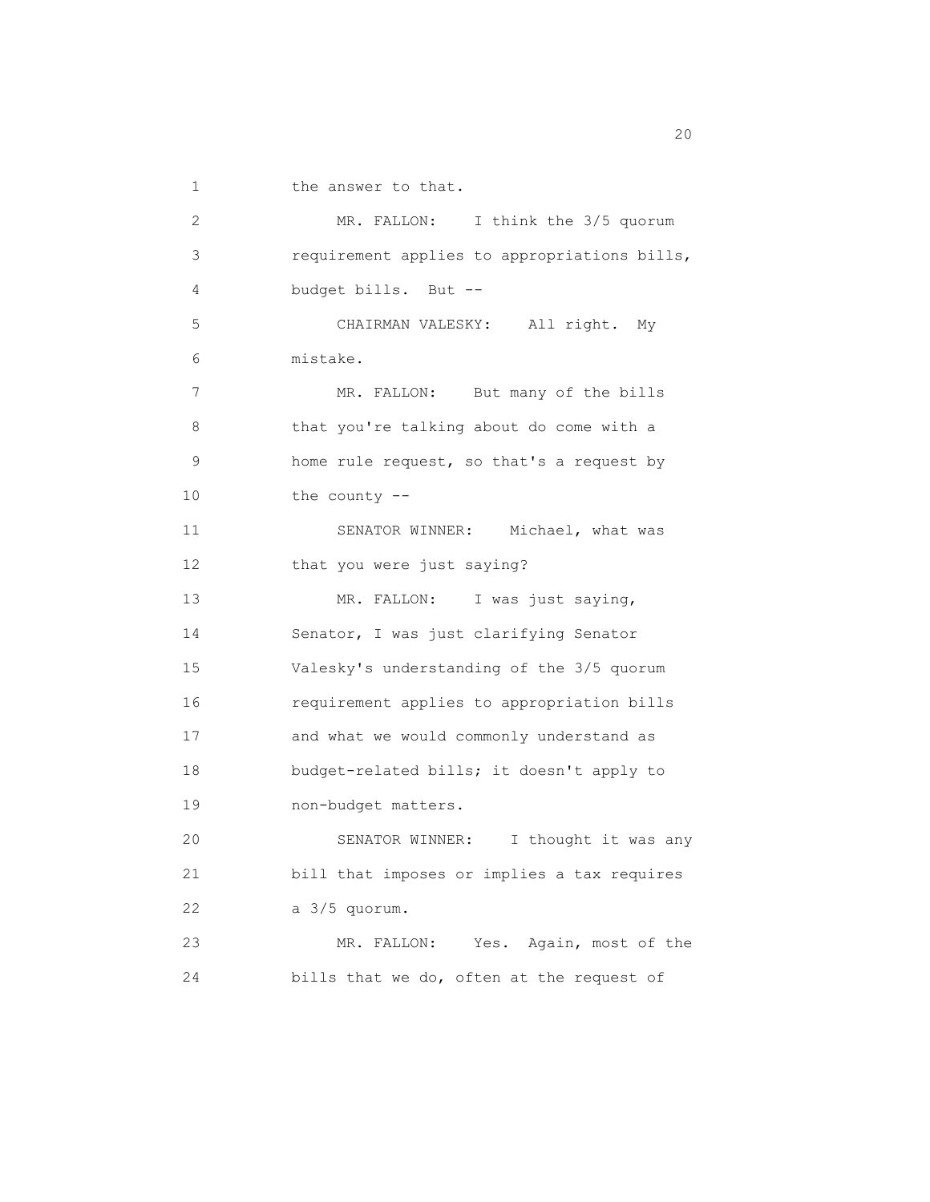the answer to that.

MR. FALLON: I think the 3/5 quorum requirement applies to appropriations bills, budget bills. But --

CHAIRMAN VALESKY: All right. My mistake.

MR. FALLON: But many of the bills that you're talking about do come with a home rule request, so that's a request by the county --

SENATOR WINNER: Michael, what was that you were just saying?

MR. FALLON: I was just saying, Senator, I was just clarifying Senator Valesky's understanding of the 3/5 quorum requirement applies to appropriation bills and what we would commonly understand as budget-related bills; it doesn't apply to non-budget matters.

SENATOR WINNER: I thought it was any bill that imposes or implies a tax requires a 3/5 quorum.

MR. FALLON: Yes. Again, most of the bills that we do, often at the request of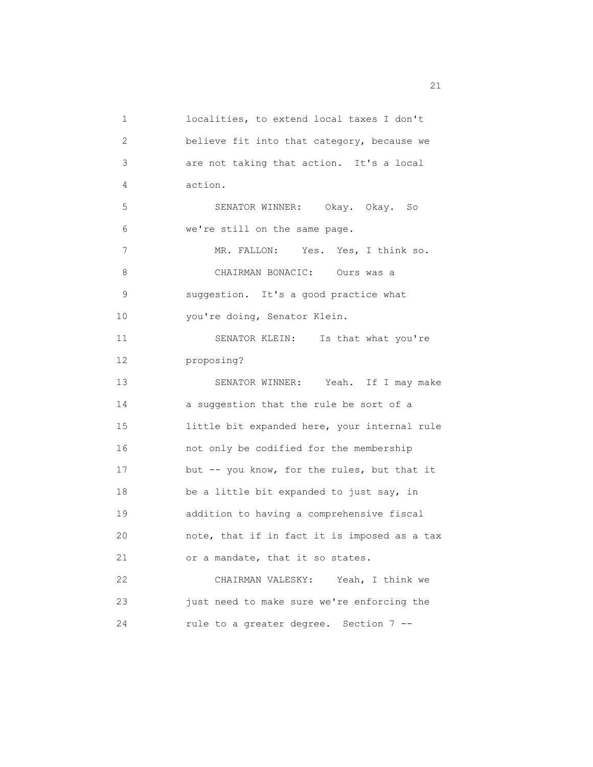localities, to extend local taxes I don't believe fit into that category, because we are not taking that action. It's a local action.

SENATOR WINNER: Okay. Okay. So we're still on the same page.

MR. FALLON: Yes. Yes, I think so.

CHAIRMAN BONACIC: Ours was a suggestion. It's a good practice what you're doing, Senator Klein.

SENATOR KLEIN: Is that what you're proposing?

SENATOR WINNER: Yeah. If I may make a suggestion that the rule be sort of a little bit expanded here, your internal rule not only be codified for the membership but -- you know, for the rules, but that it be a little bit expanded to just say, in addition to having a comprehensive fiscal note, that if in fact it is imposed as a tax or a mandate, that it so states.

CHAIRMAN VALESKY: Yeah, I think we just need to make sure we're enforcing the rule to a greater degree. Section 7 --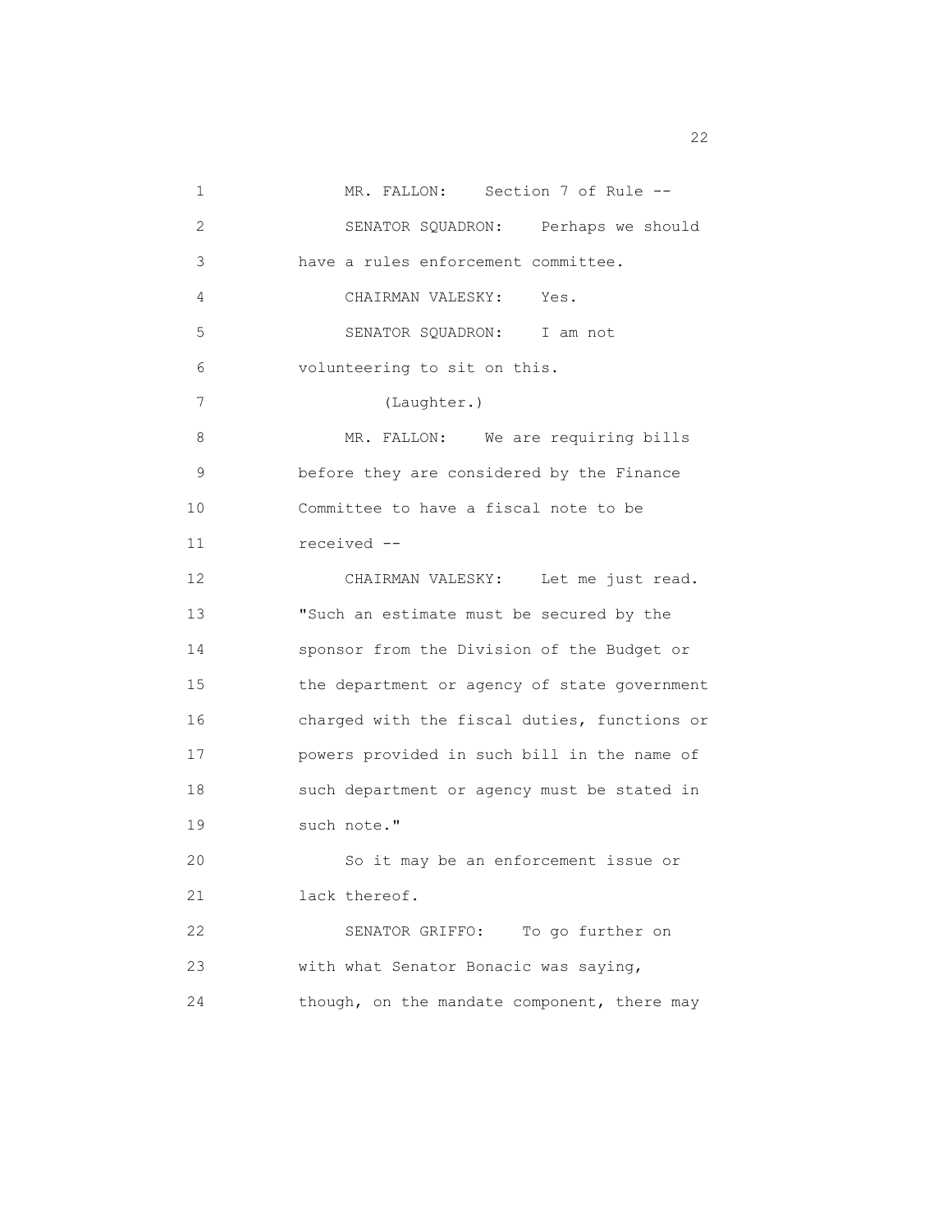MR. FALLON: Section 7 of Rule --

SENATOR SQUADRON: Perhaps we should have a rules enforcement committee.

CHAIRMAN VALESKY: Yes.

SENATOR SQUADRON: I am not volunteering to sit on this.

(Laughter.)

MR. FALLON: We are requiring bills before they are considered by the Finance Committee to have a fiscal note to be received --

CHAIRMAN VALESKY: Let me just read. "Such an estimate must be secured by the sponsor from the Division of the Budget or the department or agency of state government charged with the fiscal duties, functions or powers provided in such bill in the name of such department or agency must be stated in such note."

So it may be an enforcement issue or lack thereof.

SENATOR GRIFFO: To go further on with what Senator Bonacic was saying, though, on the mandate component, there may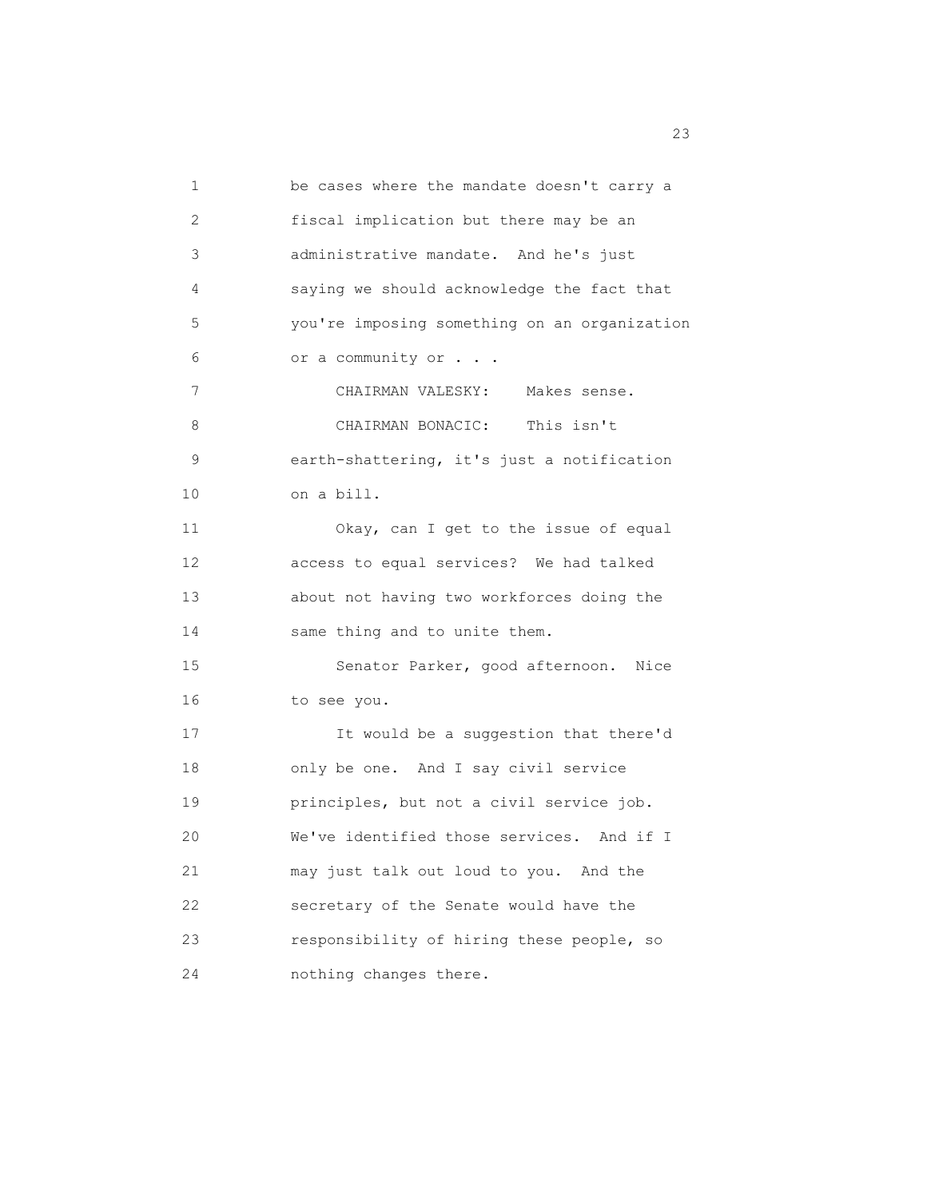be cases where the mandate doesn't carry a fiscal implication but there may be an administrative mandate. And he's just saying we should acknowledge the fact that you're imposing something on an organization or a community or . . .

CHAIRMAN VALESKY: Makes sense.

CHAIRMAN BONACIC: This isn't earth-shattering, it's just a notification on a bill.

Okay, can I get to the issue of equal access to equal services? We had talked about not having two workforces doing the same thing and to unite them.

Senator Parker, good afternoon. Nice to see you.

It would be a suggestion that there'd only be one. And I say civil service principles, but not a civil service job. We've identified those services. And if I may just talk out loud to you. And the secretary of the Senate would have the responsibility of hiring these people, so nothing changes there.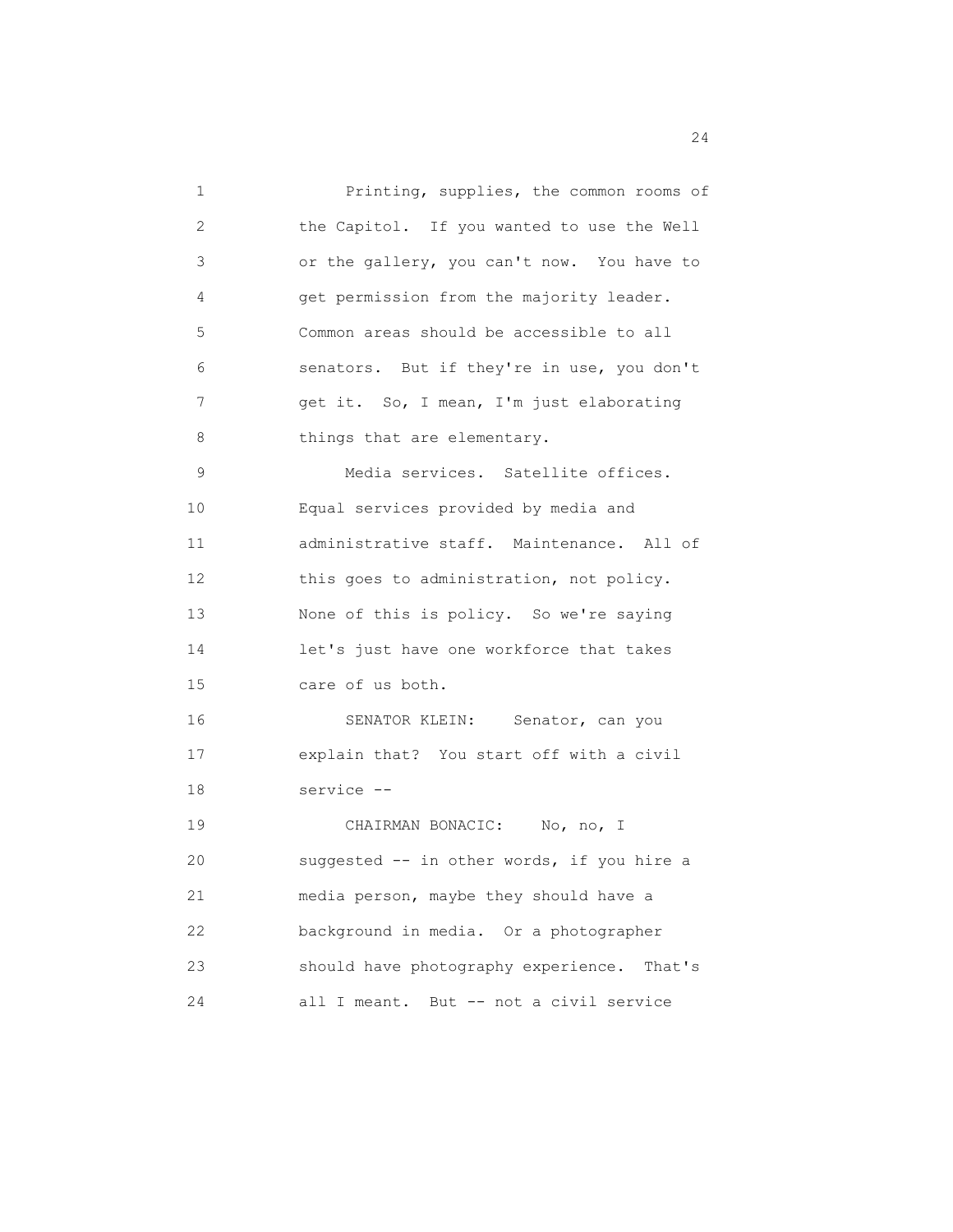Printing, supplies, the common rooms of the Capitol. If you wanted to use the Well or the gallery, you can't now. You have to get permission from the majority leader. Common areas should be accessible to all senators. But if they're in use, you don't get it. So, I mean, I'm just elaborating things that are elementary.

Media services. Satellite offices. Equal services provided by media and administrative staff. Maintenance. All of this goes to administration, not policy. None of this is policy. So we're saying let's just have one workforce that takes care of us both.

SENATOR KLEIN: Senator, can you explain that? You start off with a civil service --

CHAIRMAN BONACIC: No, no, I suggested -- in other words, if you hire a media person, maybe they should have a background in media. Or a photographer should have photography experience. That's all I meant. But -- not a civil service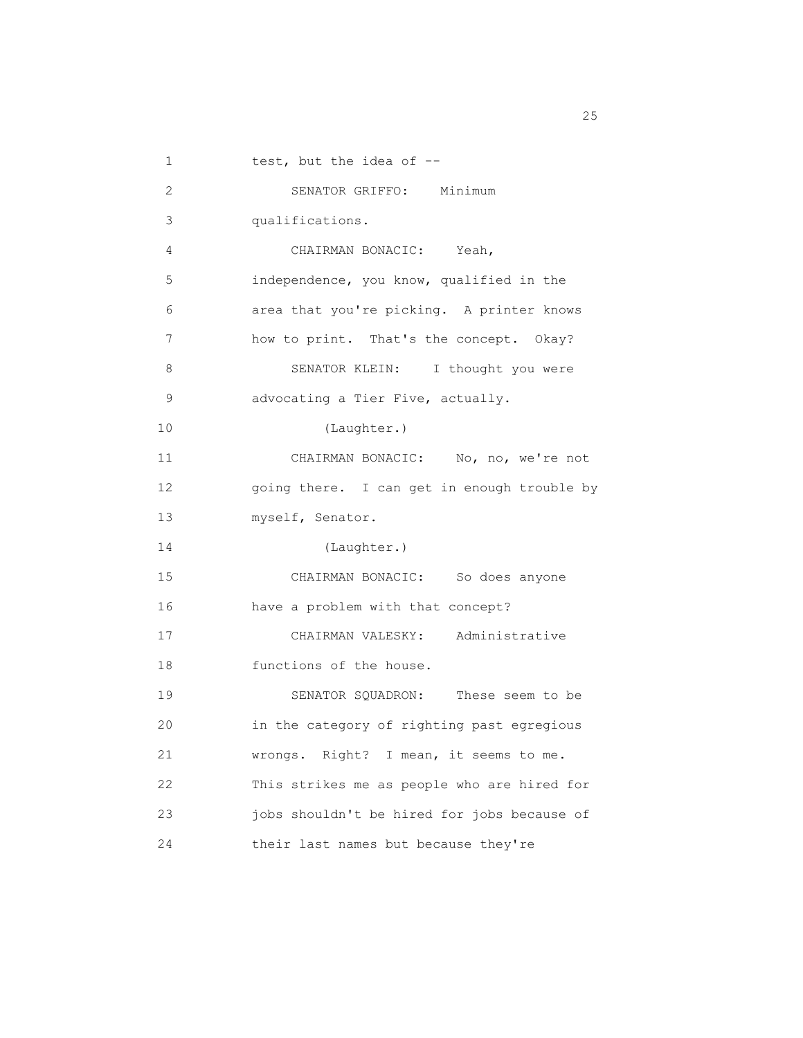test, but the idea of --

SENATOR GRIFFO: Minimum qualifications.

CHAIRMAN BONACIC: Yeah, independence, you know, qualified in the area that you're picking. A printer knows how to print. That's the concept. Okay?

SENATOR KLEIN: I thought you were advocating a Tier Five, actually.

(Laughter.)

CHAIRMAN BONACIC: No, no, we're not going there. I can get in enough trouble by myself, Senator.

(Laughter.)

CHAIRMAN BONACIC: So does anyone have a problem with that concept?

CHAIRMAN VALESKY: Administrative functions of the house.

SENATOR SQUADRON: These seem to be in the category of righting past egregious wrongs. Right? I mean, it seems to me. This strikes me as people who are hired for jobs shouldn't be hired for jobs because of their last names but because they're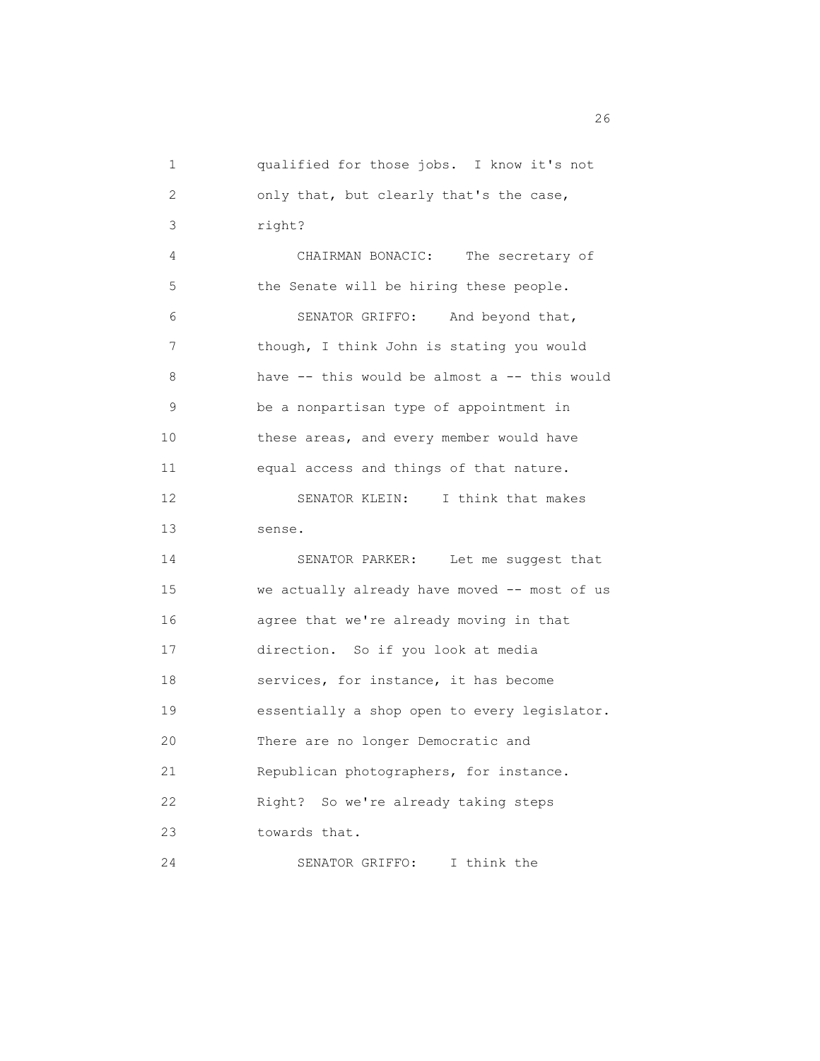qualified for those jobs. I know it's not only that, but clearly that's the case, right?

CHAIRMAN BONACIC: The secretary of the Senate will be hiring these people.

SENATOR GRIFFO: And beyond that, though, I think John is stating you would have -- this would be almost a -- this would be a nonpartisan type of appointment in these areas, and every member would have equal access and things of that nature.

SENATOR KLEIN: I think that makes sense.

SENATOR PARKER: Let me suggest that we actually already have moved -- most of us agree that we're already moving in that direction. So if you look at media services, for instance, it has become essentially a shop open to every legislator. There are no longer Democratic and Republican photographers, for instance. Right? So we're already taking steps towards that.

SENATOR GRIFFO: I think the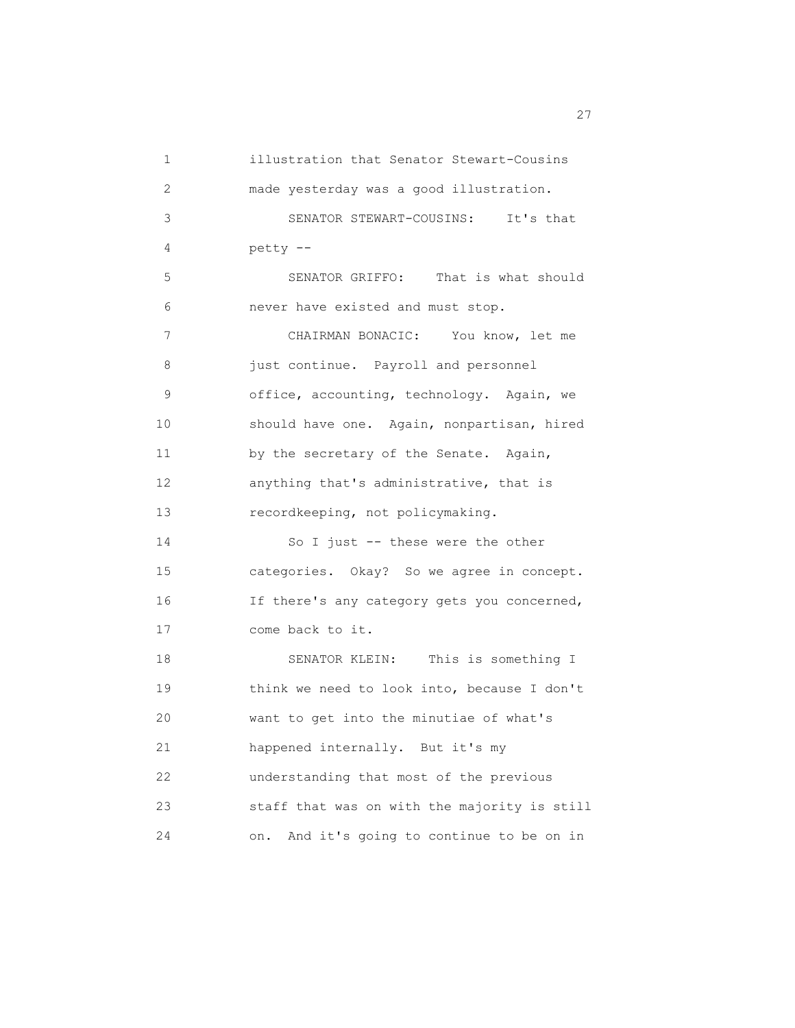illustration that Senator Stewart-Cousins made yesterday was a good illustration.

SENATOR STEWART-COUSINS: It's that petty --

SENATOR GRIFFO: That is what should never have existed and must stop.

CHAIRMAN BONACIC: You know, let me just continue. Payroll and personnel office, accounting, technology. Again, we should have one. Again, nonpartisan, hired by the secretary of the Senate. Again, anything that's administrative, that is recordkeeping, not policymaking.

So I just -- these were the other categories. Okay? So we agree in concept. If there's any category gets you concerned, come back to it.

SENATOR KLEIN: This is something I think we need to look into, because I don't want to get into the minutiae of what's happened internally. But it's my understanding that most of the previous staff that was on with the majority is still on. And it's going to continue to be on in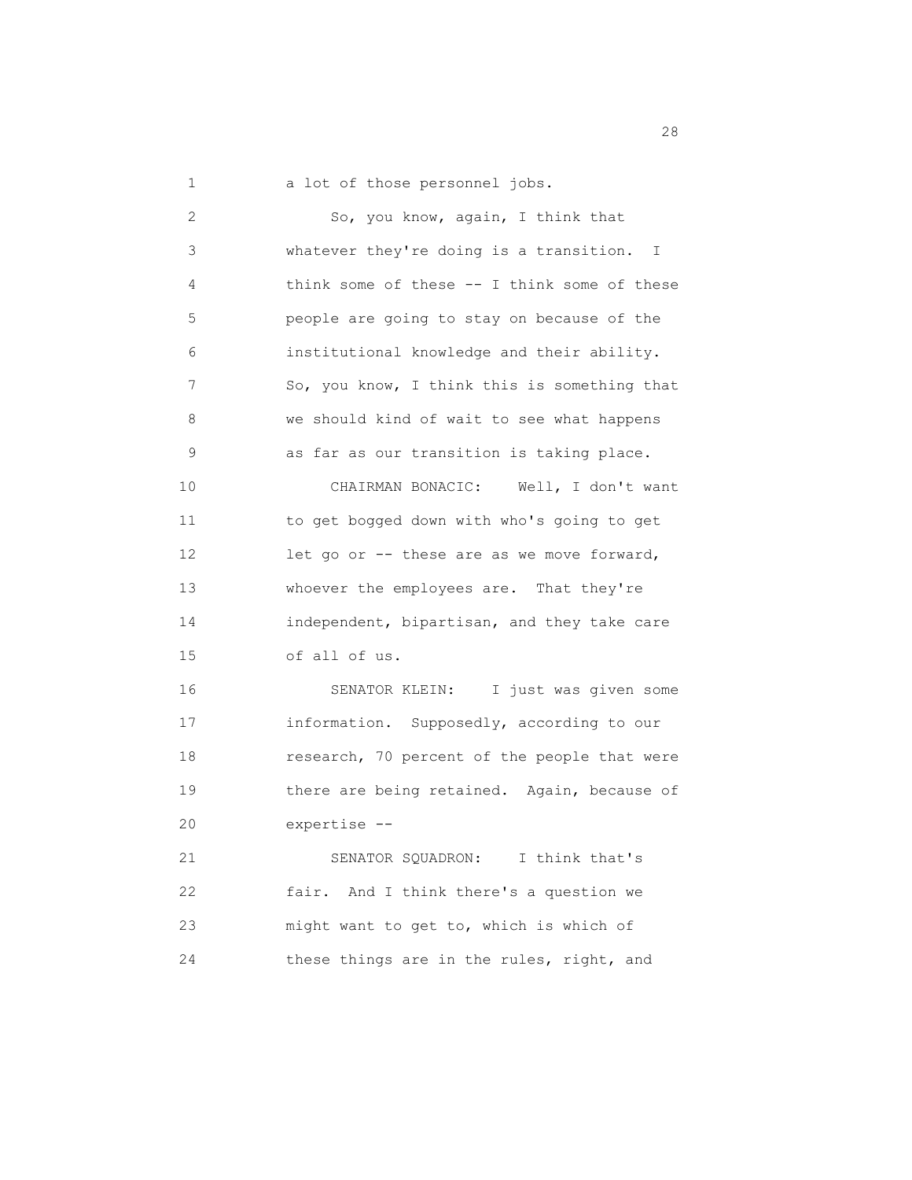a lot of those personnel jobs.

So, you know, again, I think that whatever they're doing is a transition. I think some of these -- I think some of these people are going to stay on because of the institutional knowledge and their ability. So, you know, I think this is something that we should kind of wait to see what happens as far as our transition is taking place.

CHAIRMAN BONACIC: Well, I don't want to get bogged down with who's going to get let go or -- these are as we move forward, whoever the employees are. That they're independent, bipartisan, and they take care of all of us.

SENATOR KLEIN: I just was given some information. Supposedly, according to our research, 70 percent of the people that were there are being retained. Again, because of expertise --

SENATOR SQUADRON: I think that's fair. And I think there's a question we might want to get to, which is which of these things are in the rules, right, and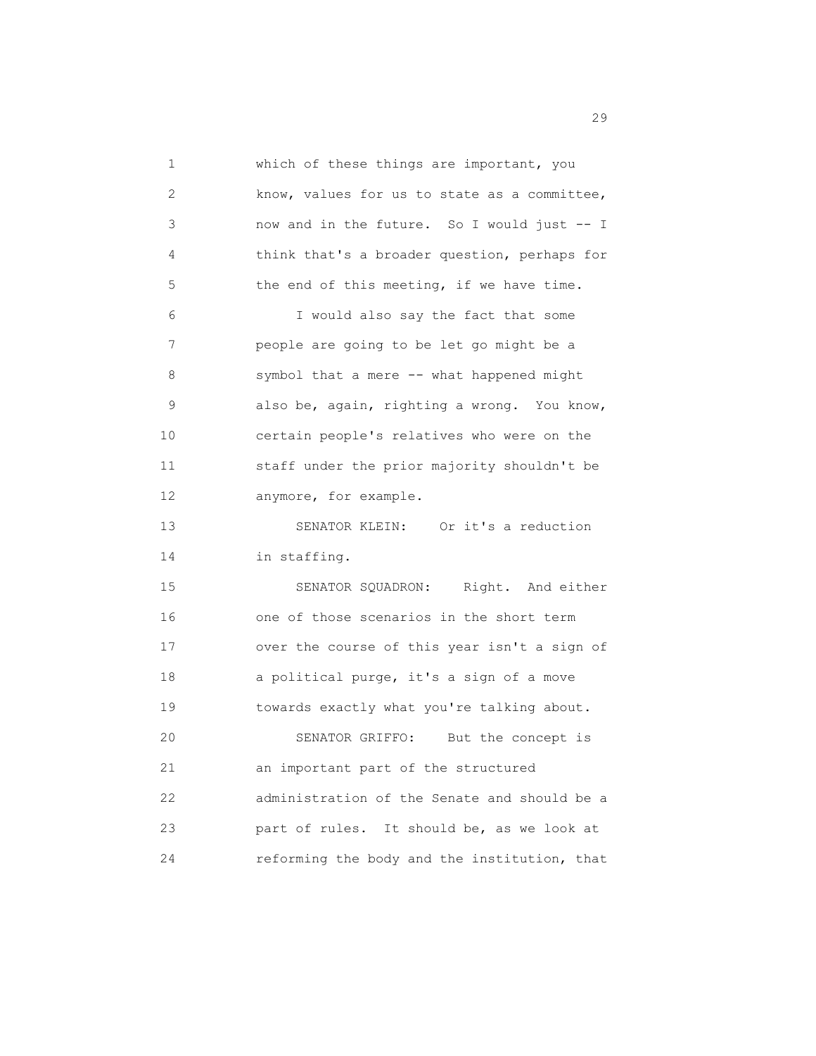which of these things are important, you know, values for us to state as a committee, now and in the future. So I would just -- I think that's a broader question, perhaps for the end of this meeting, if we have time.

I would also say the fact that some people are going to be let go might be a symbol that a mere -- what happened might also be, again, righting a wrong. You know, certain people's relatives who were on the staff under the prior majority shouldn't be anymore, for example.

SENATOR KLEIN: Or it's a reduction in staffing.

SENATOR SQUADRON: Right. And either one of those scenarios in the short term over the course of this year isn't a sign of a political purge, it's a sign of a move towards exactly what you're talking about.

SENATOR GRIFFO: But the concept is an important part of the structured administration of the Senate and should be a part of rules. It should be, as we look at reforming the body and the institution, that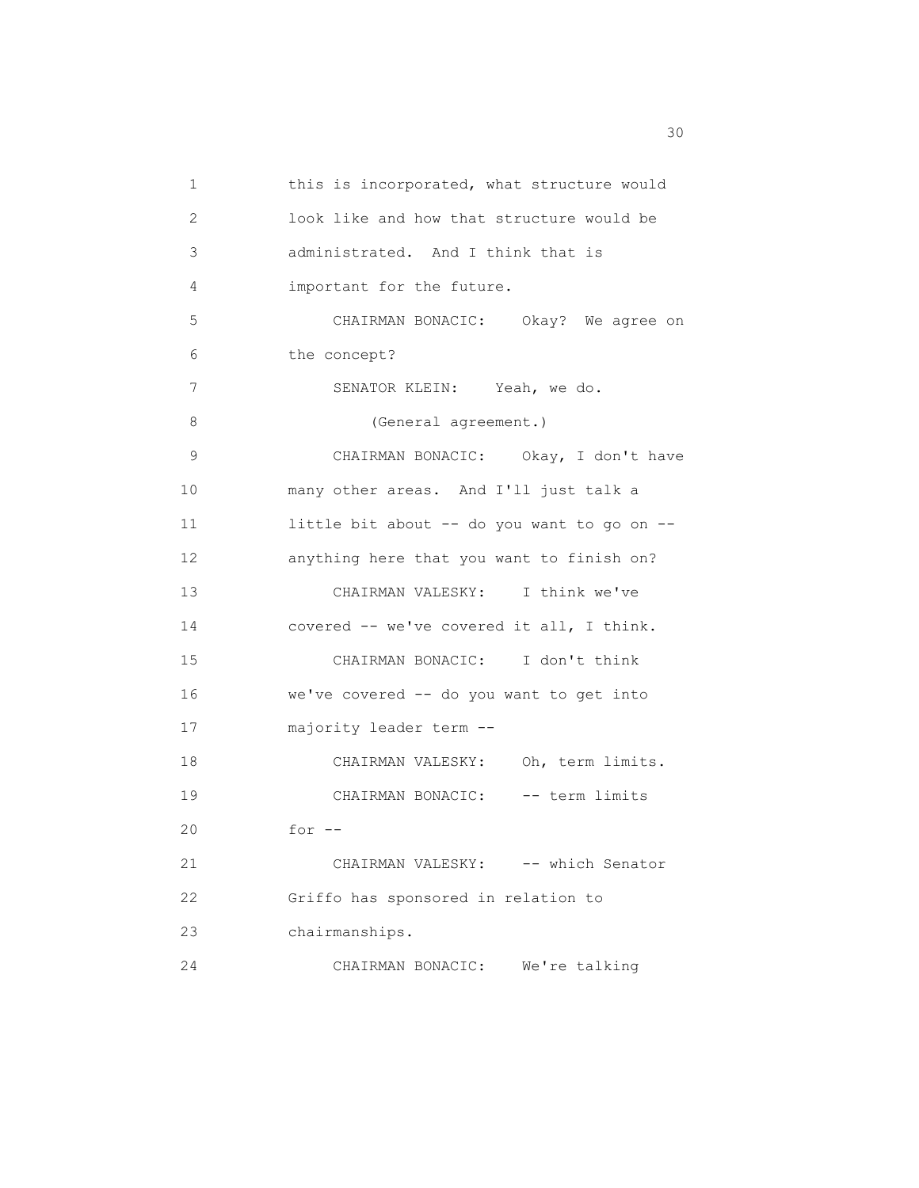this is incorporated, what structure would look like and how that structure would be administrated. And I think that is important for the future.

CHAIRMAN BONACIC: Okay? We agree on the concept?

SENATOR KLEIN: Yeah, we do.

(General agreement.)

CHAIRMAN BONACIC: Okay, I don't have many other areas. And I'll just talk a little bit about -- do you want to go on -- anything here that you want to finish on?

CHAIRMAN VALESKY: I think we've covered -- we've covered it all, I think.

CHAIRMAN BONACIC: I don't think we've covered -- do you want to get into majority leader term --

CHAIRMAN VALESKY: Oh, term limits.

CHAIRMAN BONACIC: -- term limits for --

CHAIRMAN VALESKY: -- which Senator Griffo has sponsored in relation to chairmanships.

CHAIRMAN BONACIC: We're talking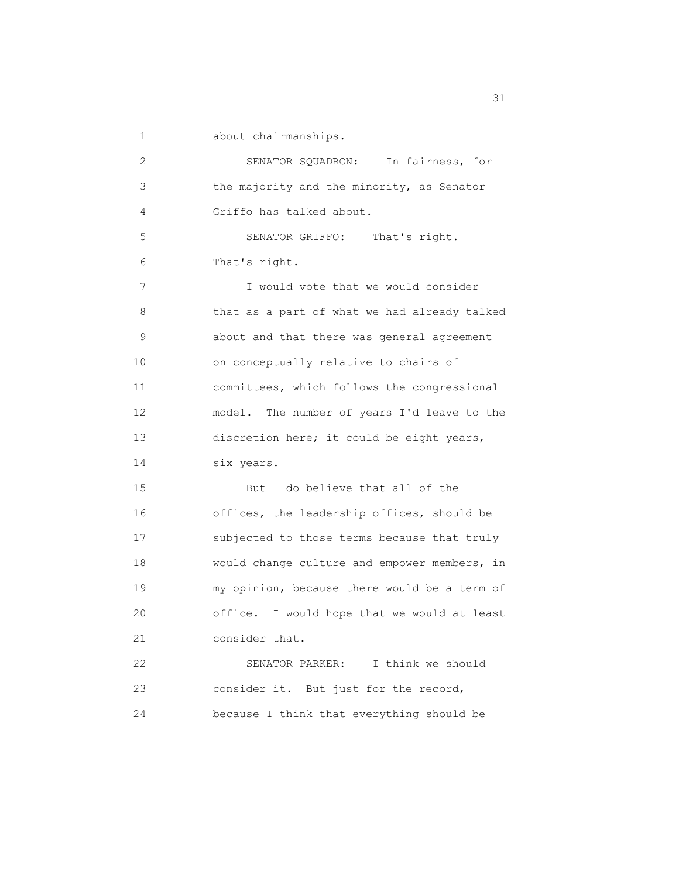about chairmanships.

SENATOR SQUADRON: In fairness, for the majority and the minority, as Senator Griffo has talked about.

SENATOR GRIFFO: That's right. That's right.

I would vote that we would consider that as a part of what we had already talked about and that there was general agreement on conceptually relative to chairs of committees, which follows the congressional model. The number of years I'd leave to the discretion here; it could be eight years, six years.

But I do believe that all of the offices, the leadership offices, should be subjected to those terms because that truly would change culture and empower members, in my opinion, because there would be a term of office. I would hope that we would at least consider that.

SENATOR PARKER: I think we should consider it. But just for the record, because I think that everything should be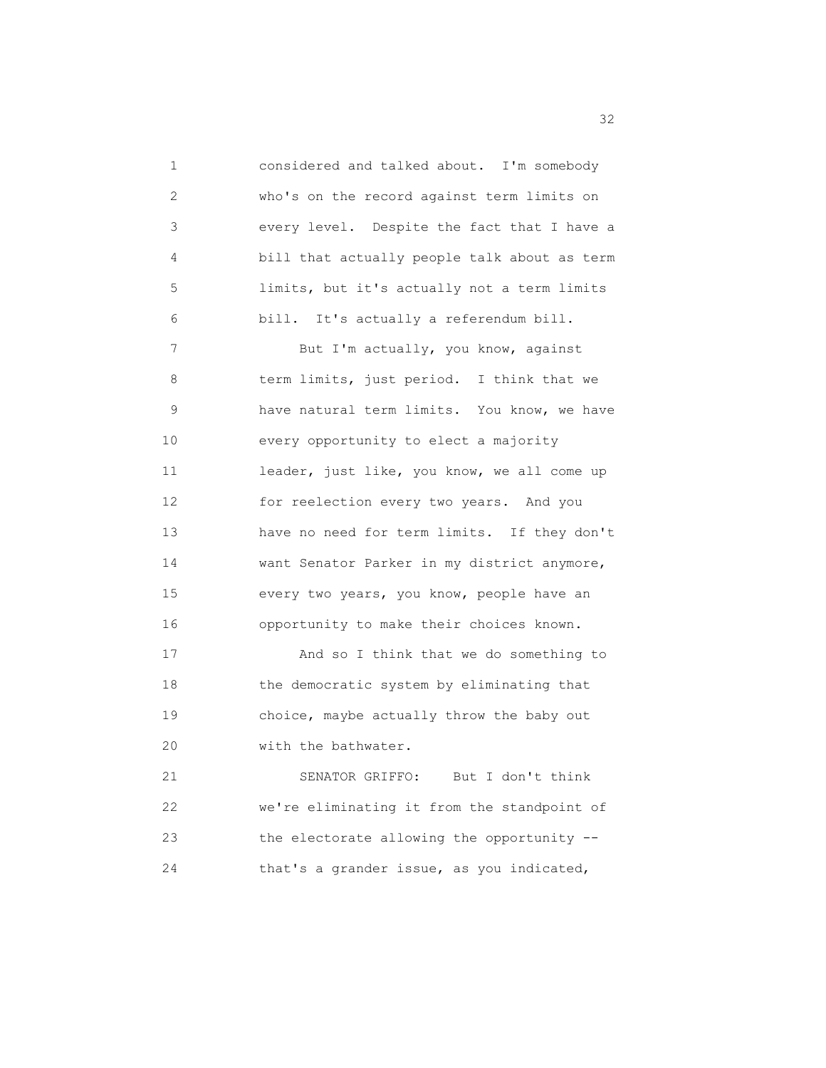considered and talked about. I'm somebody who's on the record against term limits on every level. Despite the fact that I have a bill that actually people talk about as term limits, but it's actually not a term limits bill. It's actually a referendum bill.

But I'm actually, you know, against term limits, just period. I think that we have natural term limits. You know, we have every opportunity to elect a majority leader, just like, you know, we all come up for reelection every two years. And you have no need for term limits. If they don't want Senator Parker in my district anymore, every two years, you know, people have an opportunity to make their choices known.

And so I think that we do something to the democratic system by eliminating that choice, maybe actually throw the baby out with the bathwater.

SENATOR GRIFFO: But I don't think we're eliminating it from the standpoint of the electorate allowing the opportunity -- that's a grander issue, as you indicated,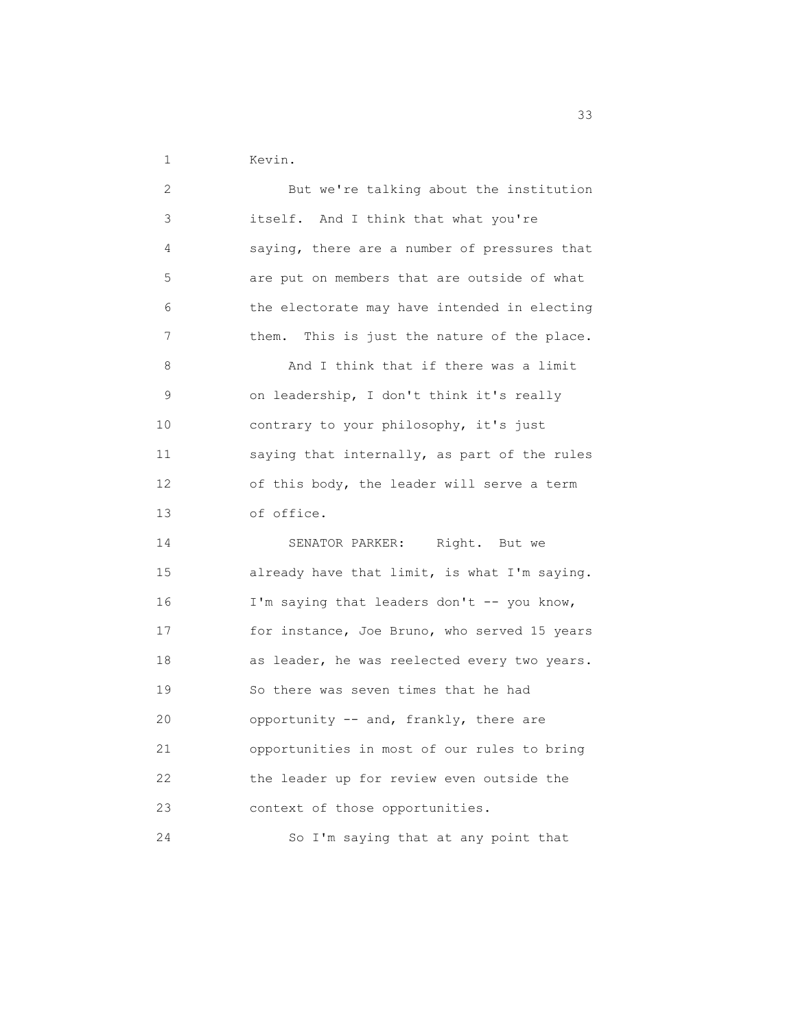Kevin.

But we're talking about the institution itself. And I think that what you're saying, there are a number of pressures that are put on members that are outside of what the electorate may have intended in electing them. This is just the nature of the place.

And I think that if there was a limit on leadership, I don't think it's really contrary to your philosophy, it's just saying that internally, as part of the rules of this body, the leader will serve a term of office.

SENATOR PARKER: Right. But we already have that limit, is what I'm saying. I'm saying that leaders don't -- you know, for instance, Joe Bruno, who served 15 years as leader, he was reelected every two years. So there was seven times that he had opportunity -- and, frankly, there are opportunities in most of our rules to bring the leader up for review even outside the context of those opportunities.

So I'm saying that at any point that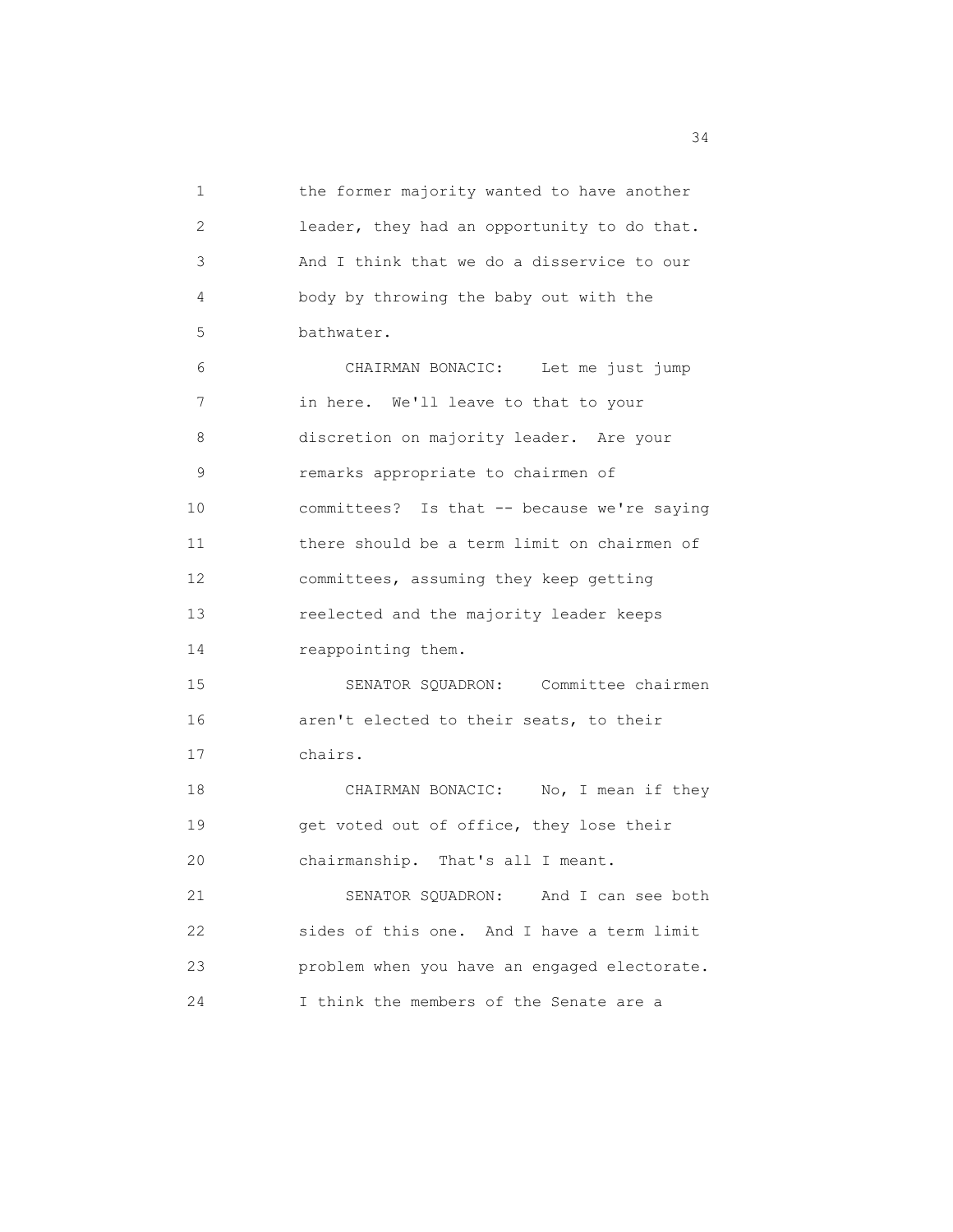the former majority wanted to have another leader, they had an opportunity to do that. And I think that we do a disservice to our body by throwing the baby out with the bathwater.

CHAIRMAN BONACIC: Let me just jump in here. We'll leave to that to your discretion on majority leader. Are your remarks appropriate to chairmen of committees? Is that -- because we're saying there should be a term limit on chairmen of committees, assuming they keep getting reelected and the majority leader keeps reappointing them.

SENATOR SQUADRON: Committee chairmen aren't elected to their seats, to their chairs.

CHAIRMAN BONACIC: No, I mean if they get voted out of office, they lose their chairmanship. That's all I meant.

SENATOR SQUADRON: And I can see both sides of this one. And I have a term limit problem when you have an engaged electorate. I think the members of the Senate are a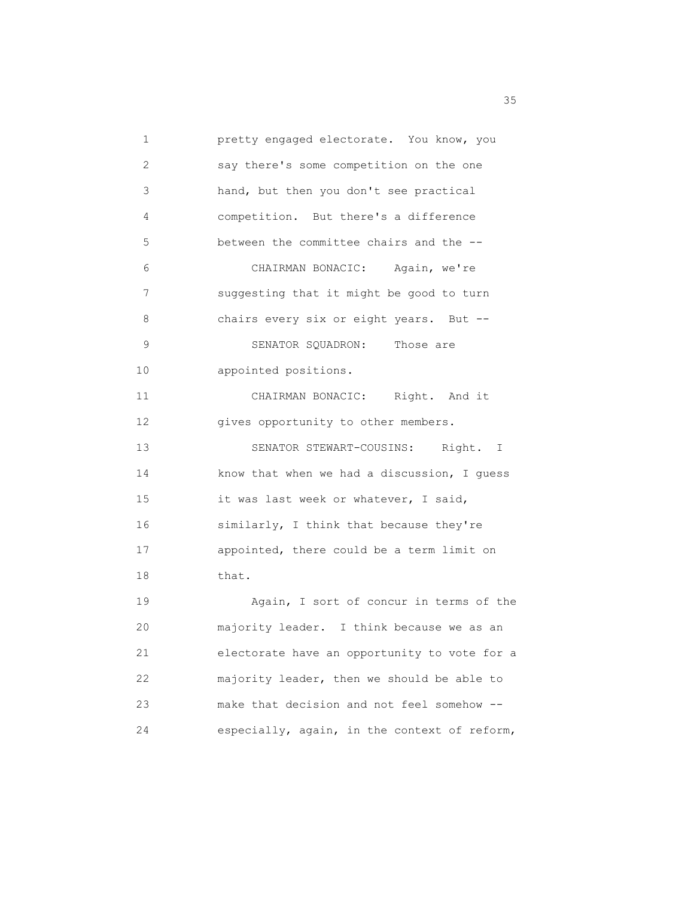pretty engaged electorate. You know, you say there's some competition on the one hand, but then you don't see practical competition. But there's a difference between the committee chairs and the --

CHAIRMAN BONACIC: Again, we're suggesting that it might be good to turn chairs every six or eight years. But --

SENATOR SQUADRON: Those are appointed positions.

CHAIRMAN BONACIC: Right. And it gives opportunity to other members.

SENATOR STEWART-COUSINS: Right. I know that when we had a discussion, I guess it was last week or whatever, I said, similarly, I think that because they're appointed, there could be a term limit on that.

Again, I sort of concur in terms of the majority leader. I think because we as an electorate have an opportunity to vote for a majority leader, then we should be able to make that decision and not feel somehow -- especially, again, in the context of reform,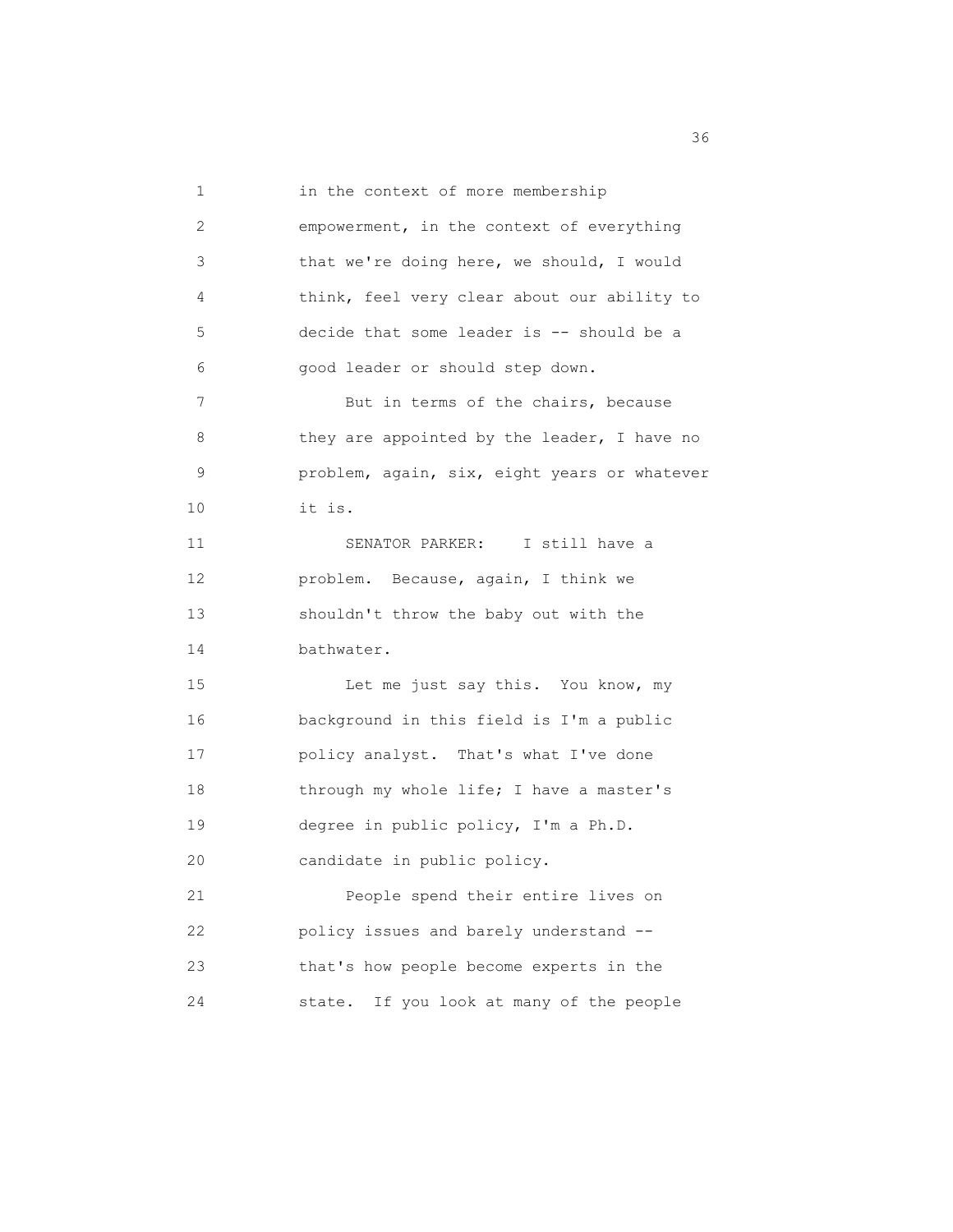in the context of more membership empowerment, in the context of everything that we're doing here, we should, I would think, feel very clear about our ability to decide that some leader is -- should be a good leader or should step down.

But in terms of the chairs, because they are appointed by the leader, I have no problem, again, six, eight years or whatever it is.

SENATOR PARKER: I still have a problem. Because, again, I think we shouldn't throw the baby out with the bathwater.

Let me just say this. You know, my background in this field is I'm a public policy analyst. That's what I've done through my whole life; I have a master's degree in public policy, I'm a Ph.D. candidate in public policy.

People spend their entire lives on policy issues and barely understand -- that's how people become experts in the state. If you look at many of the people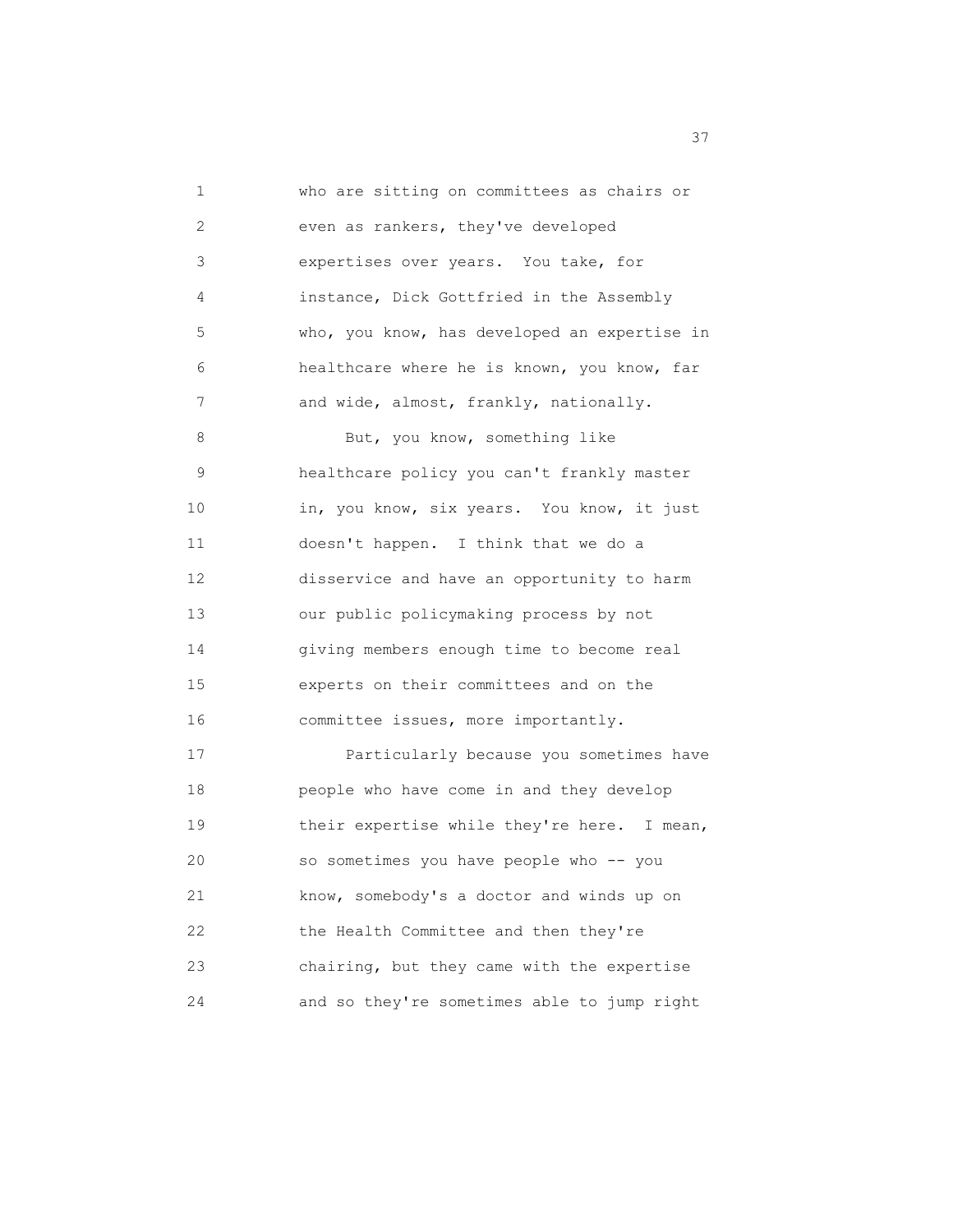who are sitting on committees as chairs or even as rankers, they've developed expertises over years. You take, for instance, Dick Gottfried in the Assembly who, you know, has developed an expertise in healthcare where he is known, you know, far and wide, almost, frankly, nationally.

But, you know, something like healthcare policy you can't frankly master in, you know, six years. You know, it just doesn't happen. I think that we do a disservice and have an opportunity to harm our public policymaking process by not giving members enough time to become real experts on their committees and on the committee issues, more importantly.

Particularly because you sometimes have people who have come in and they develop their expertise while they're here. I mean, so sometimes you have people who -- you know, somebody's a doctor and winds up on the Health Committee and then they're chairing, but they came with the expertise and so they're sometimes able to jump right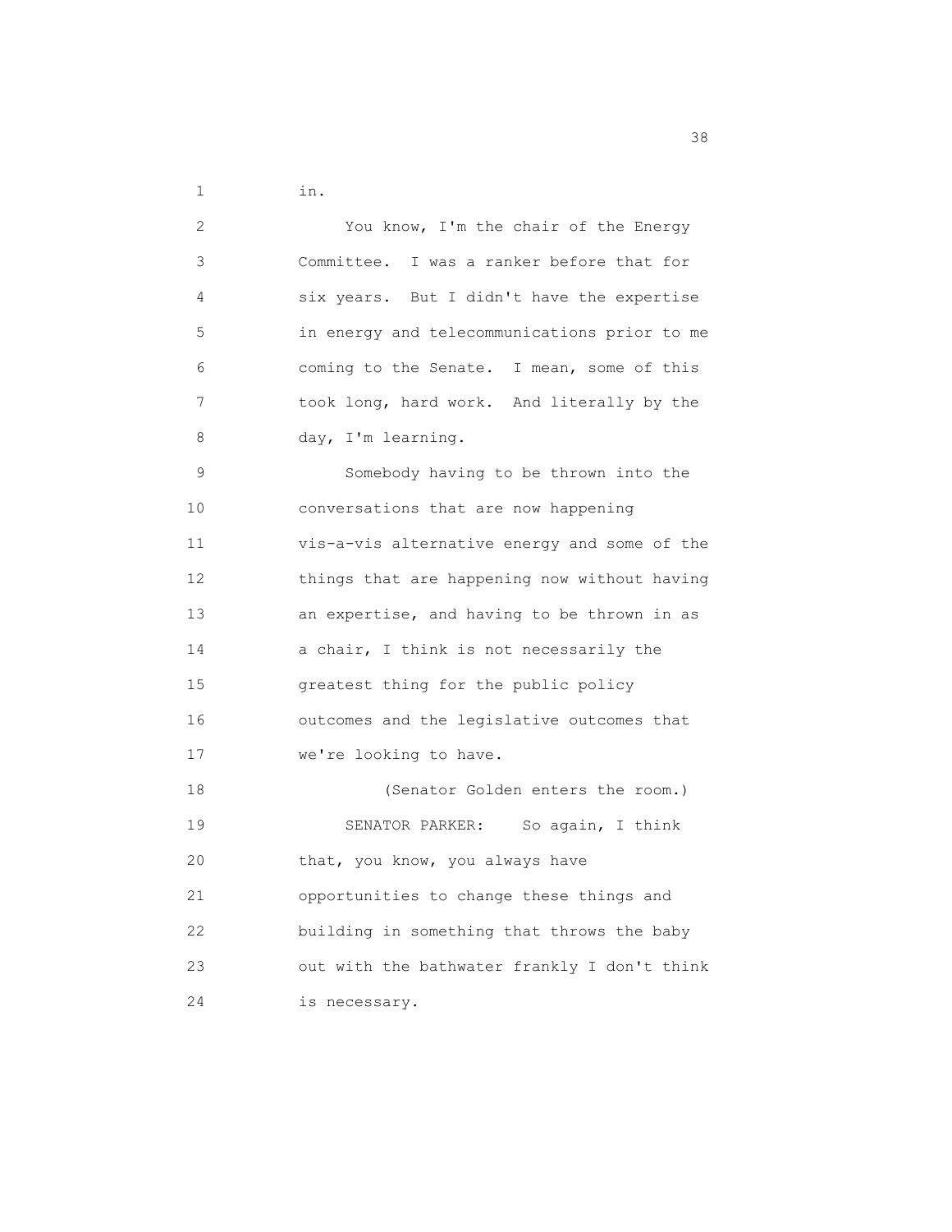in.

You know, I'm the chair of the Energy Committee. I was a ranker before that for six years. But I didn't have the expertise in energy and telecommunications prior to me coming to the Senate. I mean, some of this took long, hard work. And literally by the day, I'm learning.

Somebody having to be thrown into the conversations that are now happening vis-a-vis alternative energy and some of the things that are happening now without having an expertise, and having to be thrown in as a chair, I think is not necessarily the greatest thing for the public policy outcomes and the legislative outcomes that we're looking to have.

(Senator Golden enters the room.)

SENATOR PARKER: So again, I think that, you know, you always have opportunities to change these things and building in something that throws the baby out with the bathwater frankly I don't think is necessary.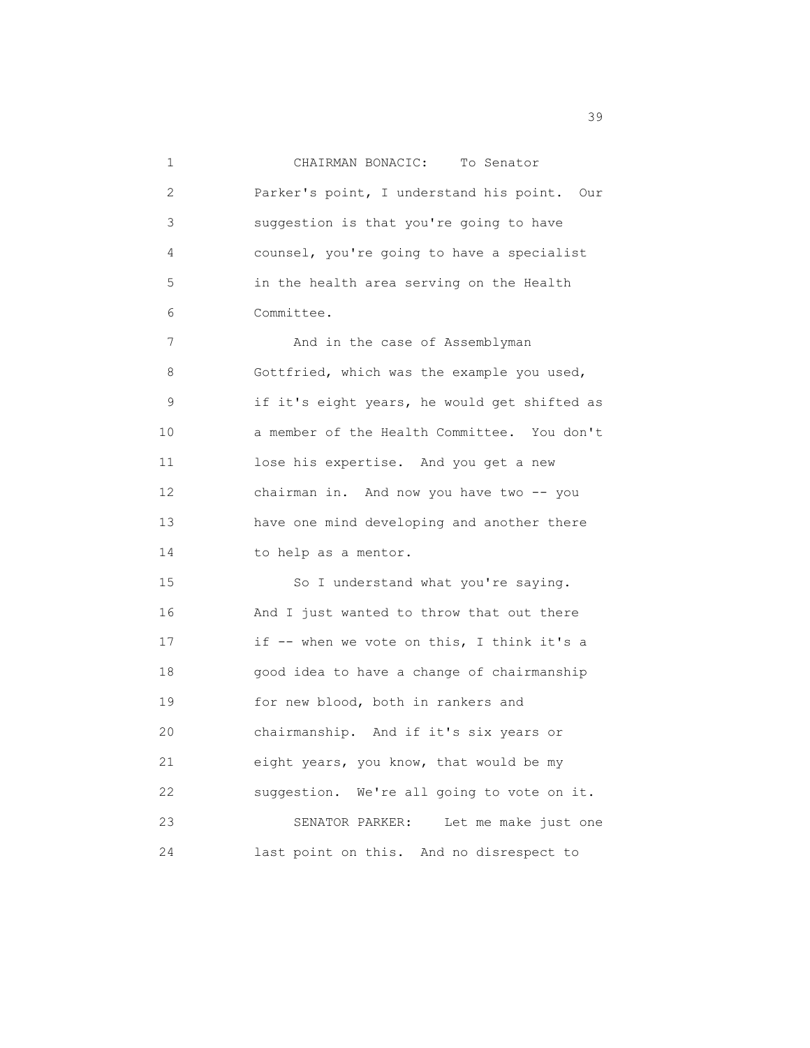CHAIRMAN BONACIC: To Senator Parker's point, I understand his point. Our suggestion is that you're going to have counsel, you're going to have a specialist in the health area serving on the Health Committee.

And in the case of Assemblyman Gottfried, which was the example you used, if it's eight years, he would get shifted as a member of the Health Committee. You don't lose his expertise. And you get a new chairman in. And now you have two -- you have one mind developing and another there to help as a mentor.

So I understand what you're saying. And I just wanted to throw that out there if -- when we vote on this, I think it's a good idea to have a change of chairmanship for new blood, both in rankers and chairmanship. And if it's six years or eight years, you know, that would be my suggestion. We're all going to vote on it.

SENATOR PARKER: Let me make just one last point on this. And no disrespect to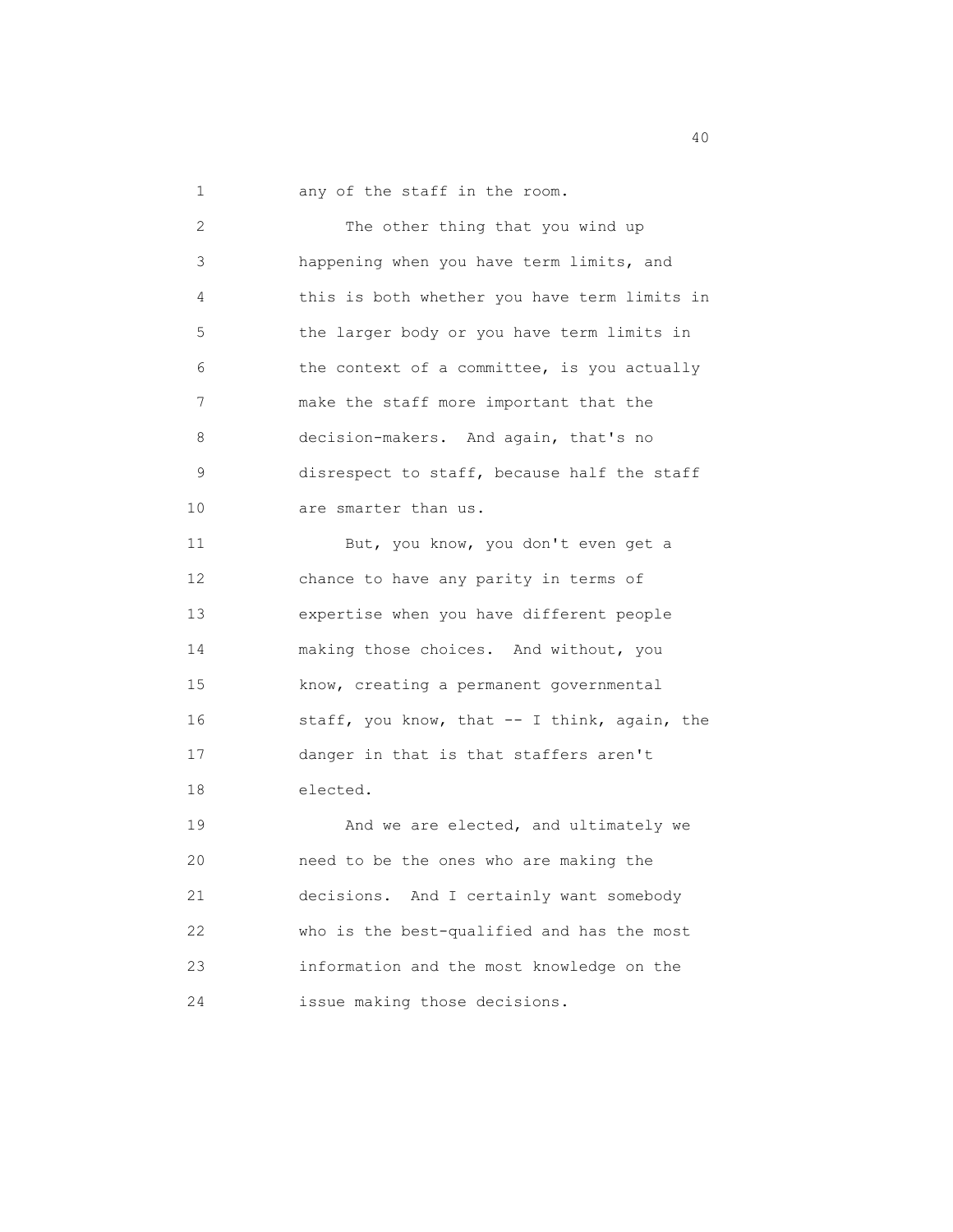any of the staff in the room.

The other thing that you wind up happening when you have term limits, and this is both whether you have term limits in the larger body or you have term limits in the context of a committee, is you actually make the staff more important that the decision-makers. And again, that's no disrespect to staff, because half the staff are smarter than us.

But, you know, you don't even get a chance to have any parity in terms of expertise when you have different people making those choices. And without, you know, creating a permanent governmental staff, you know, that -- I think, again, the danger in that is that staffers aren't elected.

And we are elected, and ultimately we need to be the ones who are making the decisions. And I certainly want somebody who is the best-qualified and has the most information and the most knowledge on the issue making those decisions.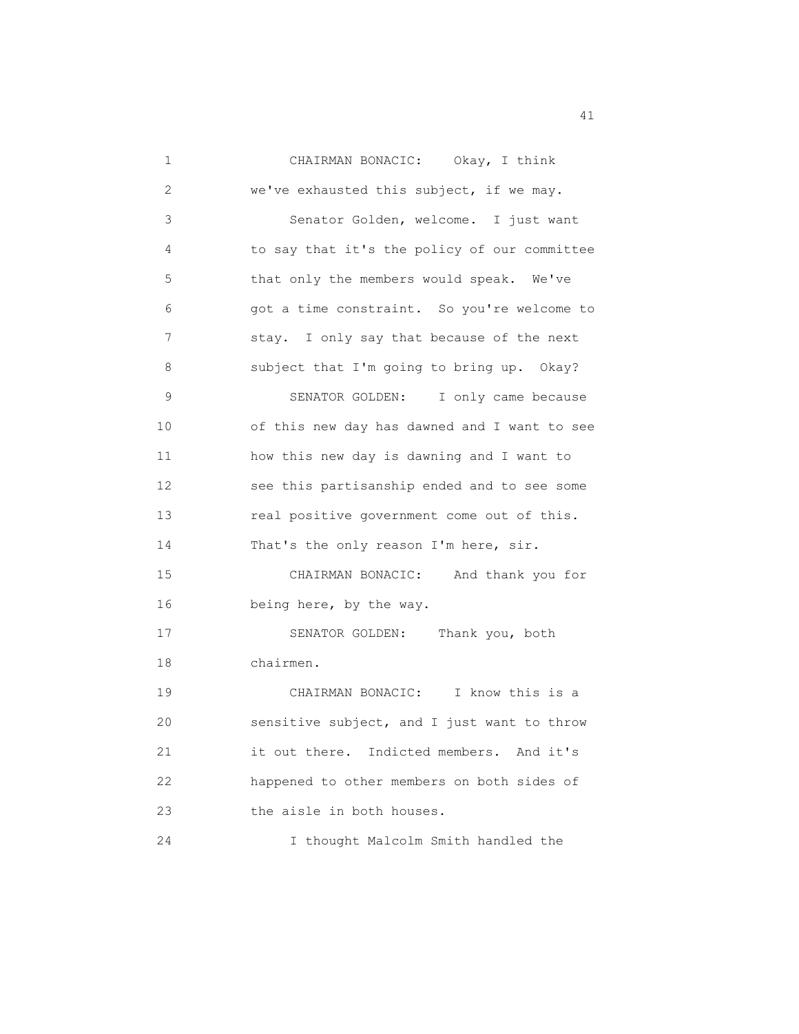CHAIRMAN BONACIC: Okay, I think we've exhausted this subject, if we may.

Senator Golden, welcome. I just want to say that it's the policy of our committee that only the members would speak. We've got a time constraint. So you're welcome to stay. I only say that because of the next subject that I'm going to bring up. Okay?

SENATOR GOLDEN: I only came because of this new day has dawned and I want to see how this new day is dawning and I want to see this partisanship ended and to see some real positive government come out of this. That's the only reason I'm here, sir.

CHAIRMAN BONACIC: And thank you for being here, by the way.

SENATOR GOLDEN: Thank you, both chairmen.

CHAIRMAN BONACIC: I know this is a sensitive subject, and I just want to throw it out there. Indicted members. And it's happened to other members on both sides of the aisle in both houses.

I thought Malcolm Smith handled the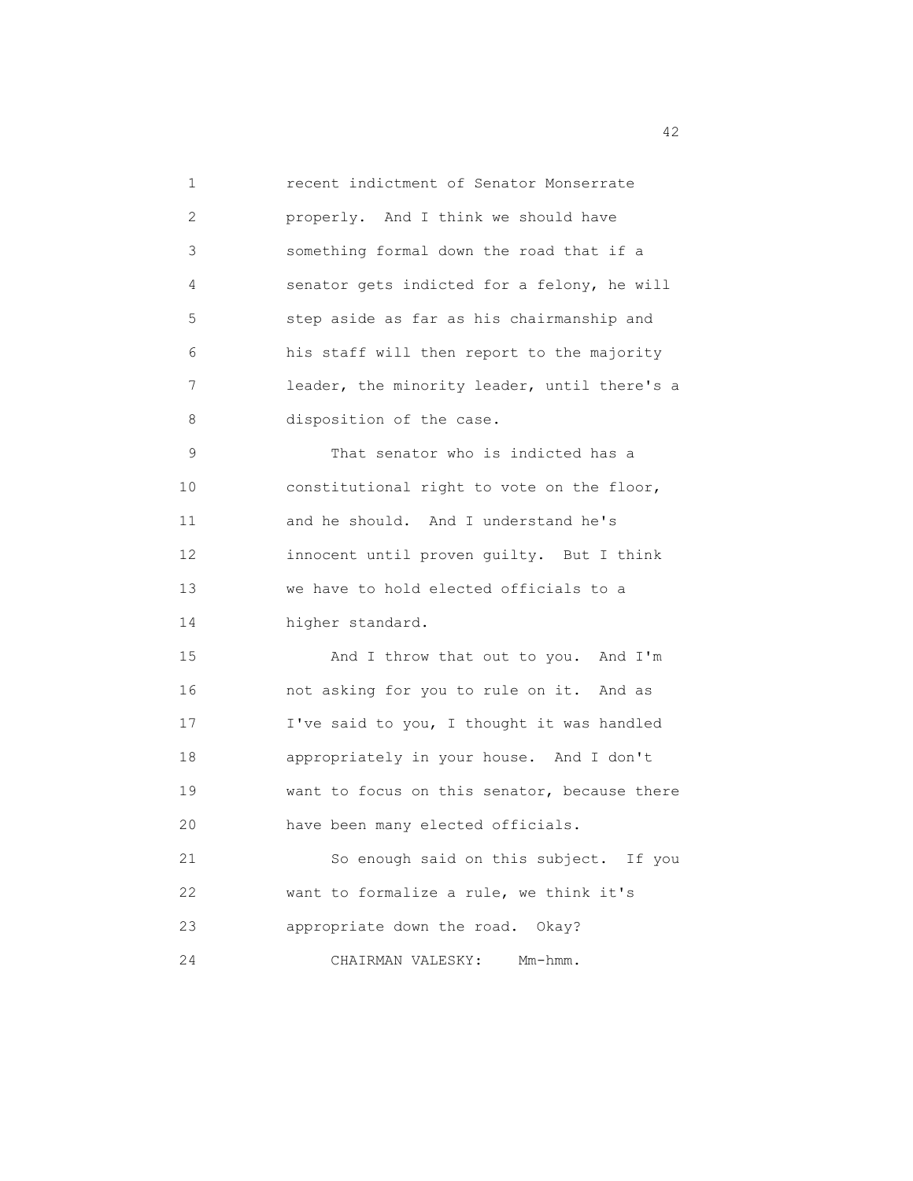recent indictment of Senator Monserrate properly. And I think we should have something formal down the road that if a senator gets indicted for a felony, he will step aside as far as his chairmanship and his staff will then report to the majority leader, the minority leader, until there's a disposition of the case.

That senator who is indicted has a constitutional right to vote on the floor, and he should. And I understand he's innocent until proven guilty. But I think we have to hold elected officials to a higher standard.

And I throw that out to you. And I'm not asking for you to rule on it. And as I've said to you, I thought it was handled appropriately in your house. And I don't want to focus on this senator, because there have been many elected officials.

So enough said on this subject. If you want to formalize a rule, we think it's appropriate down the road. Okay?

CHAIRMAN VALESKY: Mm-hmm.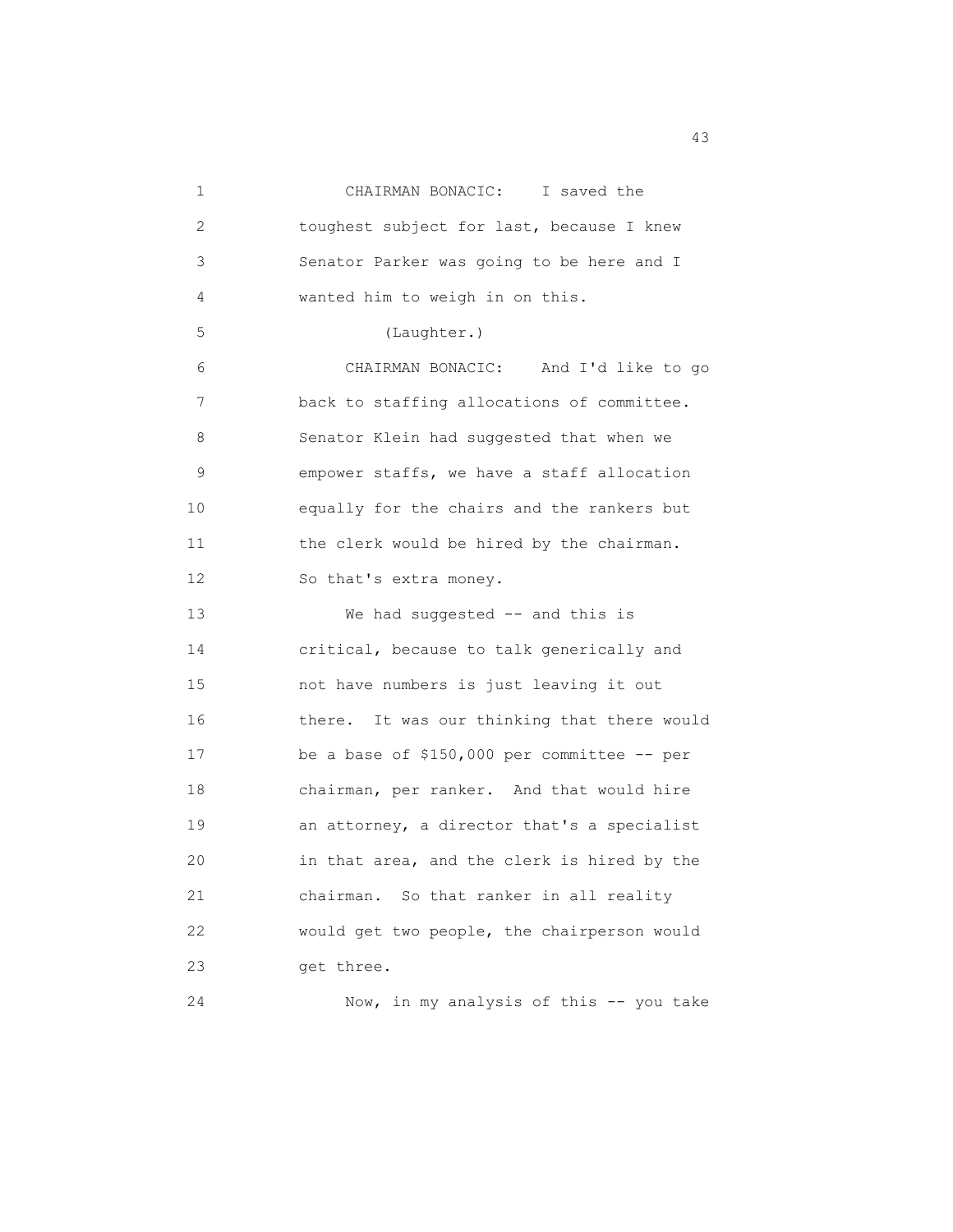CHAIRMAN BONACIC: I saved the toughest subject for last, because I knew Senator Parker was going to be here and I wanted him to weigh in on this.

(Laughter.)

CHAIRMAN BONACIC: And I'd like to go back to staffing allocations of committee. Senator Klein had suggested that when we empower staffs, we have a staff allocation equally for the chairs and the rankers but the clerk would be hired by the chairman. So that's extra money.

We had suggested -- and this is critical, because to talk generically and not have numbers is just leaving it out there. It was our thinking that there would be a base of $150,000 per committee -- per chairman, per ranker. And that would hire an attorney, a director that's a specialist in that area, and the clerk is hired by the chairman. So that ranker in all reality would get two people, the chairperson would get three.

Now, in my analysis of this -- you take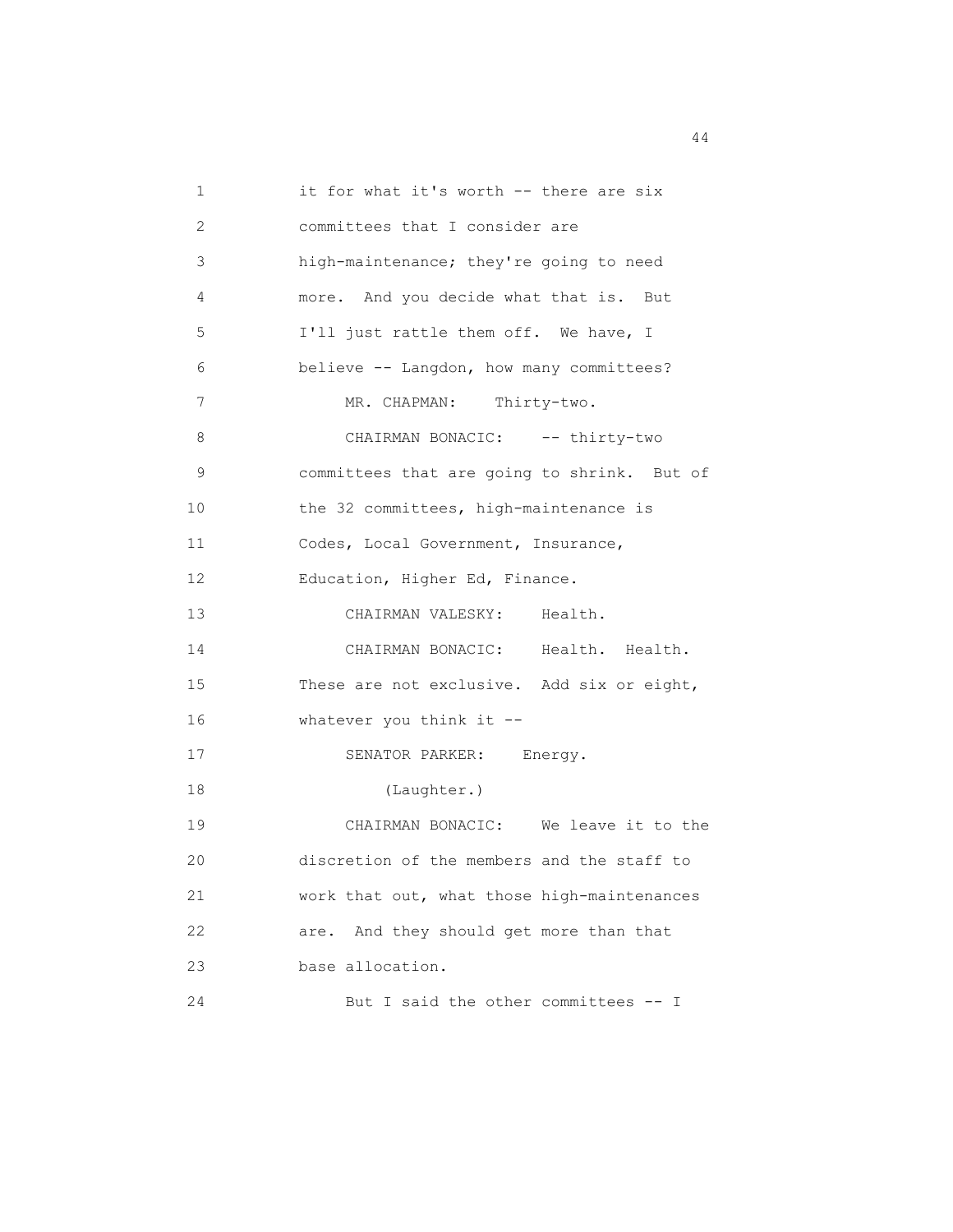it for what it's worth -- there are six committees that I consider are high-maintenance; they're going to need more. And you decide what that is. But I'll just rattle them off. We have, I believe -- Langdon, how many committees?

MR. CHAPMAN: Thirty-two.

CHAIRMAN BONACIC: -- thirty-two committees that are going to shrink. But of the 32 committees, high-maintenance is Codes, Local Government, Insurance, Education, Higher Ed, Finance.

CHAIRMAN VALESKY: Health.

CHAIRMAN BONACIC: Health. Health. These are not exclusive. Add six or eight, whatever you think it --

SENATOR PARKER: Energy.

(Laughter.)

CHAIRMAN BONACIC: We leave it to the discretion of the members and the staff to work that out, what those high-maintenances are. And they should get more than that base allocation.

But I said the other committees -- I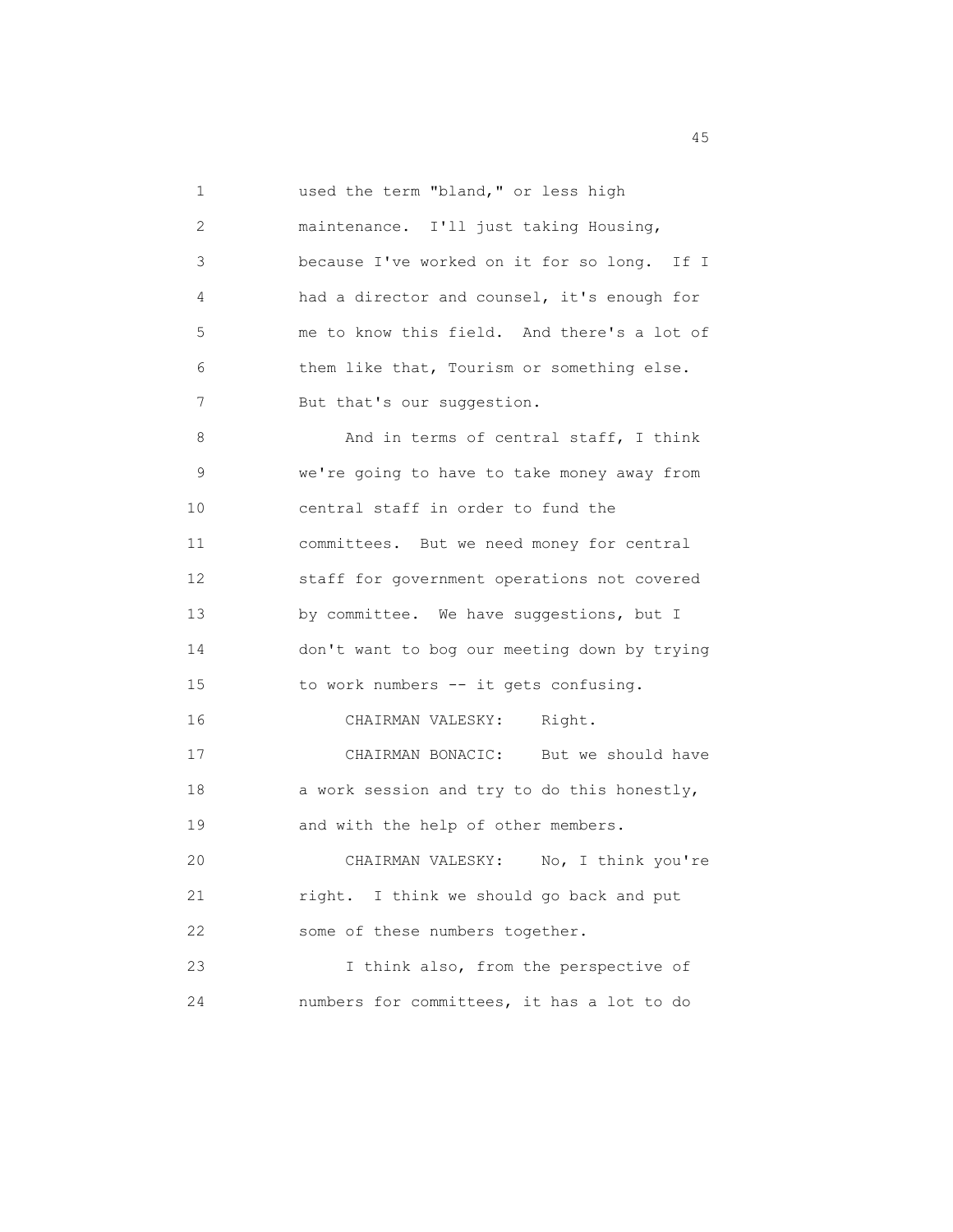used the term "bland," or less high maintenance. I'll just taking Housing, because I've worked on it for so long. If I had a director and counsel, it's enough for me to know this field. And there's a lot of them like that, Tourism or something else. But that's our suggestion.

And in terms of central staff, I think we're going to have to take money away from central staff in order to fund the committees. But we need money for central staff for government operations not covered by committee. We have suggestions, but I don't want to bog our meeting down by trying to work numbers -- it gets confusing.

CHAIRMAN VALESKY: Right.

CHAIRMAN BONACIC: But we should have a work session and try to do this honestly, and with the help of other members.

CHAIRMAN VALESKY: No, I think you're right. I think we should go back and put some of these numbers together.

I think also, from the perspective of numbers for committees, it has a lot to do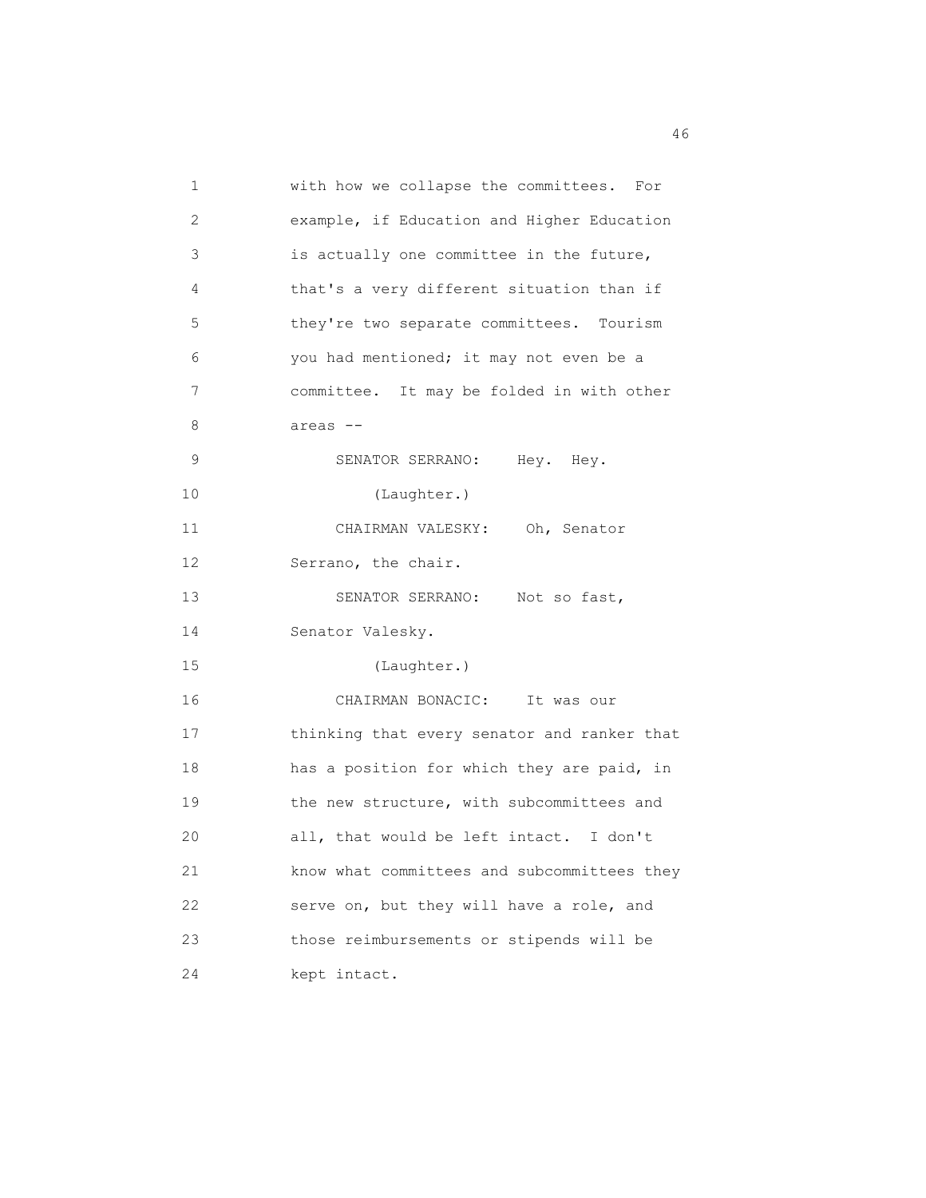with how we collapse the committees. For example, if Education and Higher Education is actually one committee in the future, that's a very different situation than if they're two separate committees. Tourism you had mentioned; it may not even be a committee. It may be folded in with other areas --

SENATOR SERRANO: Hey. Hey.

(Laughter.)

CHAIRMAN VALESKY: Oh, Senator Serrano, the chair.

SENATOR SERRANO: Not so fast, Senator Valesky.

(Laughter.)

CHAIRMAN BONACIC: It was our thinking that every senator and ranker that has a position for which they are paid, in the new structure, with subcommittees and all, that would be left intact. I don't know what committees and subcommittees they serve on, but they will have a role, and those reimbursements or stipends will be kept intact.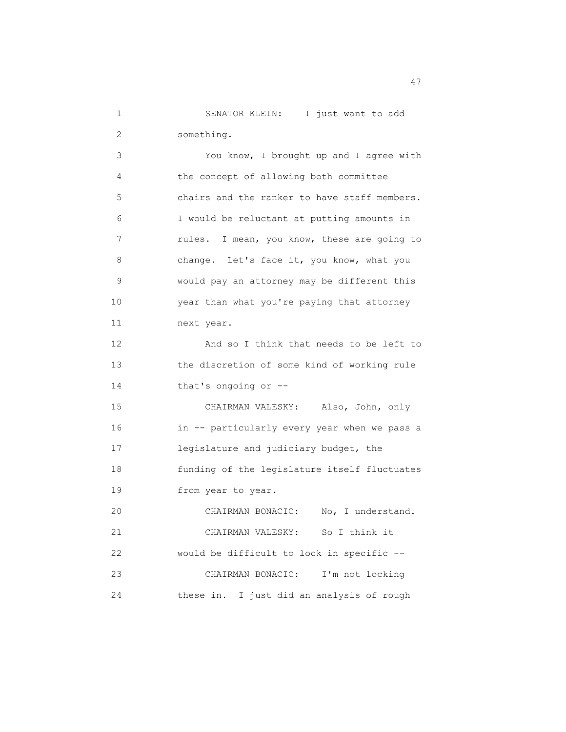SENATOR KLEIN: I just want to add something.

You know, I brought up and I agree with the concept of allowing both committee chairs and the ranker to have staff members. I would be reluctant at putting amounts in rules. I mean, you know, these are going to change. Let's face it, you know, what you would pay an attorney may be different this year than what you're paying that attorney next year.

And so I think that needs to be left to the discretion of some kind of working rule that's ongoing or --

CHAIRMAN VALESKY: Also, John, only in -- particularly every year when we pass a legislature and judiciary budget, the funding of the legislature itself fluctuates from year to year.

CHAIRMAN BONACIC: No, I understand.

CHAIRMAN VALESKY: So I think it would be difficult to lock in specific --

CHAIRMAN BONACIC: I'm not locking these in. I just did an analysis of rough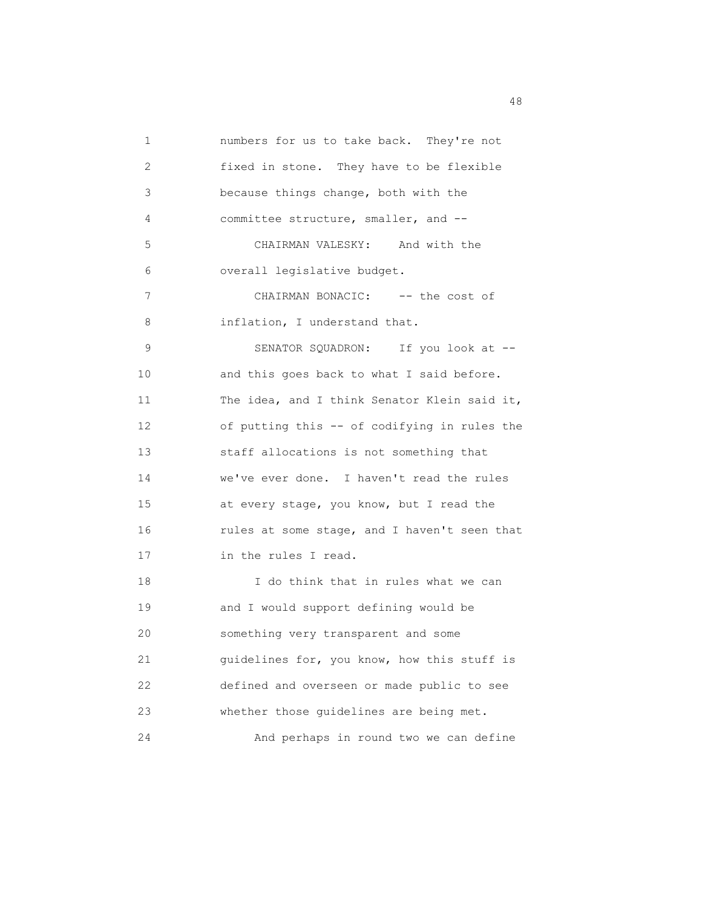numbers for us to take back. They're not fixed in stone. They have to be flexible because things change, both with the committee structure, smaller, and --

CHAIRMAN VALESKY: And with the overall legislative budget.

CHAIRMAN BONACIC: -- the cost of inflation, I understand that.

SENATOR SQUADRON: If you look at -- and this goes back to what I said before. The idea, and I think Senator Klein said it, of putting this -- of codifying in rules the staff allocations is not something that we've ever done. I haven't read the rules at every stage, you know, but I read the rules at some stage, and I haven't seen that in the rules I read.

I do think that in rules what we can and I would support defining would be something very transparent and some guidelines for, you know, how this stuff is defined and overseen or made public to see whether those guidelines are being met.

And perhaps in round two we can define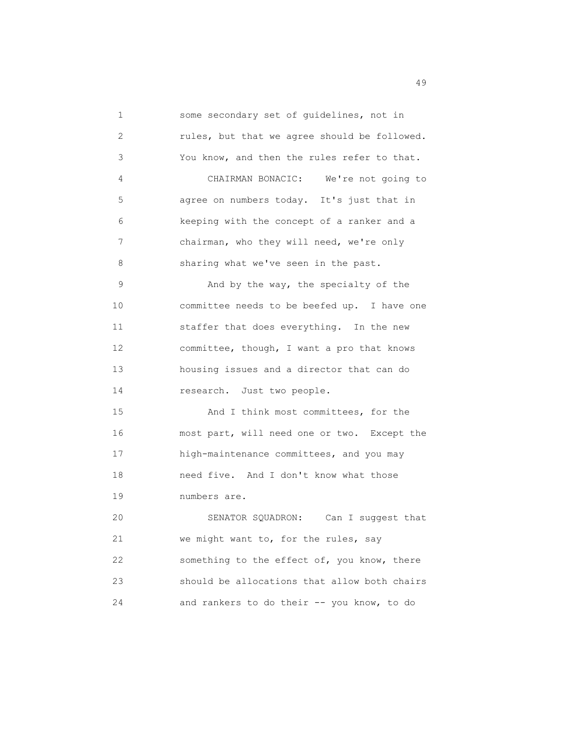some secondary set of guidelines, not in rules, but that we agree should be followed. You know, and then the rules refer to that.

CHAIRMAN BONACIC: We're not going to agree on numbers today. It's just that in keeping with the concept of a ranker and a chairman, who they will need, we're only sharing what we've seen in the past.

And by the way, the specialty of the committee needs to be beefed up. I have one staffer that does everything. In the new committee, though, I want a pro that knows housing issues and a director that can do research. Just two people.

And I think most committees, for the most part, will need one or two. Except the high-maintenance committees, and you may need five. And I don't know what those numbers are.

SENATOR SQUADRON: Can I suggest that we might want to, for the rules, say something to the effect of, you know, there should be allocations that allow both chairs and rankers to do their -- you know, to do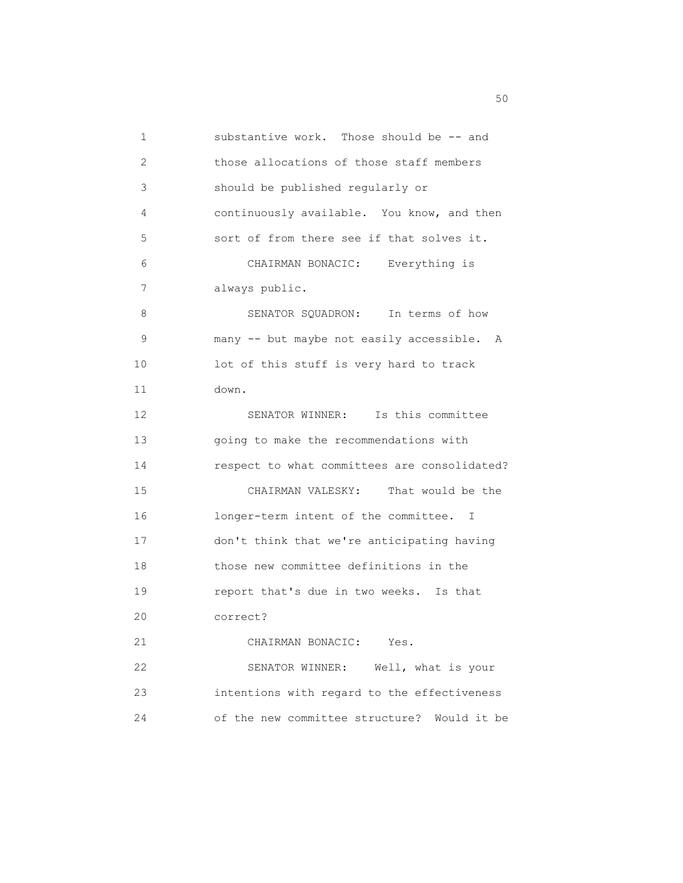substantive work. Those should be -- and those allocations of those staff members should be published regularly or continuously available. You know, and then sort of from there see if that solves it.

CHAIRMAN BONACIC: Everything is always public.

SENATOR SQUADRON: In terms of how many -- but maybe not easily accessible. A lot of this stuff is very hard to track down.

SENATOR WINNER: Is this committee going to make the recommendations with respect to what committees are consolidated?

CHAIRMAN VALESKY: That would be the longer-term intent of the committee. I don't think that we're anticipating having those new committee definitions in the report that's due in two weeks. Is that correct?

CHAIRMAN BONACIC: Yes.

SENATOR WINNER: Well, what is your intentions with regard to the effectiveness of the new committee structure? Would it be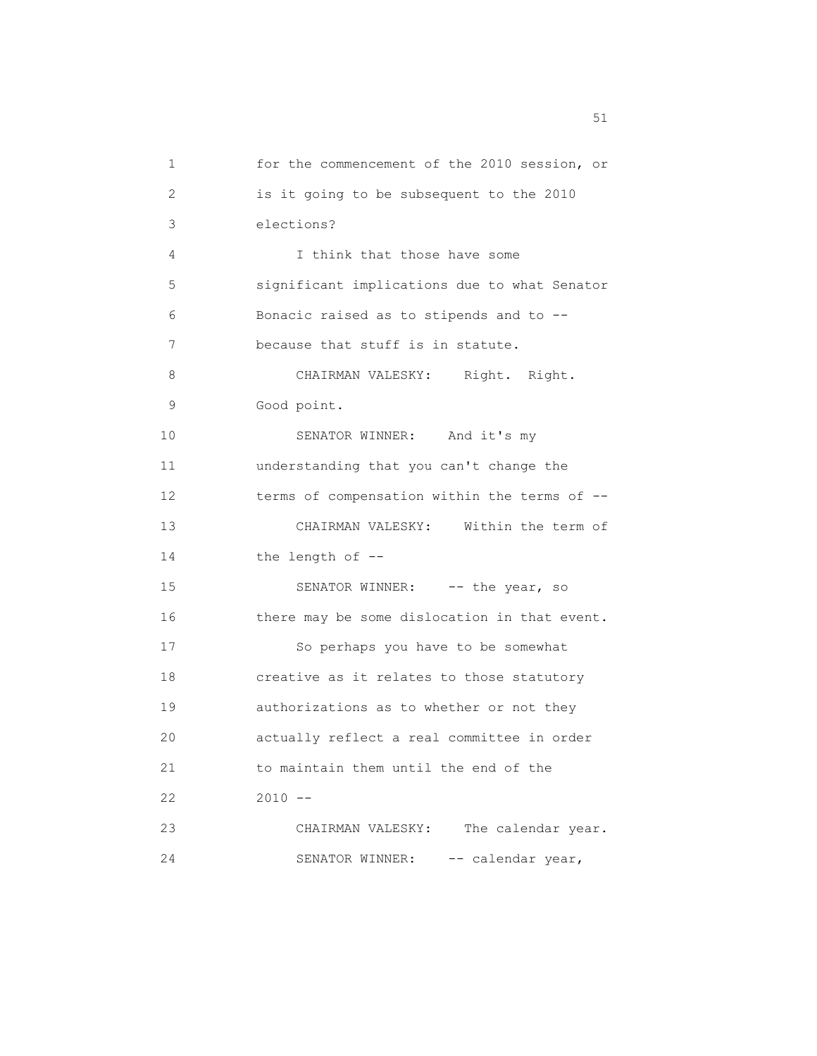1 for the commencement of the 2010 session, or
2 is it going to be subsequent to the 2010
3 elections?

4 I think that those have some
5 significant implications due to what Senator
6 Bonacic raised as to stipends and to --
7 because that stuff is in statute.

8 CHAIRMAN VALESKY: Right. Right.
9 Good point.

10 SENATOR WINNER: And it's my
11 understanding that you can't change the
12 terms of compensation within the terms of --

13 CHAIRMAN VALESKY: Within the term of
14 the length of --

15 SENATOR WINNER: -- the year, so
16 there may be some dislocation in that event.

17 So perhaps you have to be somewhat
18 creative as it relates to those statutory
19 authorizations as to whether or not they
20 actually reflect a real committee in order
21 to maintain them until the end of the
22 2010 --

23 CHAIRMAN VALESKY: The calendar year.

24 SENATOR WINNER: -- calendar year,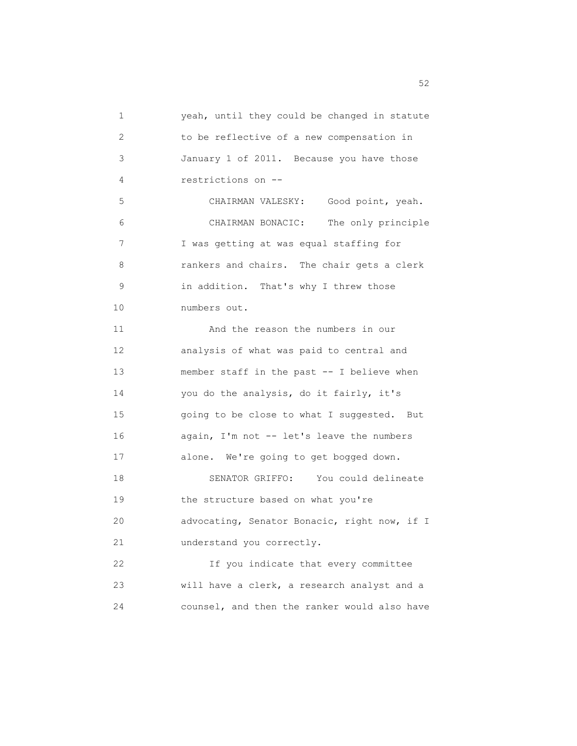yeah, until they could be changed in statute to be reflective of a new compensation in January 1 of 2011. Because you have those restrictions on --

CHAIRMAN VALESKY: Good point, yeah.

CHAIRMAN BONACIC: The only principle I was getting at was equal staffing for rankers and chairs. The chair gets a clerk in addition. That's why I threw those numbers out.

And the reason the numbers in our analysis of what was paid to central and member staff in the past -- I believe when you do the analysis, do it fairly, it's going to be close to what I suggested. But again, I'm not -- let's leave the numbers alone. We're going to get bogged down.

SENATOR GRIFFO: You could delineate the structure based on what you're advocating, Senator Bonacic, right now, if I understand you correctly.

If you indicate that every committee will have a clerk, a research analyst and a counsel, and then the ranker would also have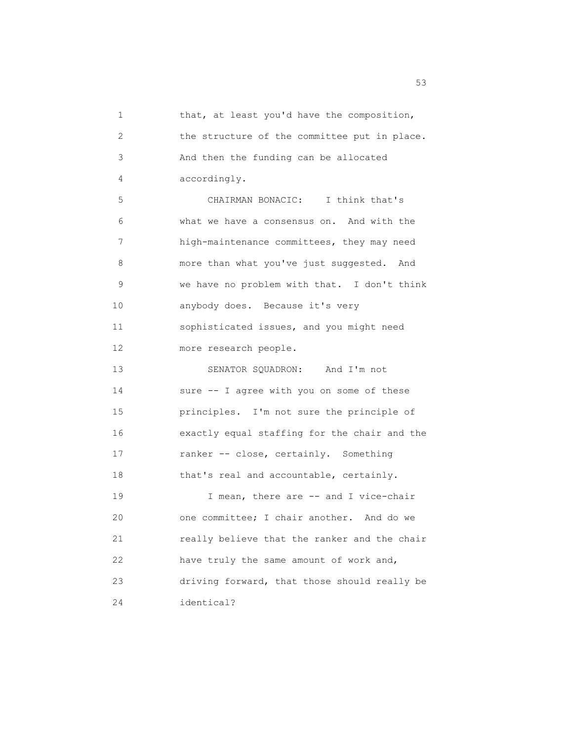that, at least you'd have the composition, the structure of the committee put in place. And then the funding can be allocated accordingly.

CHAIRMAN BONACIC: I think that's what we have a consensus on. And with the high-maintenance committees, they may need more than what you've just suggested. And we have no problem with that. I don't think anybody does. Because it's very sophisticated issues, and you might need more research people.

SENATOR SQUADRON: And I'm not sure -- I agree with you on some of these principles. I'm not sure the principle of exactly equal staffing for the chair and the ranker -- close, certainly. Something that's real and accountable, certainly.

I mean, there are -- and I vice-chair one committee; I chair another. And do we really believe that the ranker and the chair have truly the same amount of work and, driving forward, that those should really be identical?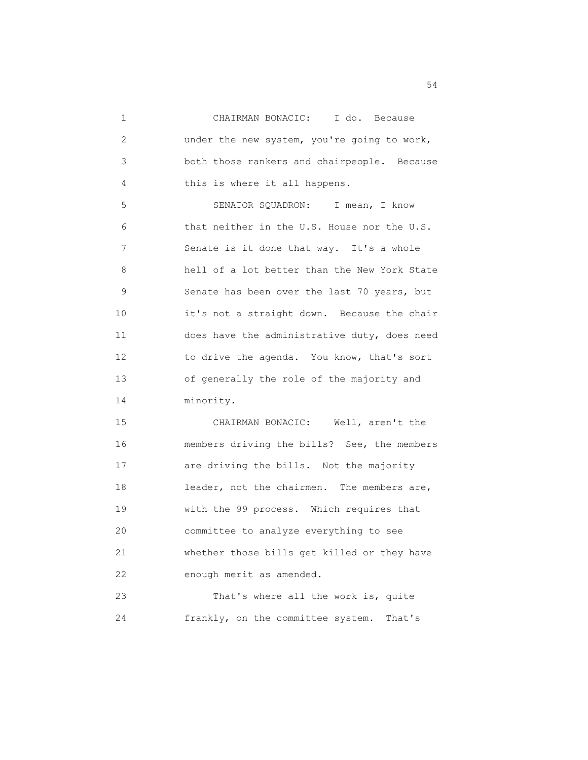CHAIRMAN BONACIC: I do. Because under the new system, you're going to work, both those rankers and chairpeople. Because this is where it all happens.

SENATOR SQUADRON: I mean, I know that neither in the U.S. House nor the U.S. Senate is it done that way. It's a whole hell of a lot better than the New York State Senate has been over the last 70 years, but it's not a straight down. Because the chair does have the administrative duty, does need to drive the agenda. You know, that's sort of generally the role of the majority and minority.

CHAIRMAN BONACIC: Well, aren't the members driving the bills? See, the members are driving the bills. Not the majority leader, not the chairmen. The members are, with the 99 process. Which requires that committee to analyze everything to see whether those bills get killed or they have enough merit as amended.

That's where all the work is, quite frankly, on the committee system. That's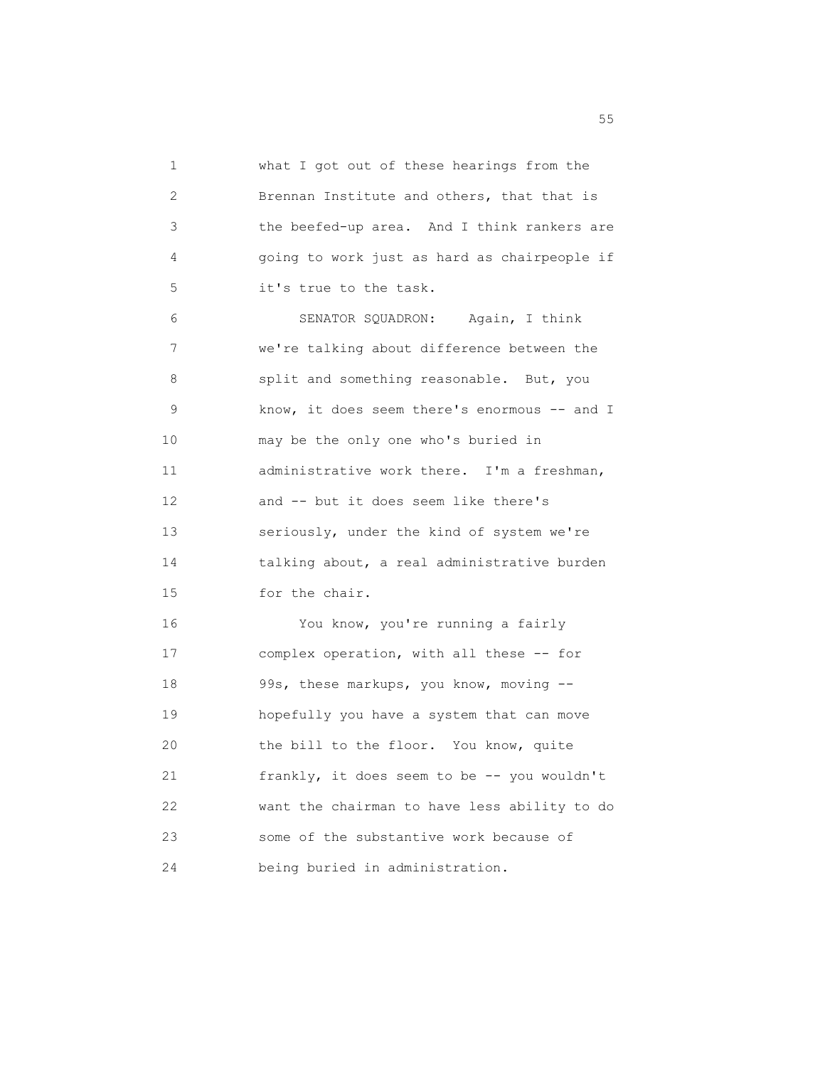what I got out of these hearings from the Brennan Institute and others, that that is the beefed-up area. And I think rankers are going to work just as hard as chairpeople if it's true to the task.

SENATOR SQUADRON: Again, I think we're talking about difference between the split and something reasonable. But, you know, it does seem there's enormous -- and I may be the only one who's buried in administrative work there. I'm a freshman, and -- but it does seem like there's seriously, under the kind of system we're talking about, a real administrative burden for the chair.

You know, you're running a fairly complex operation, with all these -- for 99s, these markups, you know, moving -- hopefully you have a system that can move the bill to the floor. You know, quite frankly, it does seem to be -- you wouldn't want the chairman to have less ability to do some of the substantive work because of being buried in administration.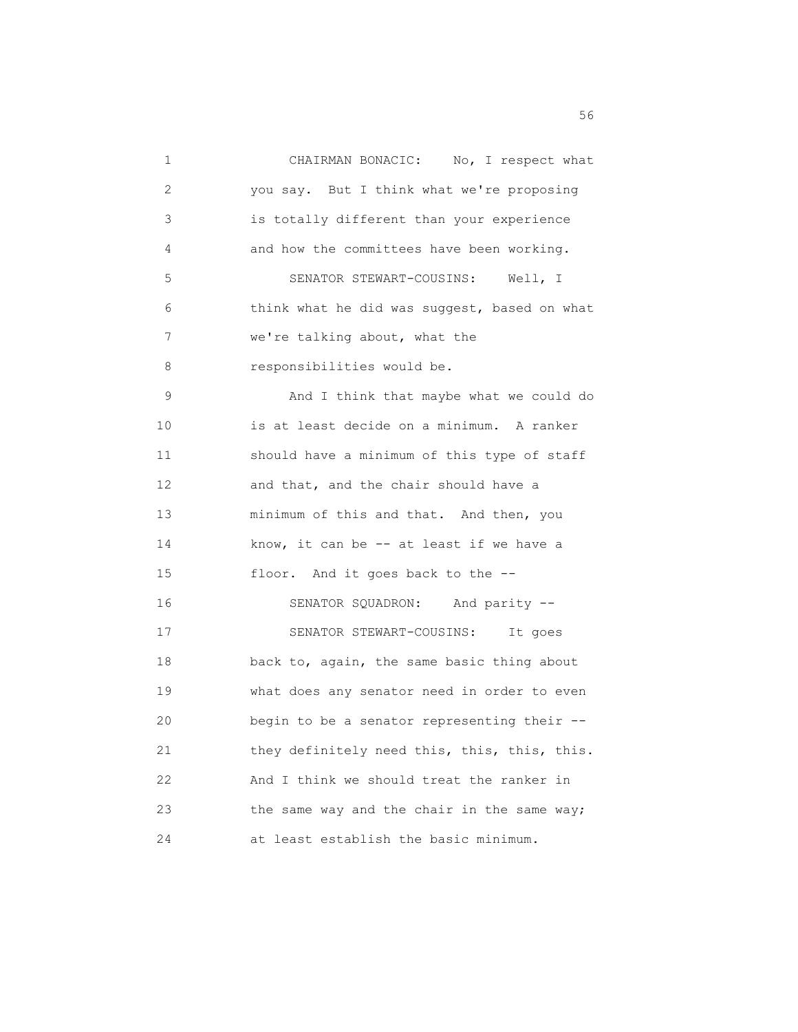CHAIRMAN BONACIC: No, I respect what you say. But I think what we're proposing is totally different than your experience and how the committees have been working.

SENATOR STEWART-COUSINS: Well, I think what he did was suggest, based on what we're talking about, what the responsibilities would be.

And I think that maybe what we could do is at least decide on a minimum. A ranker should have a minimum of this type of staff and that, and the chair should have a minimum of this and that. And then, you know, it can be -- at least if we have a floor. And it goes back to the --

SENATOR SQUADRON: And parity --

SENATOR STEWART-COUSINS: It goes back to, again, the same basic thing about what does any senator need in order to even begin to be a senator representing their -- they definitely need this, this, this, this. And I think we should treat the ranker in the same way and the chair in the same way; at least establish the basic minimum.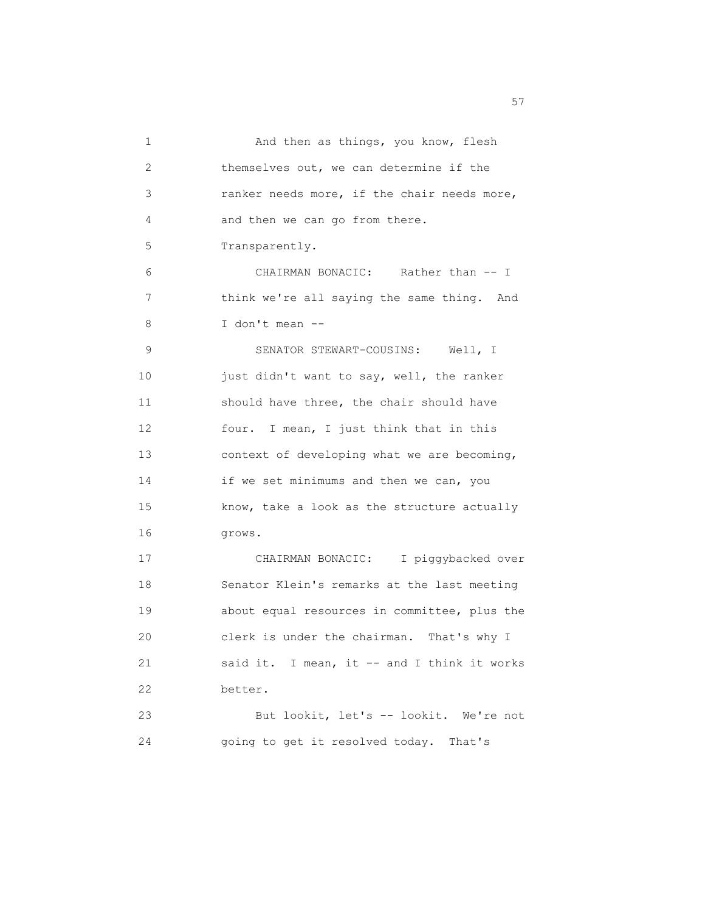And then as things, you know, flesh themselves out, we can determine if the ranker needs more, if the chair needs more, and then we can go from there. Transparently.

CHAIRMAN BONACIC: Rather than -- I think we're all saying the same thing. And I don't mean --

SENATOR STEWART-COUSINS: Well, I just didn't want to say, well, the ranker should have three, the chair should have four. I mean, I just think that in this context of developing what we are becoming, if we set minimums and then we can, you know, take a look as the structure actually grows.

CHAIRMAN BONACIC: I piggybacked over Senator Klein's remarks at the last meeting about equal resources in committee, plus the clerk is under the chairman. That's why I said it. I mean, it -- and I think it works better.

But lookit, let's -- lookit. We're not going to get it resolved today. That's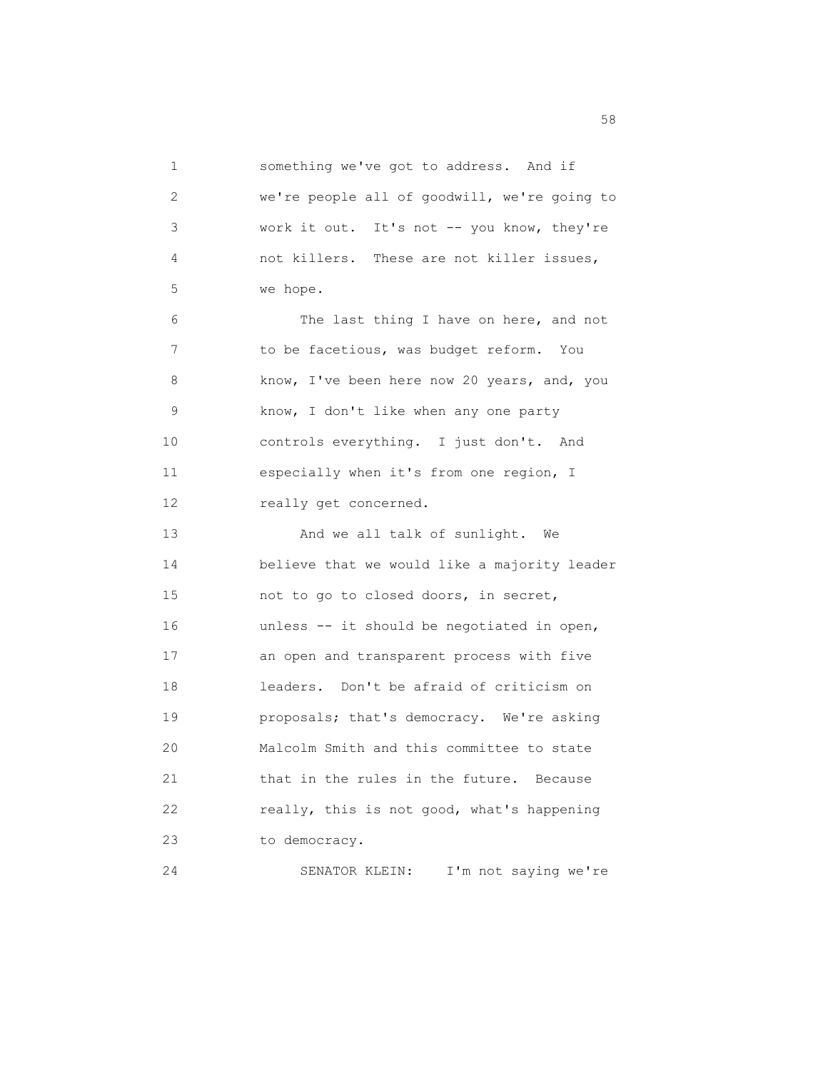something we've got to address. And if we're people all of goodwill, we're going to work it out. It's not -- you know, they're not killers. These are not killer issues, we hope.

The last thing I have on here, and not to be facetious, was budget reform. You know, I've been here now 20 years, and, you know, I don't like when any one party controls everything. I just don't. And especially when it's from one region, I really get concerned.

And we all talk of sunlight. We believe that we would like a majority leader not to go to closed doors, in secret, unless -- it should be negotiated in open, an open and transparent process with five leaders. Don't be afraid of criticism on proposals; that's democracy. We're asking Malcolm Smith and this committee to state that in the rules in the future. Because really, this is not good, what's happening to democracy.

SENATOR KLEIN: I'm not saying we're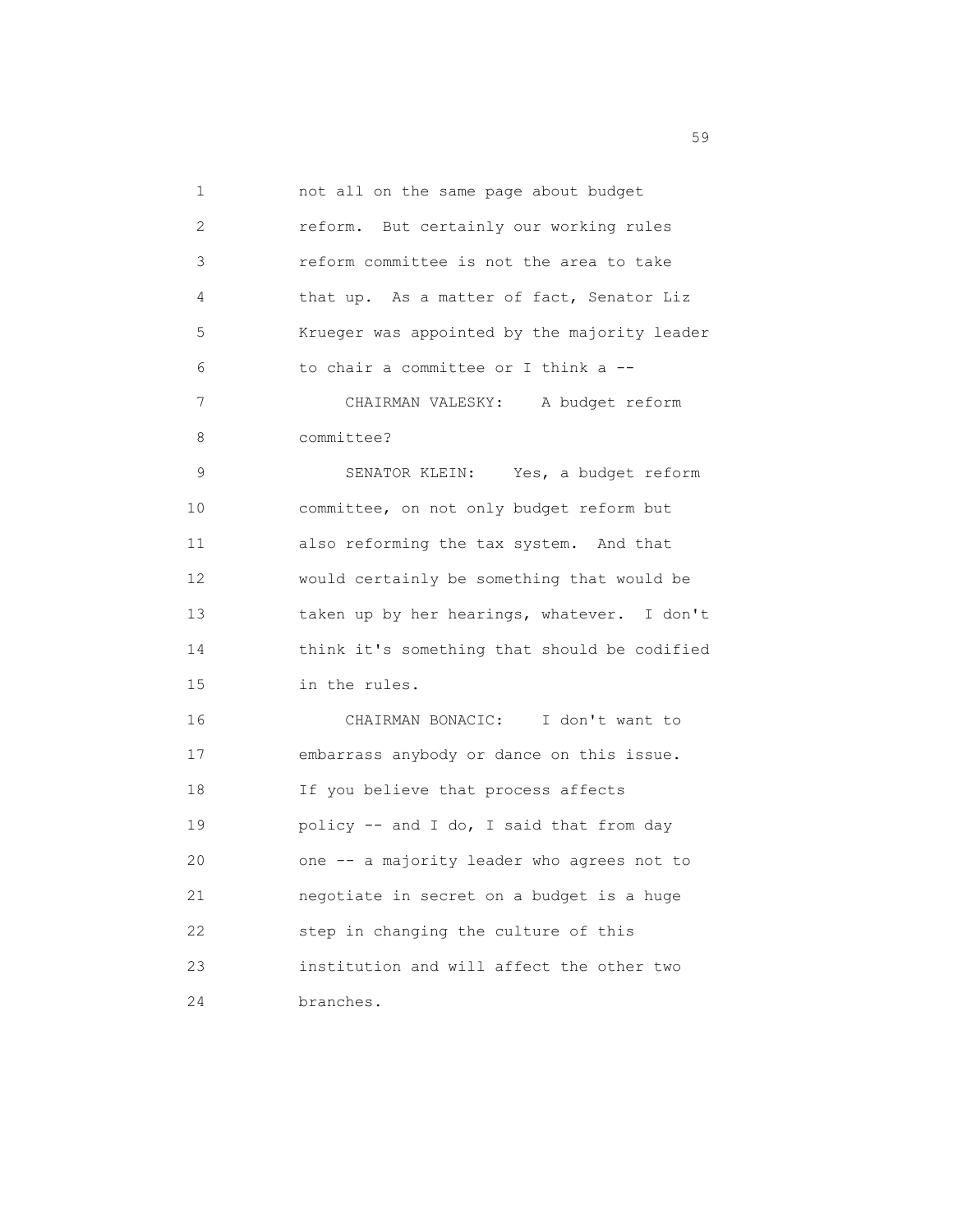not all on the same page about budget reform. But certainly our working rules reform committee is not the area to take that up. As a matter of fact, Senator Liz Krueger was appointed by the majority leader to chair a committee or I think a --

CHAIRMAN VALESKY: A budget reform committee?

SENATOR KLEIN: Yes, a budget reform committee, on not only budget reform but also reforming the tax system. And that would certainly be something that would be taken up by her hearings, whatever. I don't think it's something that should be codified in the rules.

CHAIRMAN BONACIC: I don't want to embarrass anybody or dance on this issue. If you believe that process affects policy -- and I do, I said that from day one -- a majority leader who agrees not to negotiate in secret on a budget is a huge step in changing the culture of this institution and will affect the other two branches.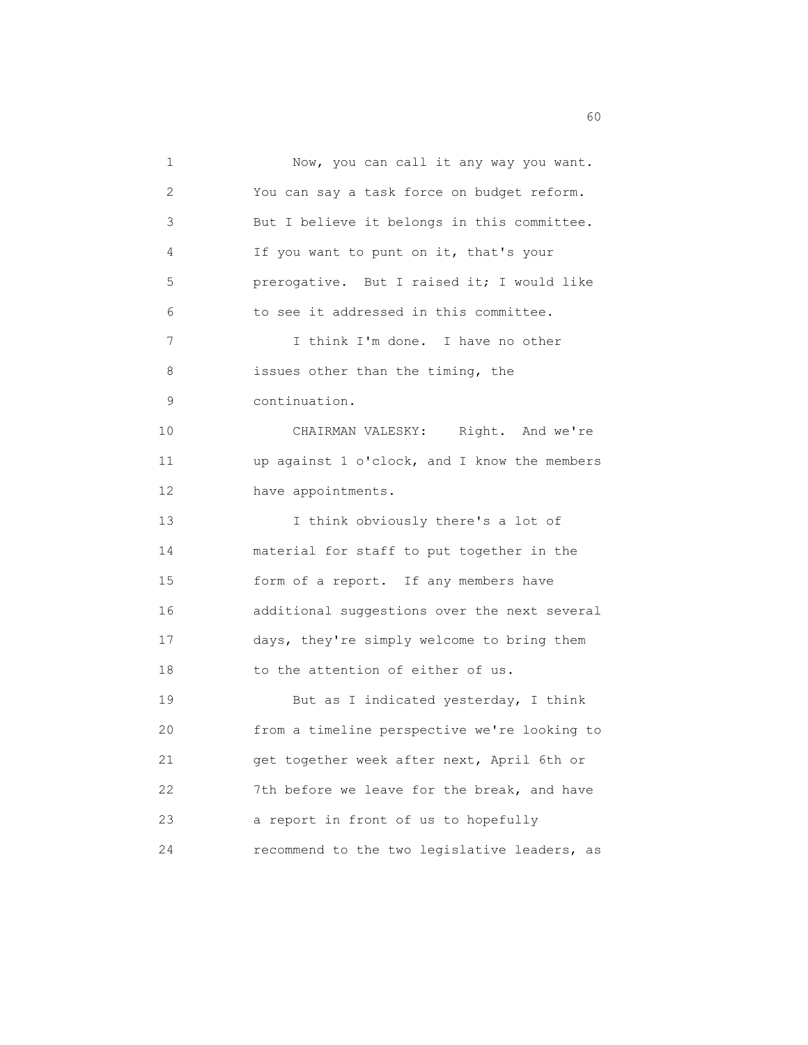Now, you can call it any way you want. You can say a task force on budget reform. But I believe it belongs in this committee. If you want to punt on it, that's your prerogative. But I raised it; I would like to see it addressed in this committee.

I think I'm done. I have no other issues other than the timing, the continuation.

CHAIRMAN VALESKY: Right. And we're up against 1 o'clock, and I know the members have appointments.

I think obviously there's a lot of material for staff to put together in the form of a report. If any members have additional suggestions over the next several days, they're simply welcome to bring them to the attention of either of us.

But as I indicated yesterday, I think from a timeline perspective we're looking to get together week after next, April 6th or 7th before we leave for the break, and have a report in front of us to hopefully recommend to the two legislative leaders, as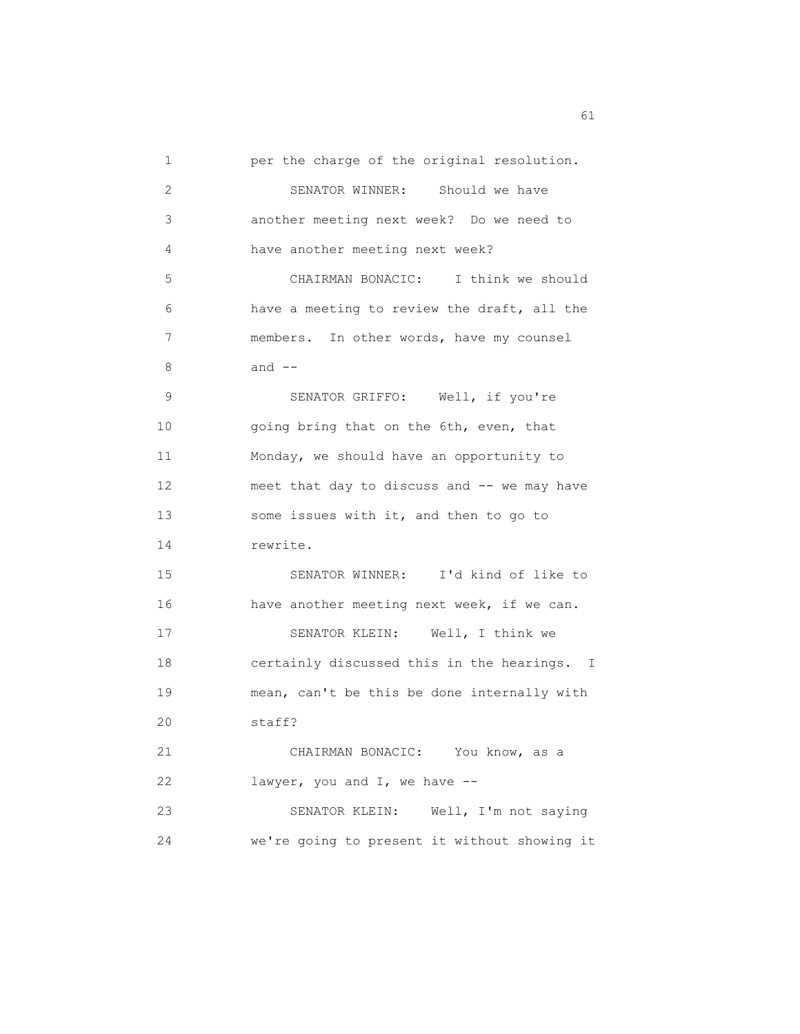per the charge of the original resolution.

SENATOR WINNER: Should we have another meeting next week? Do we need to have another meeting next week?

CHAIRMAN BONACIC: I think we should have a meeting to review the draft, all the members. In other words, have my counsel and --

SENATOR GRIFFO: Well, if you're going bring that on the 6th, even, that Monday, we should have an opportunity to meet that day to discuss and -- we may have some issues with it, and then to go to rewrite.

SENATOR WINNER: I'd kind of like to have another meeting next week, if we can.

SENATOR KLEIN: Well, I think we certainly discussed this in the hearings. I mean, can't be this be done internally with staff?

CHAIRMAN BONACIC: You know, as a lawyer, you and I, we have --

SENATOR KLEIN: Well, I'm not saying we're going to present it without showing it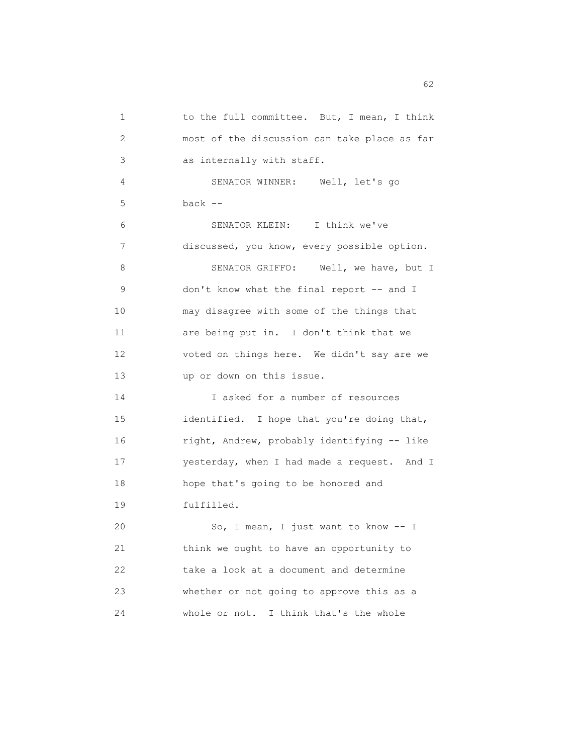to the full committee. But, I mean, I think most of the discussion can take place as far as internally with staff.

SENATOR WINNER: Well, let's go back --

SENATOR KLEIN: I think we've discussed, you know, every possible option.

SENATOR GRIFFO: Well, we have, but I don't know what the final report -- and I may disagree with some of the things that are being put in. I don't think that we voted on things here. We didn't say are we up or down on this issue.

I asked for a number of resources identified. I hope that you're doing that, right, Andrew, probably identifying -- like yesterday, when I had made a request. And I hope that's going to be honored and fulfilled.

So, I mean, I just want to know -- I think we ought to have an opportunity to take a look at a document and determine whether or not going to approve this as a whole or not. I think that's the whole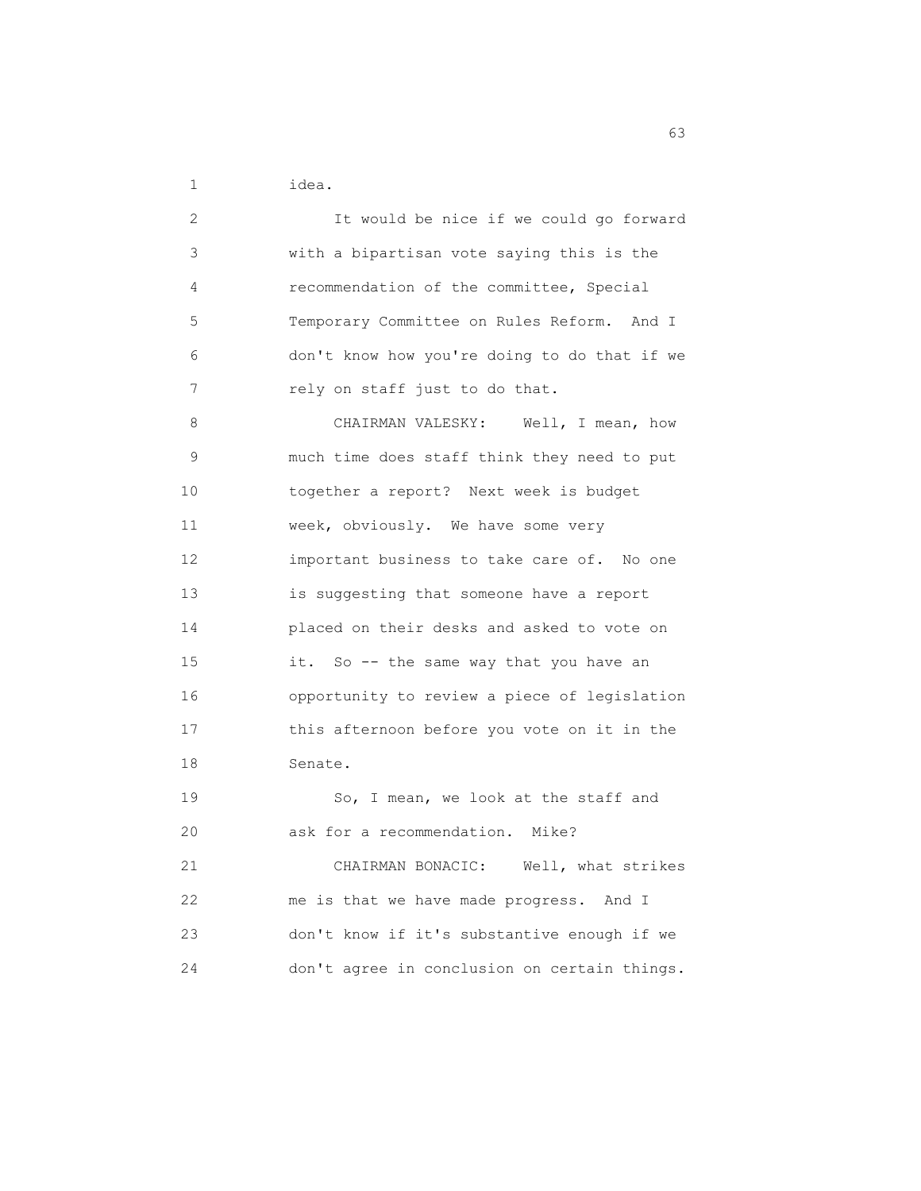idea.

It would be nice if we could go forward with a bipartisan vote saying this is the recommendation of the committee, Special Temporary Committee on Rules Reform. And I don't know how you're doing to do that if we rely on staff just to do that.

CHAIRMAN VALESKY: Well, I mean, how much time does staff think they need to put together a report? Next week is budget week, obviously. We have some very important business to take care of. No one is suggesting that someone have a report placed on their desks and asked to vote on it. So -- the same way that you have an opportunity to review a piece of legislation this afternoon before you vote on it in the Senate.

So, I mean, we look at the staff and ask for a recommendation. Mike?

CHAIRMAN BONACIC: Well, what strikes me is that we have made progress. And I don't know if it's substantive enough if we don't agree in conclusion on certain things.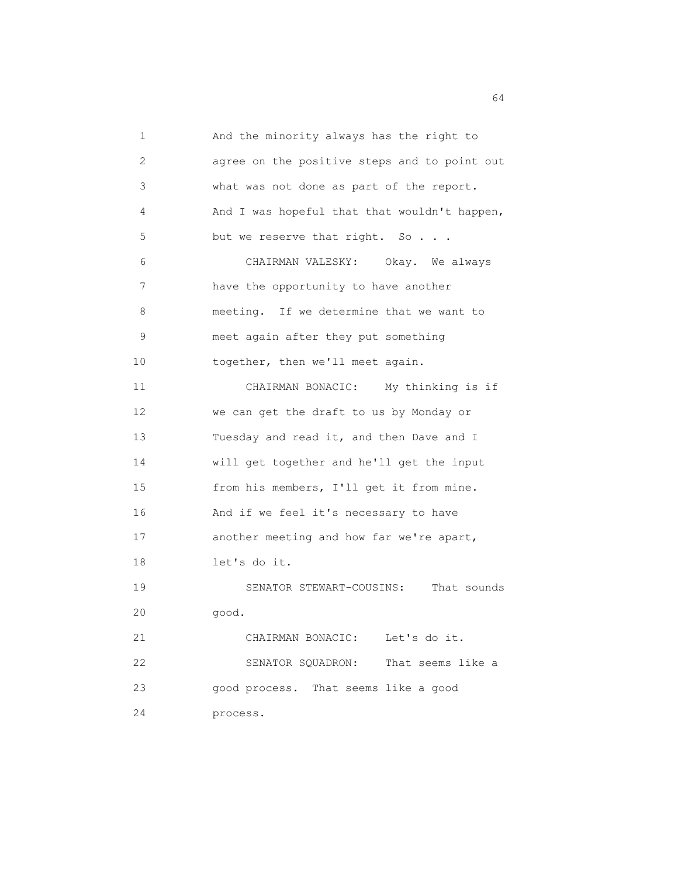And the minority always has the right to agree on the positive steps and to point out what was not done as part of the report. And I was hopeful that that wouldn't happen, but we reserve that right. So . . .

CHAIRMAN VALESKY: Okay. We always have the opportunity to have another meeting. If we determine that we want to meet again after they put something together, then we'll meet again.

CHAIRMAN BONACIC: My thinking is if we can get the draft to us by Monday or Tuesday and read it, and then Dave and I will get together and he'll get the input from his members, I'll get it from mine. And if we feel it's necessary to have another meeting and how far we're apart, let's do it.

SENATOR STEWART-COUSINS: That sounds good.

CHAIRMAN BONACIC: Let's do it.

SENATOR SQUADRON: That seems like a good process. That seems like a good process.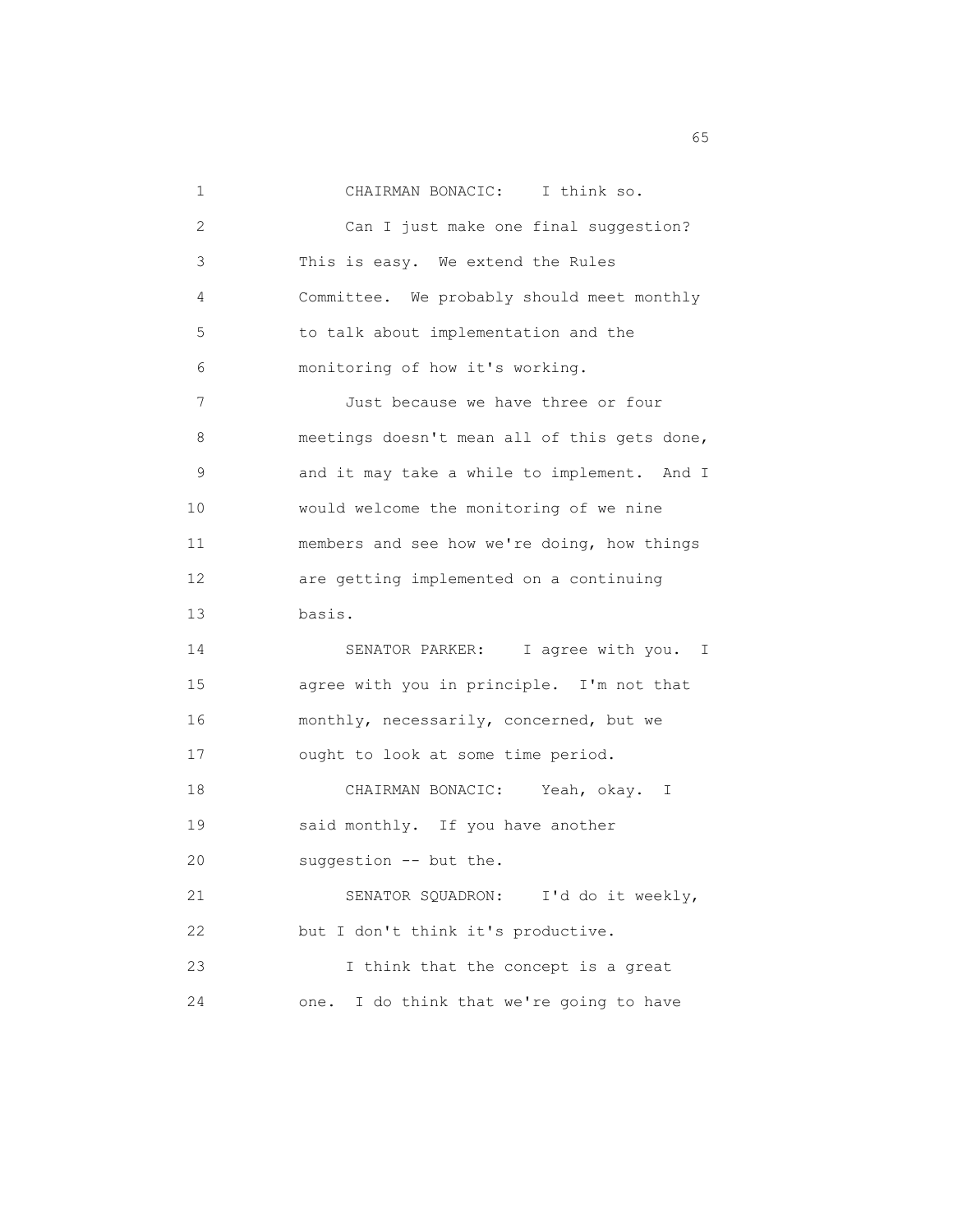CHAIRMAN BONACIC: I think so.

Can I just make one final suggestion? This is easy. We extend the Rules Committee. We probably should meet monthly to talk about implementation and the monitoring of how it's working.

Just because we have three or four meetings doesn't mean all of this gets done, and it may take a while to implement. And I would welcome the monitoring of we nine members and see how we're doing, how things are getting implemented on a continuing basis.

SENATOR PARKER: I agree with you. I agree with you in principle. I'm not that monthly, necessarily, concerned, but we ought to look at some time period.

CHAIRMAN BONACIC: Yeah, okay. I said monthly. If you have another suggestion -- but the.

SENATOR SQUADRON: I'd do it weekly, but I don't think it's productive.

I think that the concept is a great one. I do think that we're going to have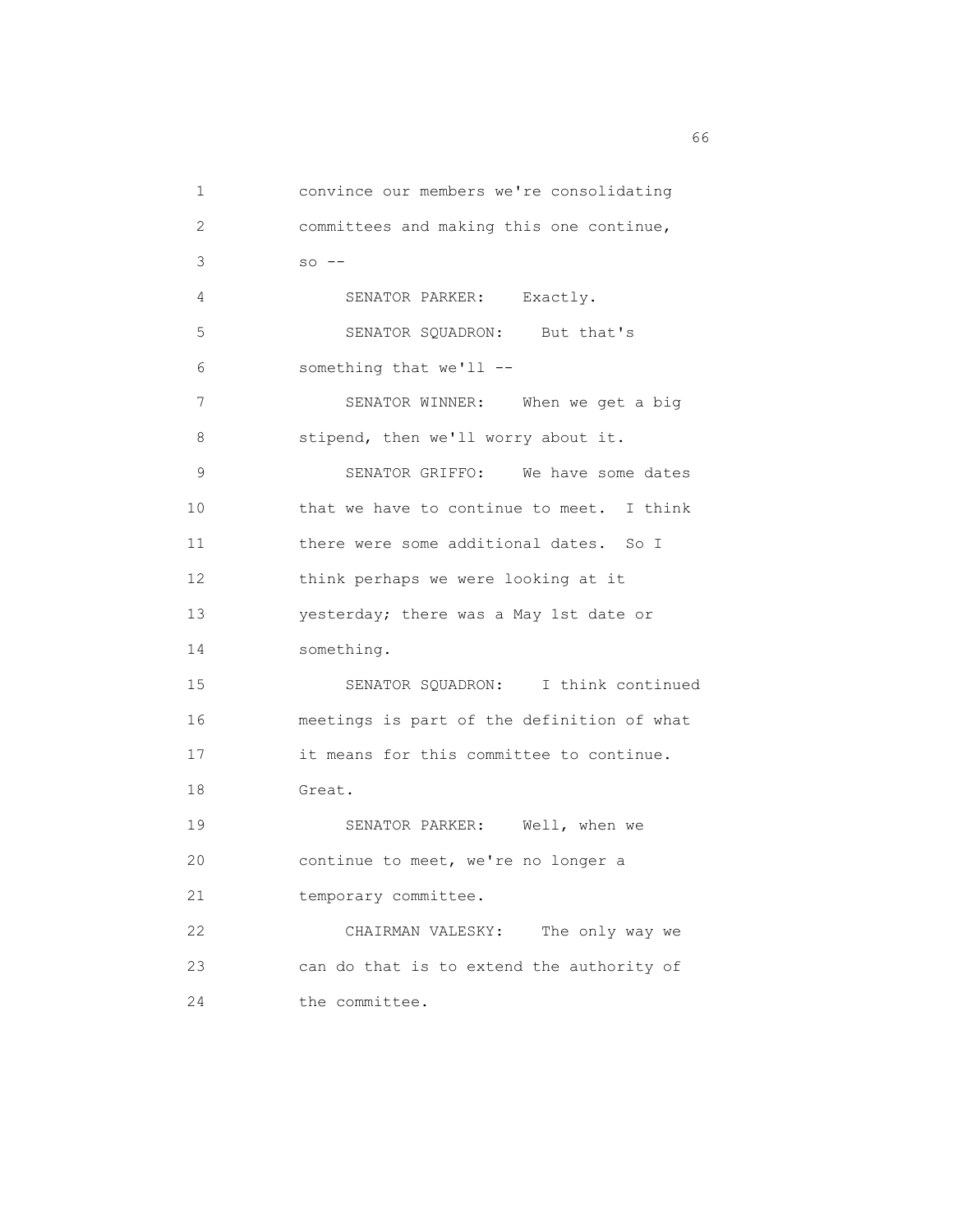convince our members we're consolidating committees and making this one continue, so --

SENATOR PARKER: Exactly.

SENATOR SQUADRON: But that's something that we'll --

SENATOR WINNER: When we get a big stipend, then we'll worry about it.

SENATOR GRIFFO: We have some dates that we have to continue to meet. I think there were some additional dates. So I think perhaps we were looking at it yesterday; there was a May 1st date or something.

SENATOR SQUADRON: I think continued meetings is part of the definition of what it means for this committee to continue. Great.

SENATOR PARKER: Well, when we continue to meet, we're no longer a temporary committee.

CHAIRMAN VALESKY: The only way we can do that is to extend the authority of the committee.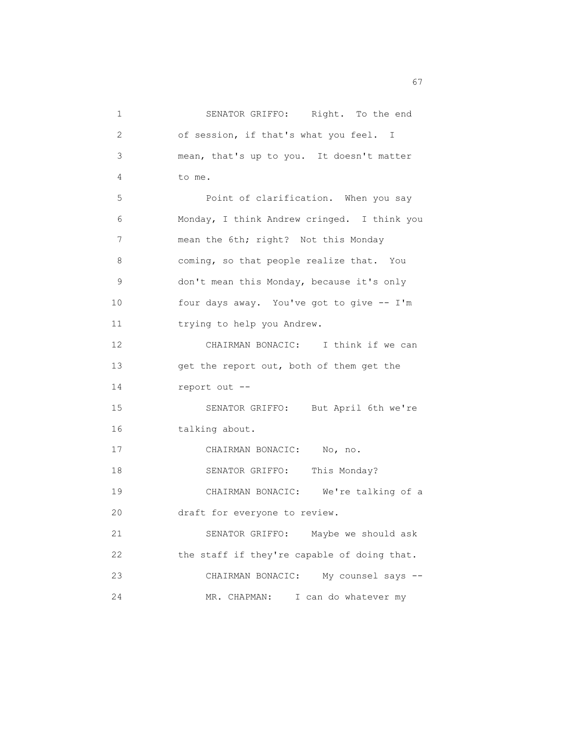SENATOR GRIFFO: Right. To the end of session, if that's what you feel. I mean, that's up to you. It doesn't matter to me.

Point of clarification. When you say Monday, I think Andrew cringed. I think you mean the 6th; right? Not this Monday coming, so that people realize that. You don't mean this Monday, because it's only four days away. You've got to give -- I'm trying to help you Andrew.

CHAIRMAN BONACIC: I think if we can get the report out, both of them get the report out --

SENATOR GRIFFO: But April 6th we're talking about.

CHAIRMAN BONACIC: No, no.

SENATOR GRIFFO: This Monday?

CHAIRMAN BONACIC: We're talking of a draft for everyone to review.

SENATOR GRIFFO: Maybe we should ask the staff if they're capable of doing that.

CHAIRMAN BONACIC: My counsel says --

MR. CHAPMAN: I can do whatever my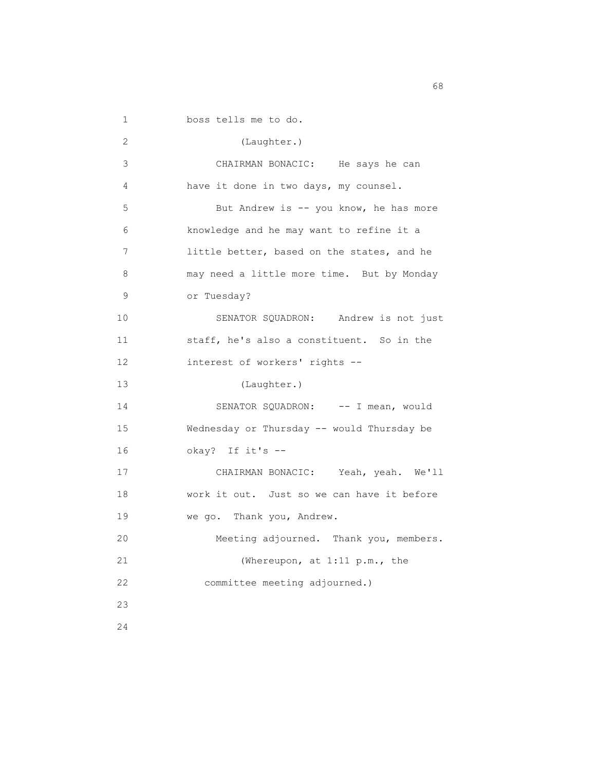boss tells me to do.

(Laughter.)

CHAIRMAN BONACIC: He says he can have it done in two days, my counsel.

But Andrew is -- you know, he has more knowledge and he may want to refine it a little better, based on the states, and he may need a little more time. But by Monday or Tuesday?

SENATOR SQUADRON: Andrew is not just staff, he's also a constituent. So in the interest of workers' rights --

(Laughter.)

SENATOR SQUADRON: -- I mean, would Wednesday or Thursday -- would Thursday be okay? If it's --

CHAIRMAN BONACIC: Yeah, yeah. We'll work it out. Just so we can have it before we go. Thank you, Andrew.

Meeting adjourned. Thank you, members.

(Whereupon, at 1:11 p.m., the committee meeting adjourned.)